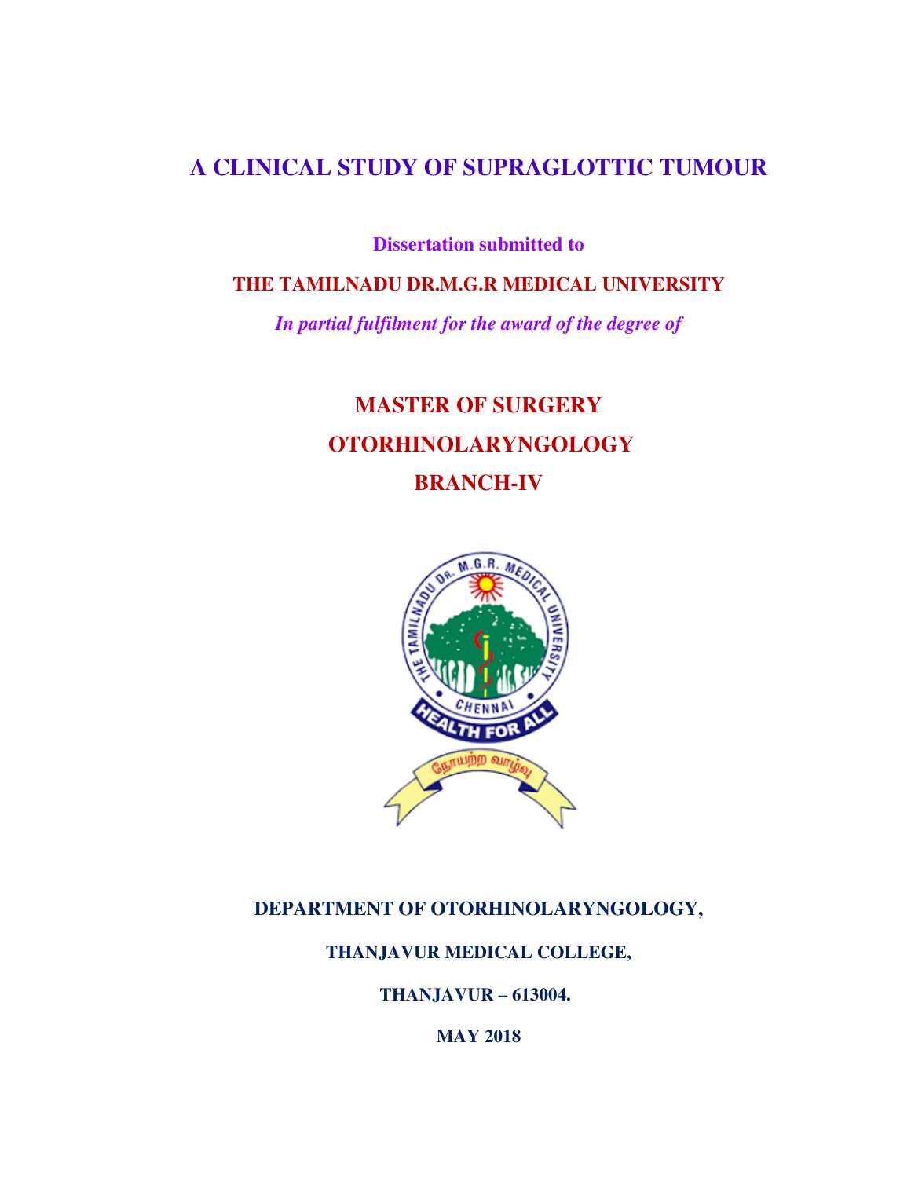# A CLINICAL STUDY OF SUPRAGLOTTIC TUMOUR

**Dissertation submitted to**

**THE TAMILNADU DR.M.G.R MEDICAL UNIVERSITY**

***In partial fulfilment for the award of the degree of***

## MASTER OF SURGERY

## OTORHINOLARYNGOLOGY

## BRANCH-IV

**DEPARTMENT OF OTORHINOLARYNGOLOGY,**

**THANJAVUR MEDICAL COLLEGE,**

**THANJAVUR – 613004.**

**MAY 2018**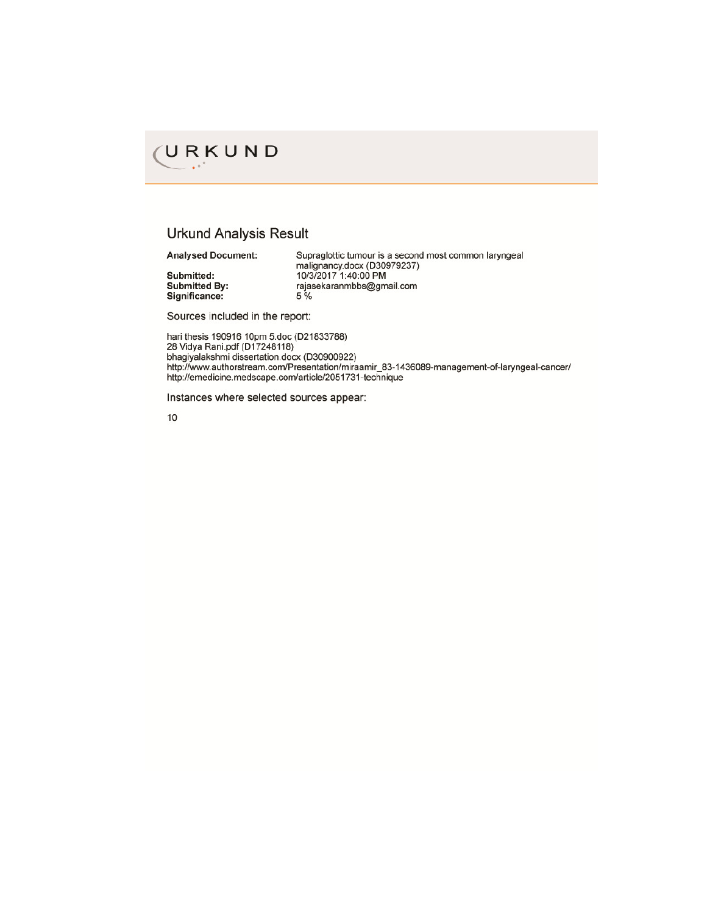URKUND

# Urkund Analysis Result

| | |
|---|---|
| **Analysed Document:** | Supraglottic tumour is a second most common laryngeal malignancy.docx (D30979237) |
| **Submitted:** | 10/3/2017 1:40:00 PM |
| **Submitted By:** | rajasekaranmbbs@gmail.com |
| **Significance:** | 5 % |

Sources included in the report:

hari thesis 190916 10pm 5.doc (D21833788)
28 Vidya Rani.pdf (D17248118)
bhagiyalakshmi dissertation.docx (D30900922)
http://www.authorstream.com/Presentation/miraamir_83-1436089-management-of-laryngeal-cancer/
http://emedicine.medscape.com/article/2051731-technique

Instances where selected sources appear:

10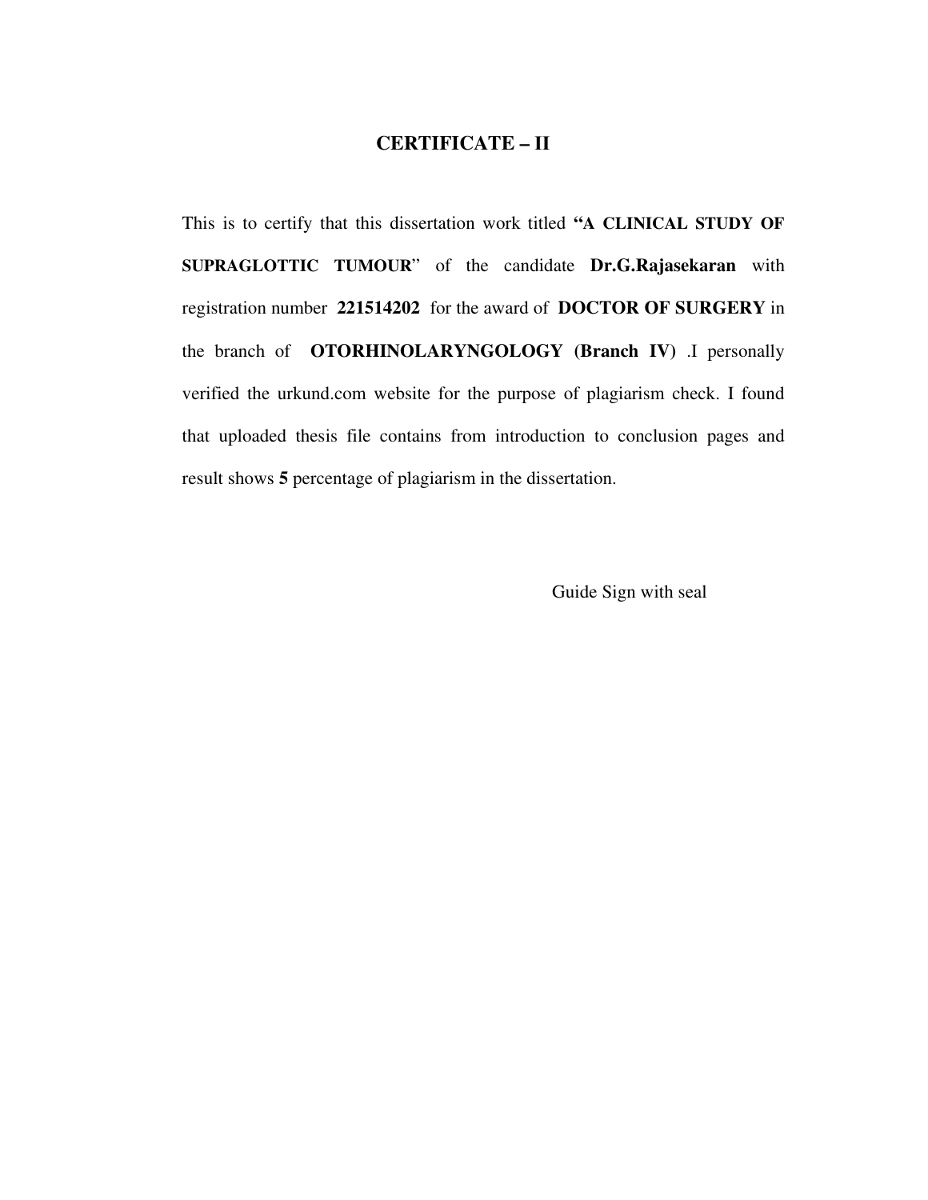# CERTIFICATE – II

This is to certify that this dissertation work titled **"A CLINICAL STUDY OF SUPRAGLOTTIC TUMOUR**" of the candidate **Dr.G.Rajasekaran** with registration number **221514202** for the award of **DOCTOR OF SURGERY** in the branch of **OTORHINOLARYNGOLOGY (Branch IV)** .I personally verified the urkund.com website for the purpose of plagiarism check. I found that uploaded thesis file contains from introduction to conclusion pages and result shows **5** percentage of plagiarism in the dissertation.

Guide Sign with seal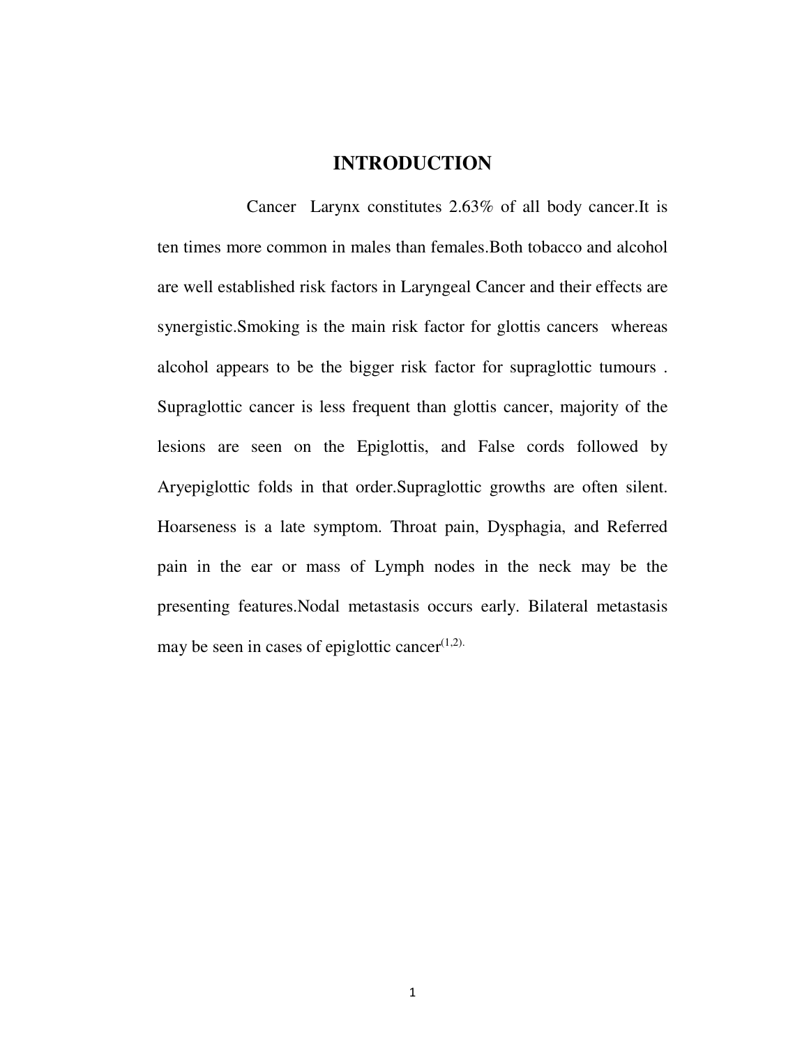# INTRODUCTION

Cancer Larynx constitutes 2.63% of all body cancer.It is ten times more common in males than females.Both tobacco and alcohol are well established risk factors in Laryngeal Cancer and their effects are synergistic.Smoking is the main risk factor for glottis cancers whereas alcohol appears to be the bigger risk factor for supraglottic tumours . Supraglottic cancer is less frequent than glottis cancer, majority of the lesions are seen on the Epiglottis, and False cords followed by Aryepiglottic folds in that order.Supraglottic growths are often silent. Hoarseness is a late symptom. Throat pain, Dysphagia, and Referred pain in the ear or mass of Lymph nodes in the neck may be the presenting features.Nodal metastasis occurs early. Bilateral metastasis may be seen in cases of epiglottic cancer(1,2).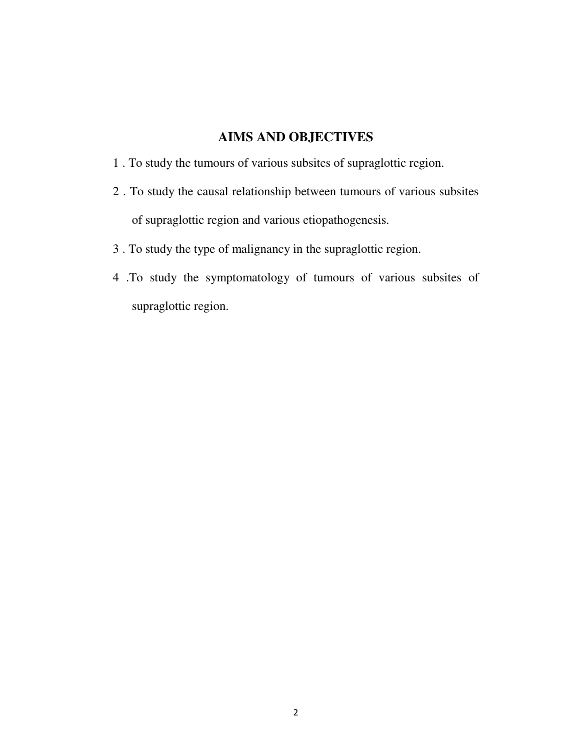## AIMS AND OBJECTIVES

1. To study the tumours of various subsites of supraglottic region.
2. To study the causal relationship between tumours of various subsites of supraglottic region and various etiopathogenesis.
3. To study the type of malignancy in the supraglottic region.
4. To study the symptomatology of tumours of various subsites of supraglottic region.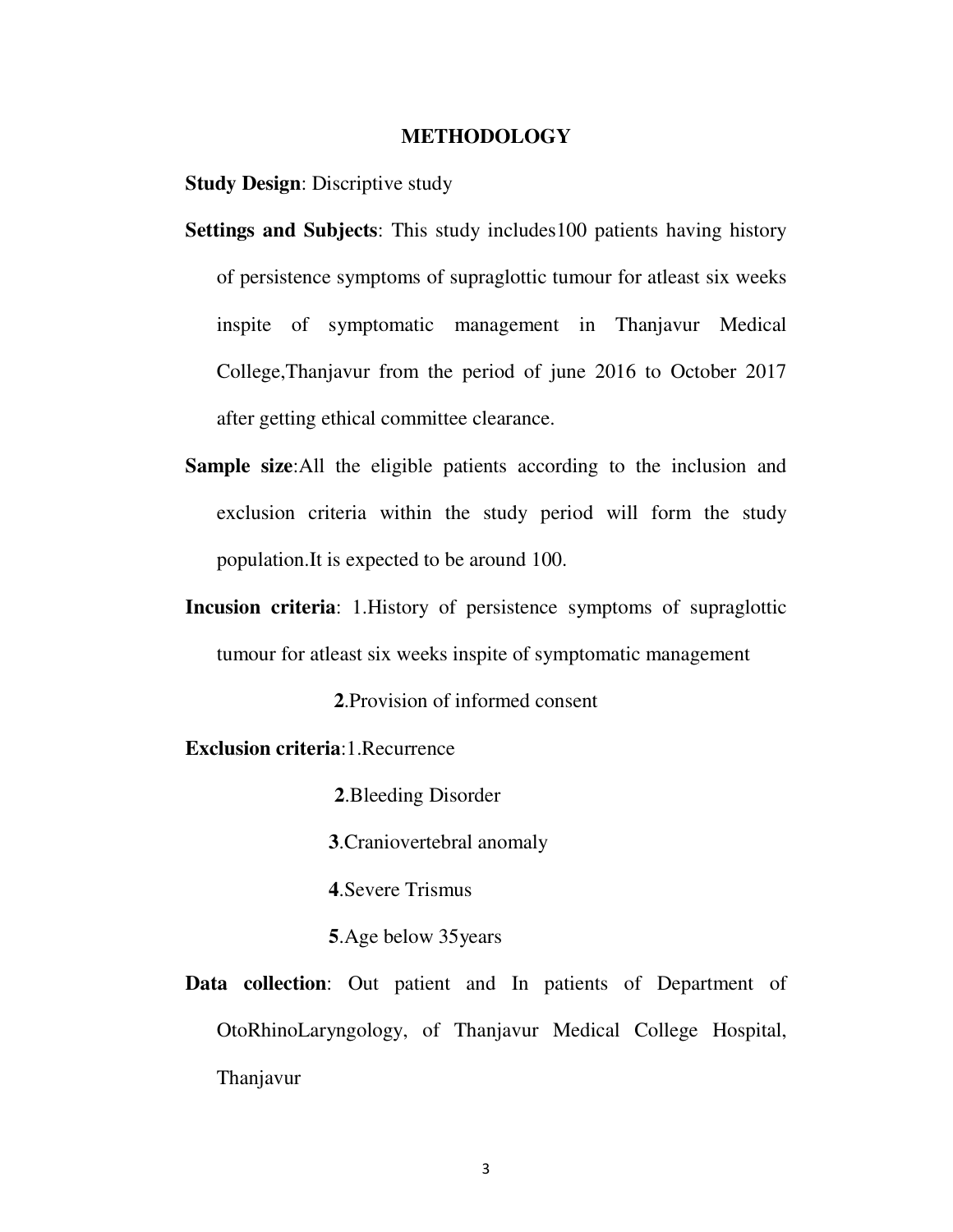# METHODOLOGY

**Study Design**: Discriptive study

**Settings and Subjects**: This study includes100 patients having history of persistence symptoms of supraglottic tumour for atleast six weeks inspite of symptomatic management in Thanjavur Medical College,Thanjavur from the period of june 2016 to October 2017 after getting ethical committee clearance.

**Sample size**:All the eligible patients according to the inclusion and exclusion criteria within the study period will form the study population.It is expected to be around 100.

**Incusion criteria**: 1.History of persistence symptoms of supraglottic tumour for atleast six weeks inspite of symptomatic management

**2**.Provision of informed consent

**Exclusion criteria**:1.Recurrence

**2**.Bleeding Disorder

**3**.Craniovertebral anomaly

**4**.Severe Trismus

**5**.Age below 35years

**Data collection**: Out patient and In patients of Department of OtoRhinoLaryngology, of Thanjavur Medical College Hospital, Thanjavur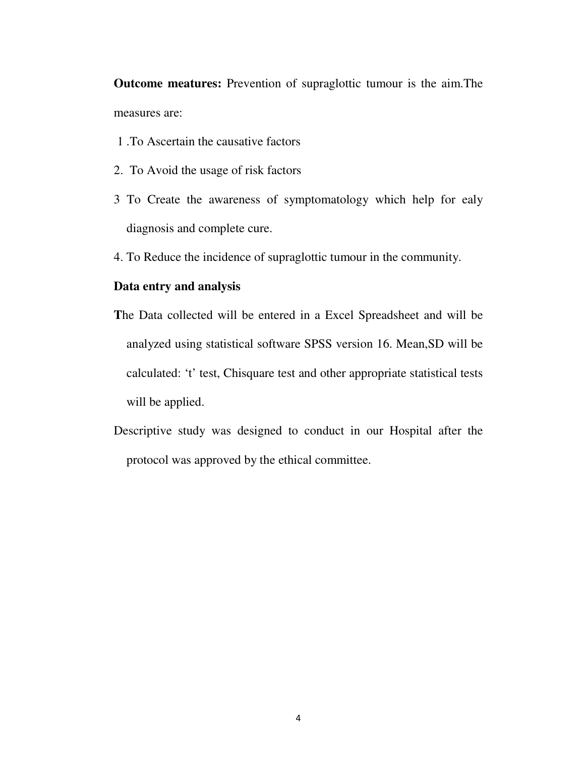**Outcome meatures:** Prevention of supraglottic tumour is the aim.The measures are:

1 .To Ascertain the causative factors

2. To Avoid the usage of risk factors

3 To Create the awareness of symptomatology which help for ealy diagnosis and complete cure.

4. To Reduce the incidence of supraglottic tumour in the community.

**Data entry and analysis**

**T**he Data collected will be entered in a Excel Spreadsheet and will be analyzed using statistical software SPSS version 16. Mean,SD will be calculated: 't' test, Chisquare test and other appropriate statistical tests will be applied.

Descriptive study was designed to conduct in our Hospital after the protocol was approved by the ethical committee.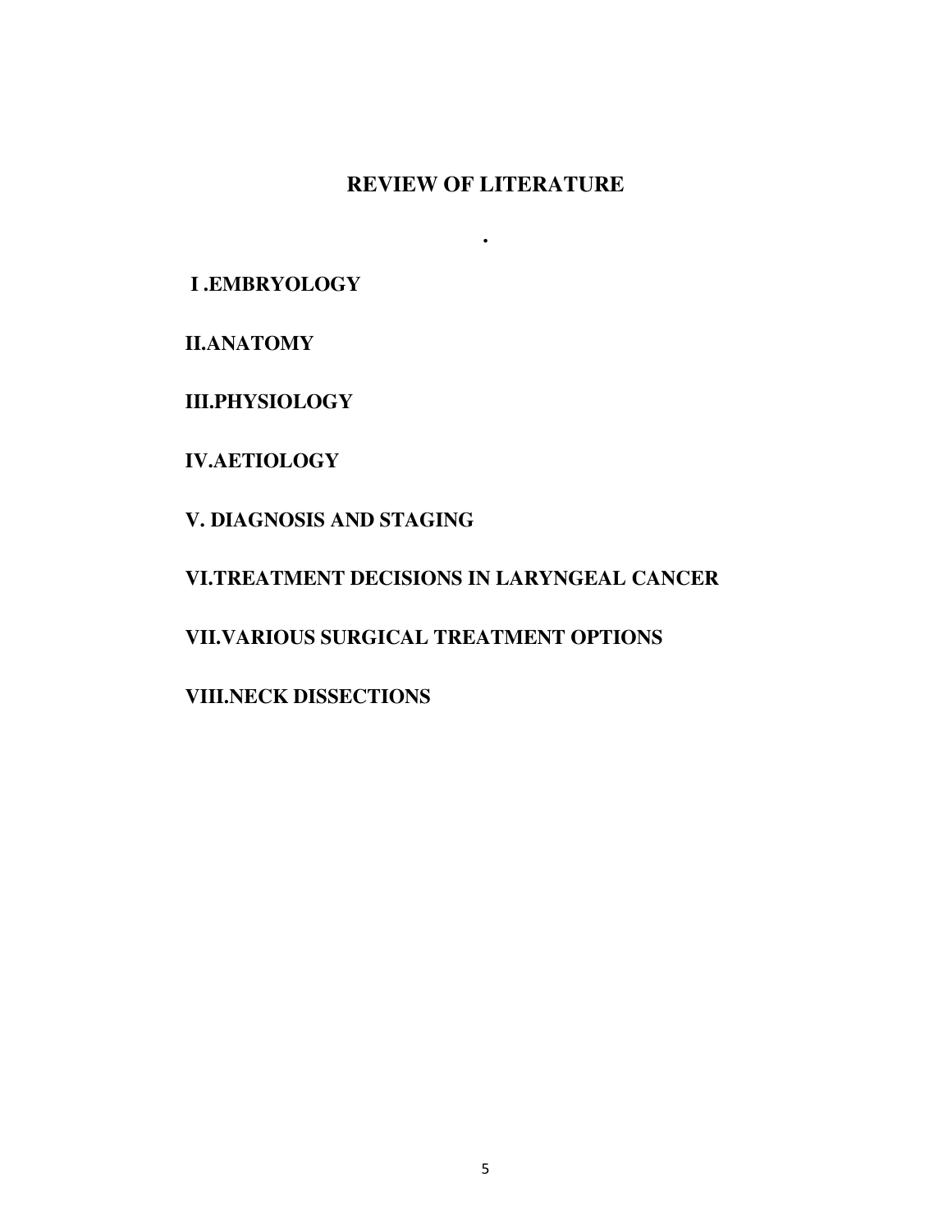# REVIEW OF LITERATURE

.

**I .EMBRYOLOGY**

**II.ANATOMY**

**III.PHYSIOLOGY**

**IV.AETIOLOGY**

**V. DIAGNOSIS AND STAGING**

**VI.TREATMENT DECISIONS IN LARYNGEAL CANCER**

**VII.VARIOUS SURGICAL TREATMENT OPTIONS**

**VIII.NECK DISSECTIONS**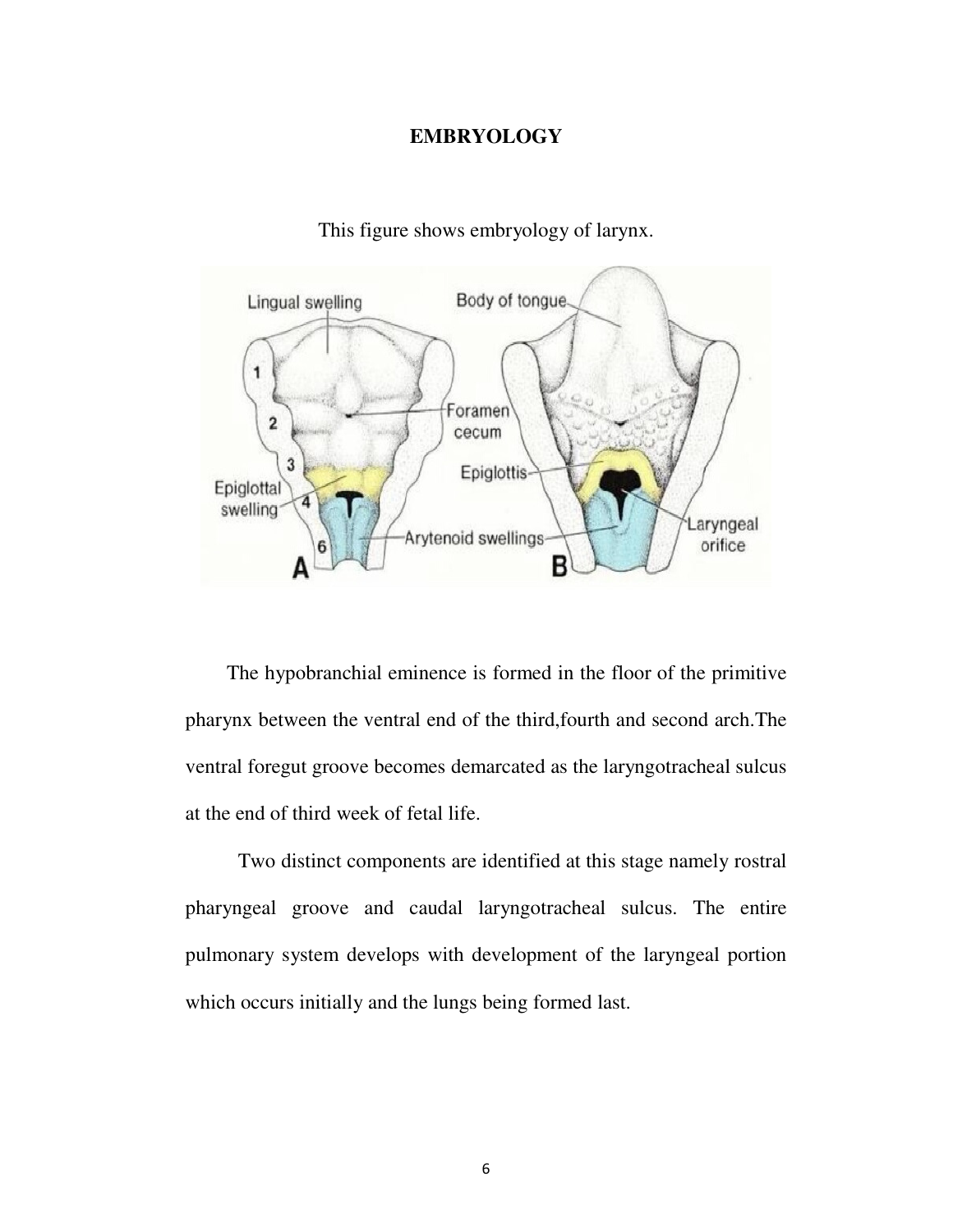# EMBRYOLOGY

This figure shows embryology of larynx.

Lingual swelling

Body of tongue

1

2

3

4

6

Foramen cecum

Epiglottal swelling

Epiglottis

Arytenoid swellings

Laryngeal orifice

A

B

The hypobranchial eminence is formed in the floor of the primitive pharynx between the ventral end of the third,fourth and second arch.The ventral foregut groove becomes demarcated as the laryngotracheal sulcus at the end of third week of fetal life.

Two distinct components are identified at this stage namely rostral pharyngeal groove and caudal laryngotracheal sulcus. The entire pulmonary system develops with development of the laryngeal portion which occurs initially and the lungs being formed last.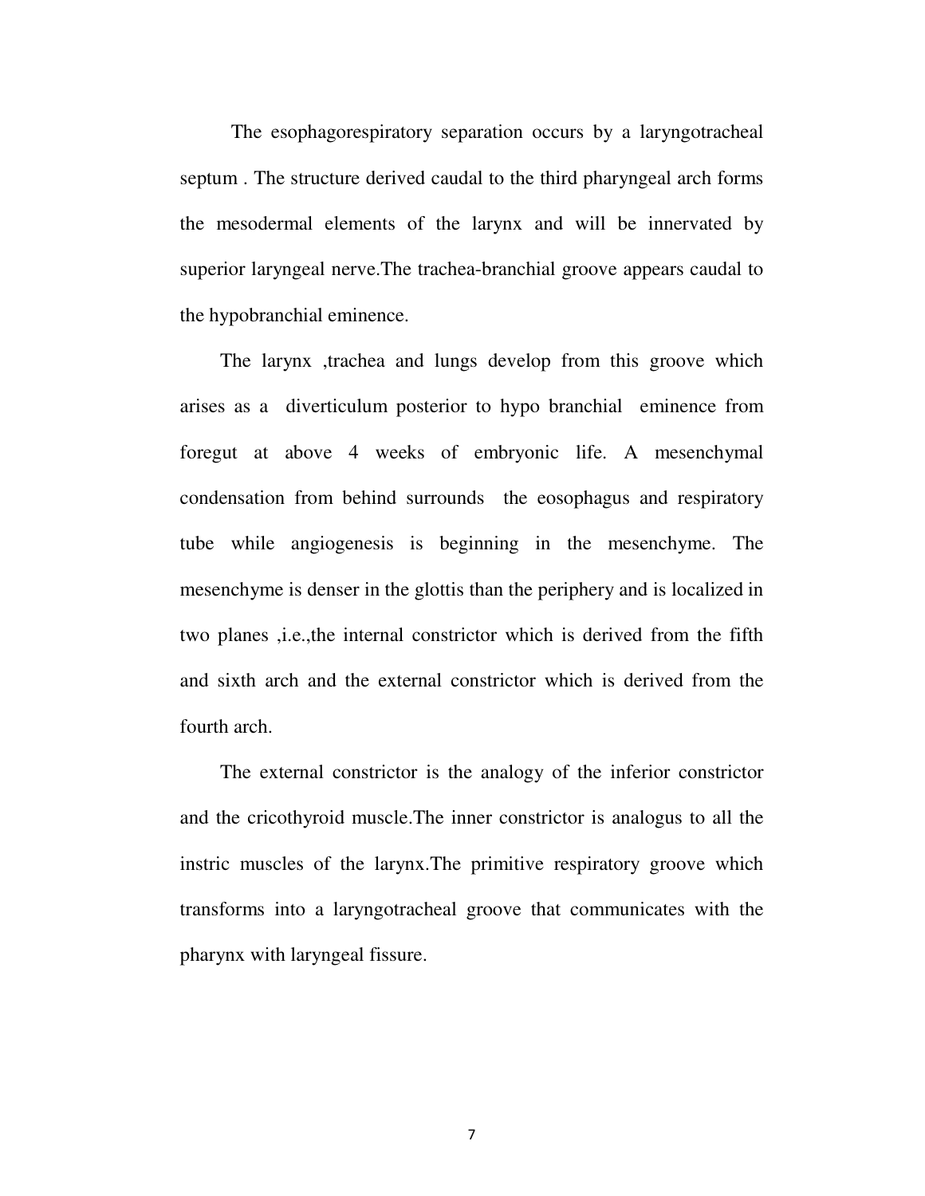The esophagorespiratory separation occurs by a laryngotracheal septum . The structure derived caudal to the third pharyngeal arch forms the mesodermal elements of the larynx and will be innervated by superior laryngeal nerve.The trachea-branchial groove appears caudal to the hypobranchial eminence.

The larynx ,trachea and lungs develop from this groove which arises as a diverticulum posterior to hypo branchial eminence from foregut at above 4 weeks of embryonic life. A mesenchymal condensation from behind surrounds the eosophagus and respiratory tube while angiogenesis is beginning in the mesenchyme. The mesenchyme is denser in the glottis than the periphery and is localized in two planes ,i.e.,the internal constrictor which is derived from the fifth and sixth arch and the external constrictor which is derived from the fourth arch.

The external constrictor is the analogy of the inferior constrictor and the cricothyroid muscle.The inner constrictor is analogus to all the instric muscles of the larynx.The primitive respiratory groove which transforms into a laryngotracheal groove that communicates with the pharynx with laryngeal fissure.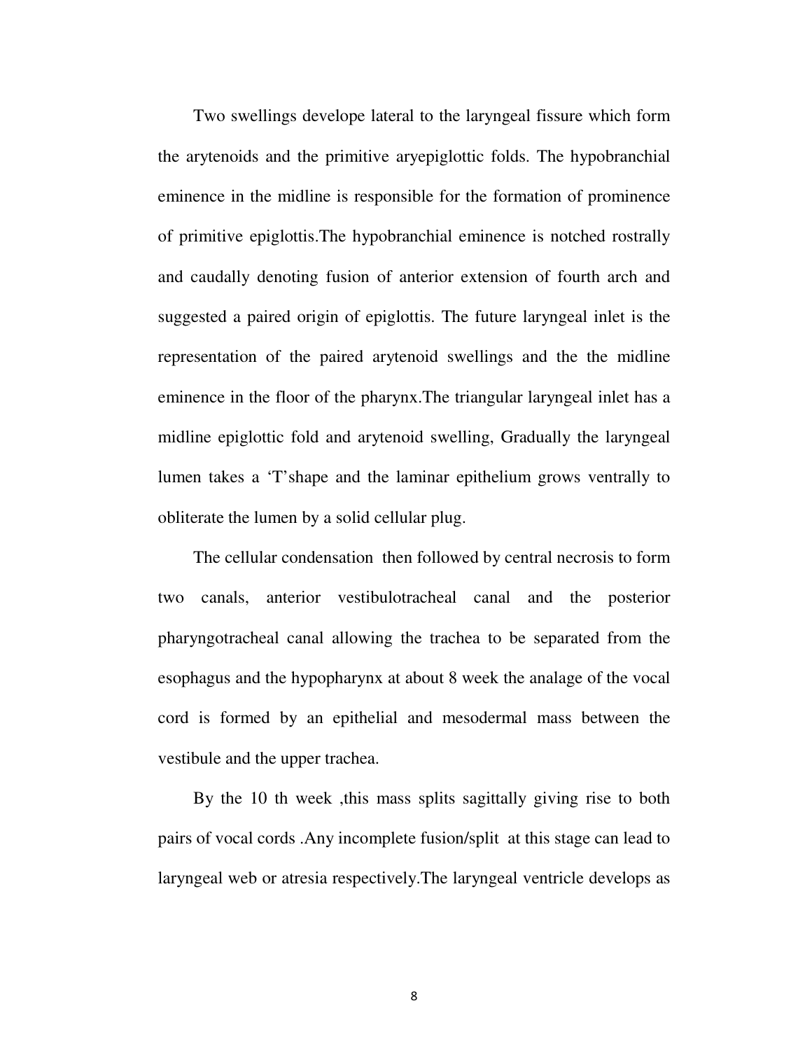Two swellings develope lateral to the laryngeal fissure which form the arytenoids and the primitive aryepiglottic folds. The hypobranchial eminence in the midline is responsible for the formation of prominence of primitive epiglottis.The hypobranchial eminence is notched rostrally and caudally denoting fusion of anterior extension of fourth arch and suggested a paired origin of epiglottis. The future laryngeal inlet is the representation of the paired arytenoid swellings and the the midline eminence in the floor of the pharynx.The triangular laryngeal inlet has a midline epiglottic fold and arytenoid swelling, Gradually the laryngeal lumen takes a 'T'shape and the laminar epithelium grows ventrally to obliterate the lumen by a solid cellular plug.

The cellular condensation then followed by central necrosis to form two canals, anterior vestibulotracheal canal and the posterior pharyngotracheal canal allowing the trachea to be separated from the esophagus and the hypopharynx at about 8 week the analage of the vocal cord is formed by an epithelial and mesodermal mass between the vestibule and the upper trachea.

By the 10 th week ,this mass splits sagittally giving rise to both pairs of vocal cords .Any incomplete fusion/split at this stage can lead to laryngeal web or atresia respectively.The laryngeal ventricle develops as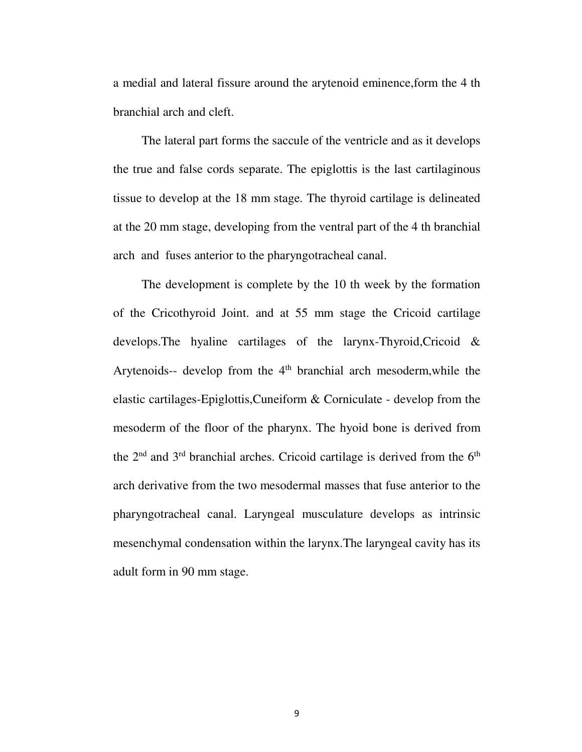a medial and lateral fissure around the arytenoid eminence,form the 4 th branchial arch and cleft.

The lateral part forms the saccule of the ventricle and as it develops the true and false cords separate. The epiglottis is the last cartilaginous tissue to develop at the 18 mm stage. The thyroid cartilage is delineated at the 20 mm stage, developing from the ventral part of the 4 th branchial arch and fuses anterior to the pharyngotracheal canal.

The development is complete by the 10 th week by the formation of the Cricothyroid Joint. and at 55 mm stage the Cricoid cartilage develops.The hyaline cartilages of the larynx-Thyroid,Cricoid & Arytenoids-- develop from the 4$^{th}$ branchial arch mesoderm,while the elastic cartilages-Epiglottis,Cuneiform & Corniculate - develop from the mesoderm of the floor of the pharynx. The hyoid bone is derived from the 2$^{nd}$ and 3$^{rd}$ branchial arches. Cricoid cartilage is derived from the 6$^{th}$ arch derivative from the two mesodermal masses that fuse anterior to the pharyngotracheal canal. Laryngeal musculature develops as intrinsic mesenchymal condensation within the larynx.The laryngeal cavity has its adult form in 90 mm stage.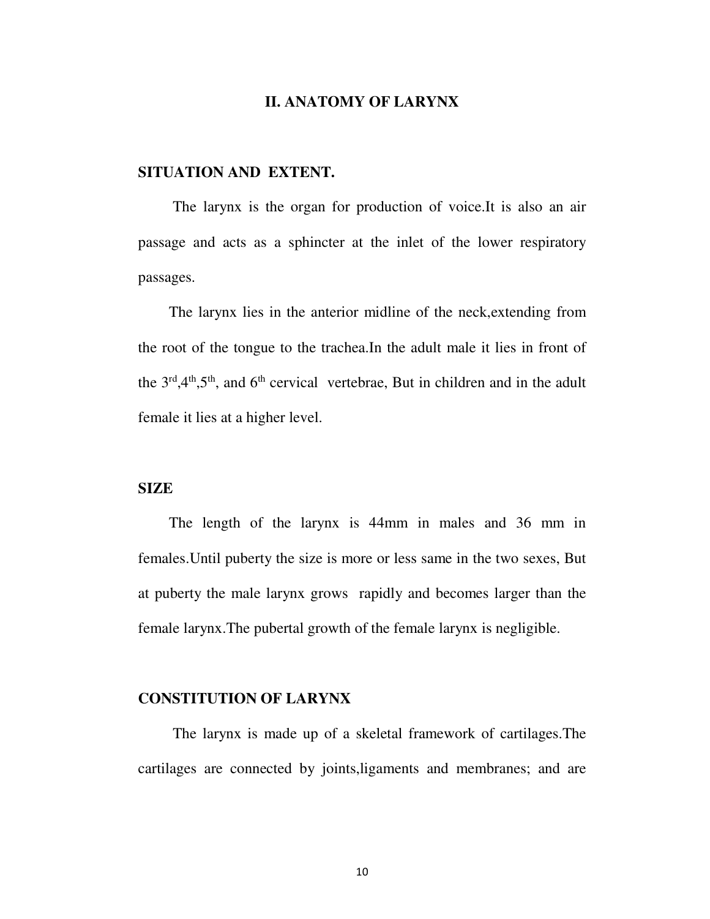## II. ANATOMY OF LARYNX

### SITUATION AND EXTENT.

The larynx is the organ for production of voice.It is also an air passage and acts as a sphincter at the inlet of the lower respiratory passages.

The larynx lies in the anterior midline of the neck,extending from the root of the tongue to the trachea.In the adult male it lies in front of the $3^{rd}$,$4^{th}$,$5^{th}$, and $6^{th}$ cervical vertebrae, But in children and in the adult female it lies at a higher level.

### SIZE

The length of the larynx is 44mm in males and 36 mm in females.Until puberty the size is more or less same in the two sexes, But at puberty the male larynx grows rapidly and becomes larger than the female larynx.The pubertal growth of the female larynx is negligible.

### CONSTITUTION OF LARYNX

The larynx is made up of a skeletal framework of cartilages.The cartilages are connected by joints,ligaments and membranes; and are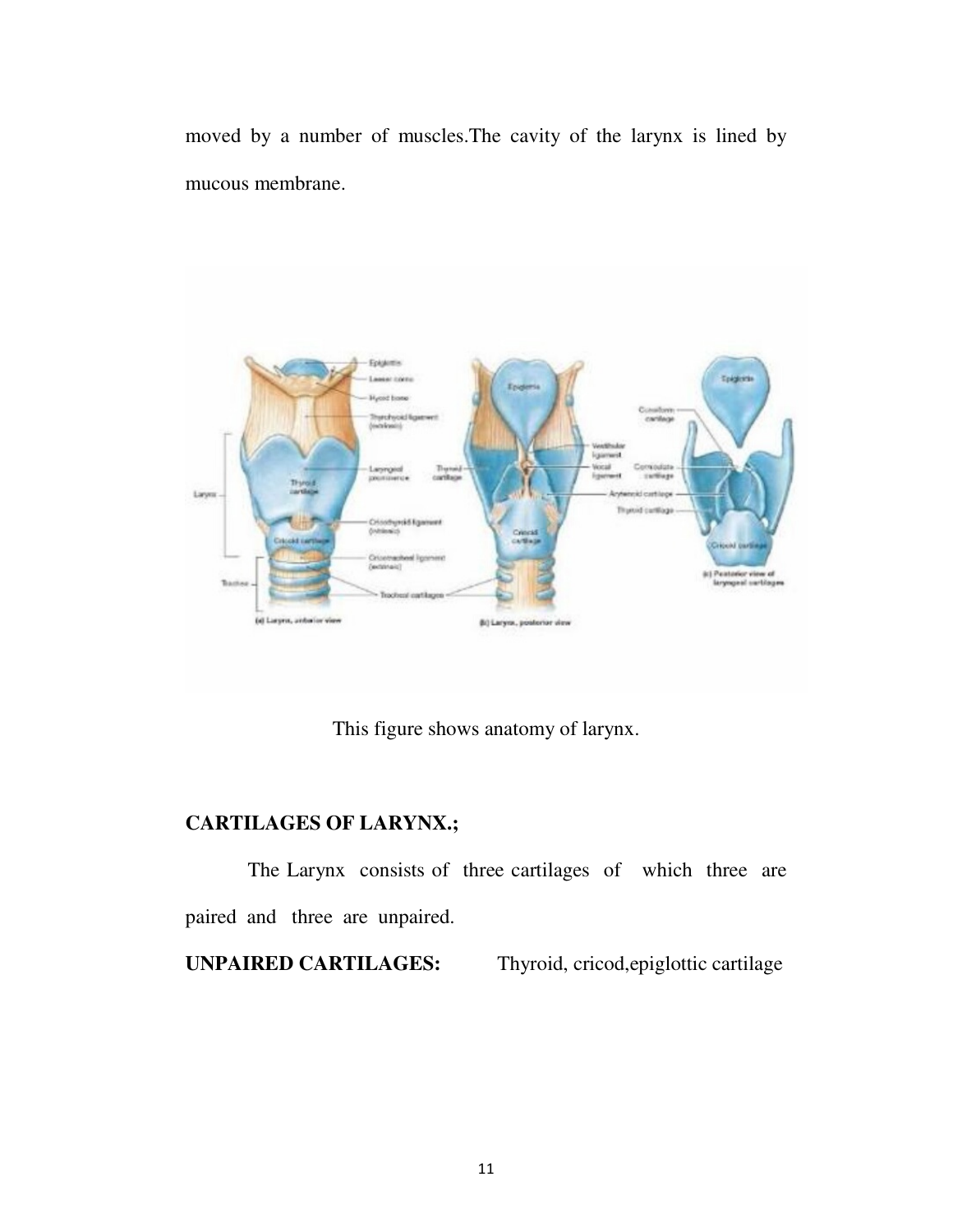moved by a number of muscles.The cavity of the larynx is lined by mucous membrane.

This figure shows anatomy of larynx.

## CARTILAGES OF LARYNX.;

The Larynx consists of three cartilages of which three are paired and three are unpaired.

**UNPAIRED CARTILAGES:** Thyroid, cricod,epiglottic cartilage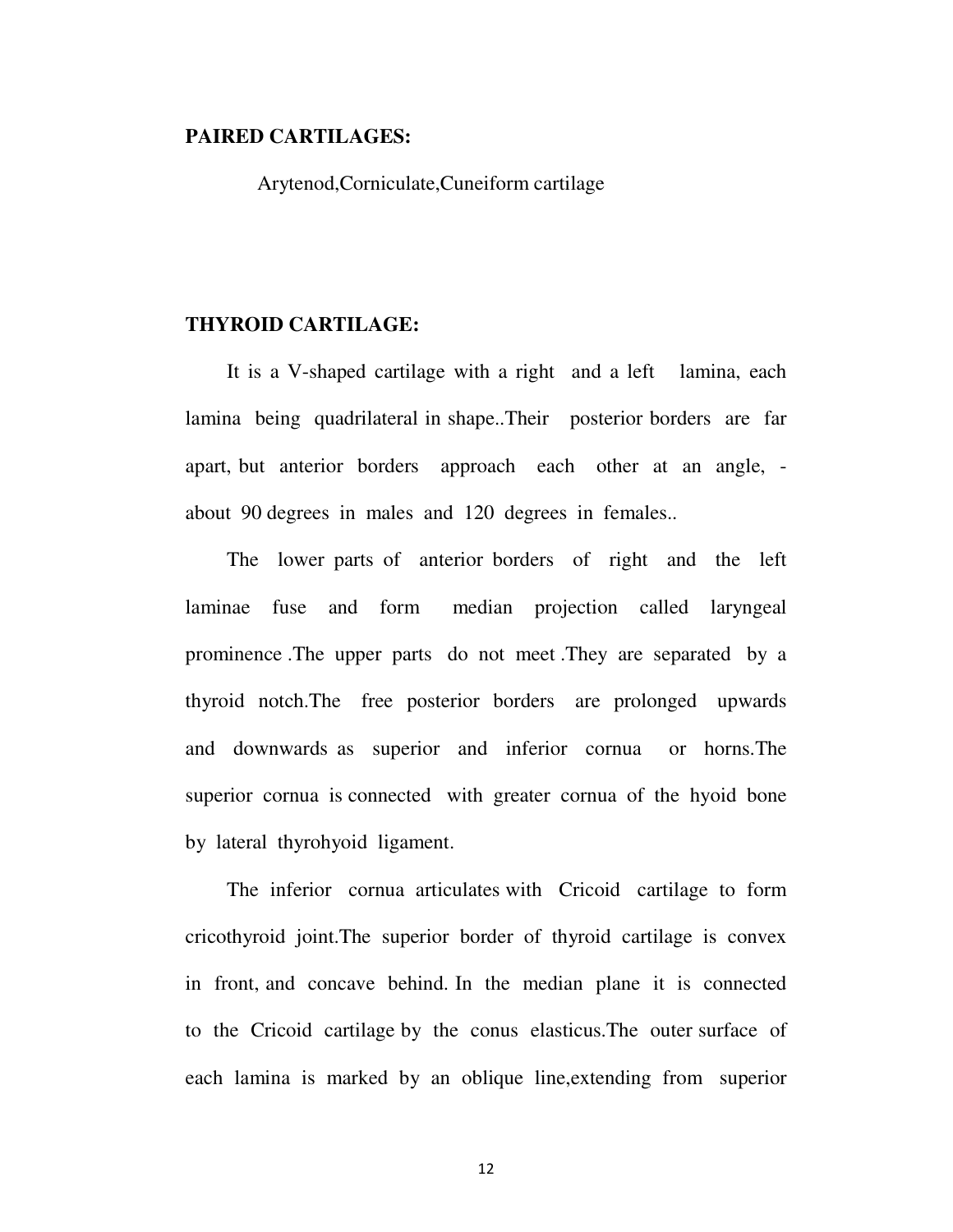**PAIRED CARTILAGES:**

Arytenod,Corniculate,Cuneiform cartilage

**THYROID CARTILAGE:**

It is a V-shaped cartilage with a right and a left lamina, each lamina being quadrilateral in shape..Their posterior borders are far apart, but anterior borders approach each other at an angle, - about 90 degrees in males and 120 degrees in females..

The lower parts of anterior borders of right and the left laminae fuse and form median projection called laryngeal prominence .The upper parts do not meet .They are separated by a thyroid notch.The free posterior borders are prolonged upwards and downwards as superior and inferior cornua or horns.The superior cornua is connected with greater cornua of the hyoid bone by lateral thyrohyoid ligament.

The inferior cornua articulates with Cricoid cartilage to form cricothyroid joint.The superior border of thyroid cartilage is convex in front, and concave behind. In the median plane it is connected to the Cricoid cartilage by the conus elasticus.The outer surface of each lamina is marked by an oblique line,extending from superior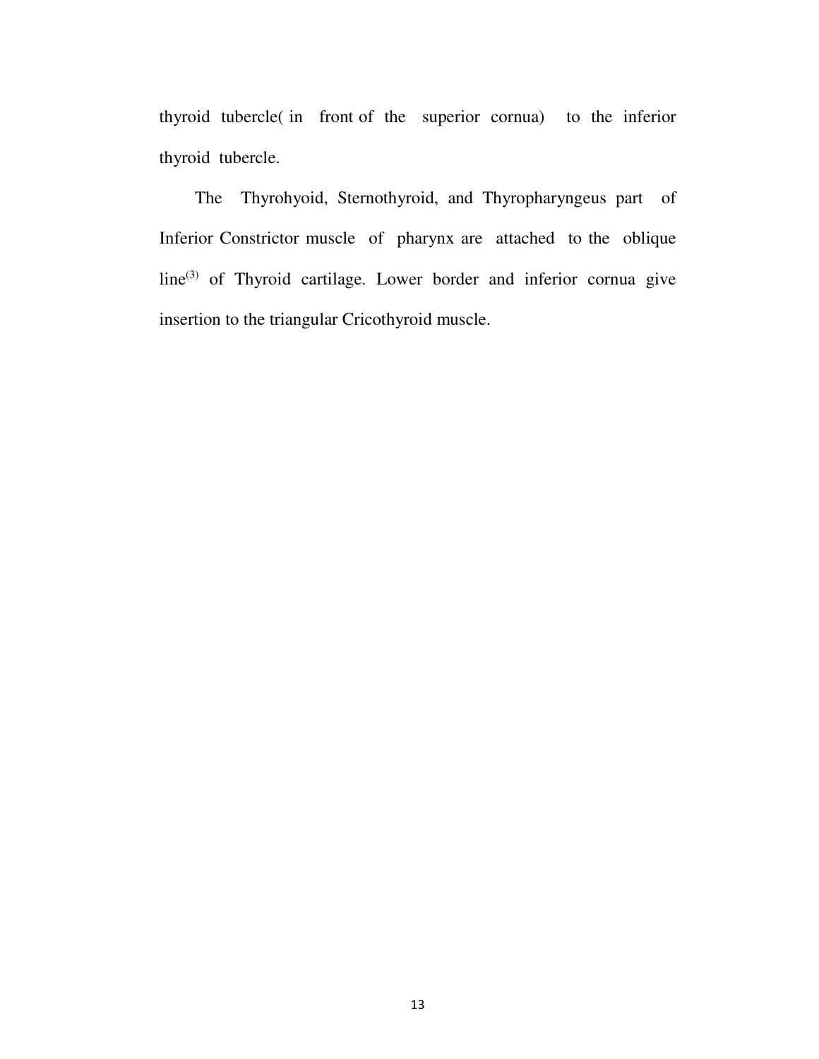thyroid tubercle( in front of the superior cornua) to the inferior thyroid tubercle.

The Thyrohyoid, Sternothyroid, and Thyropharyngeus part of Inferior Constrictor muscle of pharynx are attached to the oblique line[3] of Thyroid cartilage. Lower border and inferior cornua give insertion to the triangular Cricothyroid muscle.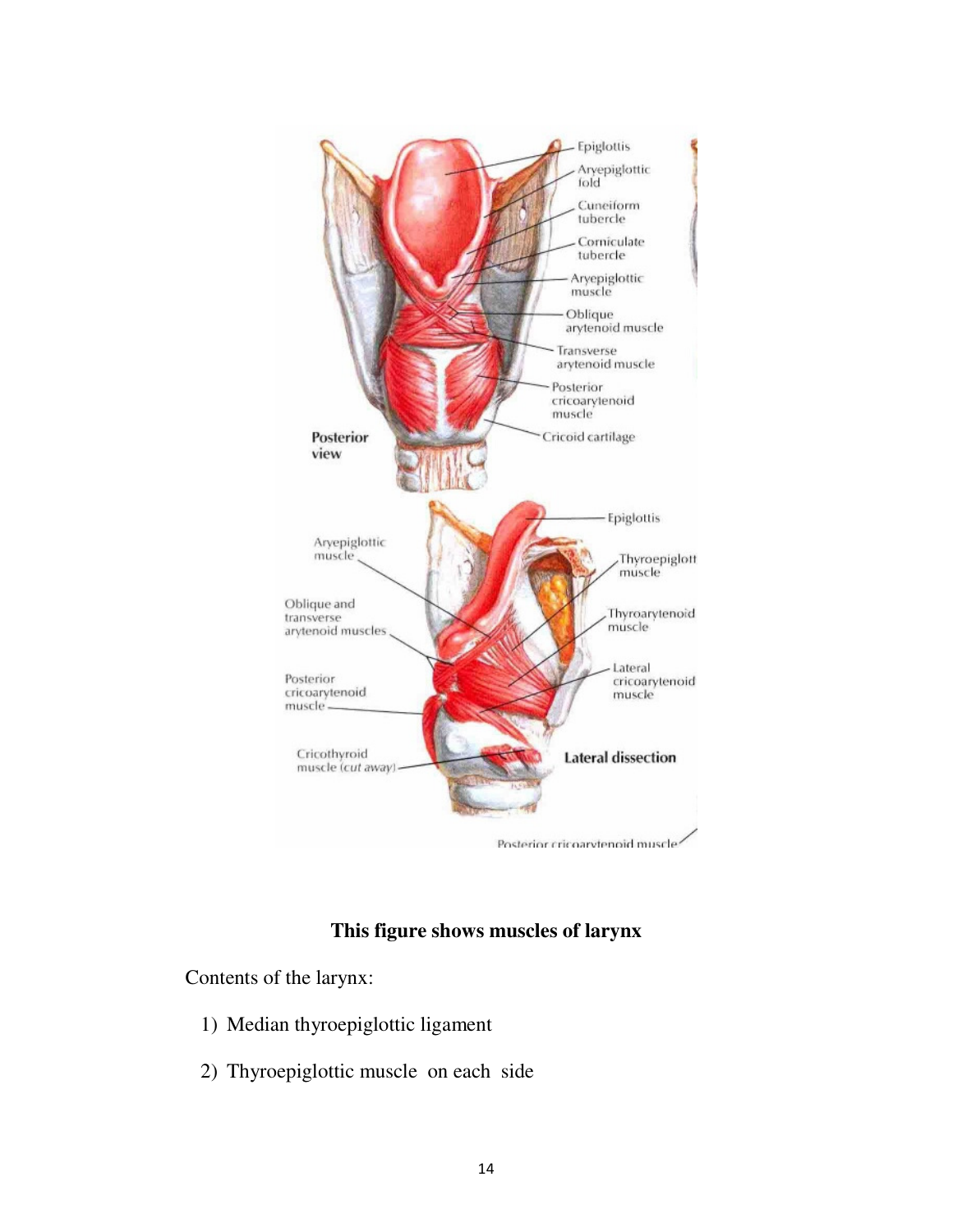Epiglottis
Aryepiglottic fold
Cuneiform tubercle
Corniculate tubercle
Aryepiglottic muscle
Oblique arytenoid muscle
Transverse arytenoid muscle
Posterior cricoarytenoid muscle
Cricoid cartilage
Posterior view

Epiglottis
Aryepiglottic muscle
Thyroepiglott muscle
Oblique and transverse arytenoid muscles
Thyroarytenoid muscle
Lateral cricoarytenoid muscle
Posterior cricoarytenoid muscle
Cricothyroid muscle (cut away)
Lateral dissection
Posterior cricoarytenoid muscle

**This figure shows muscles of larynx**

Contents of the larynx:

1) Median thyroepiglottic ligament
2) Thyroepiglottic muscle on each side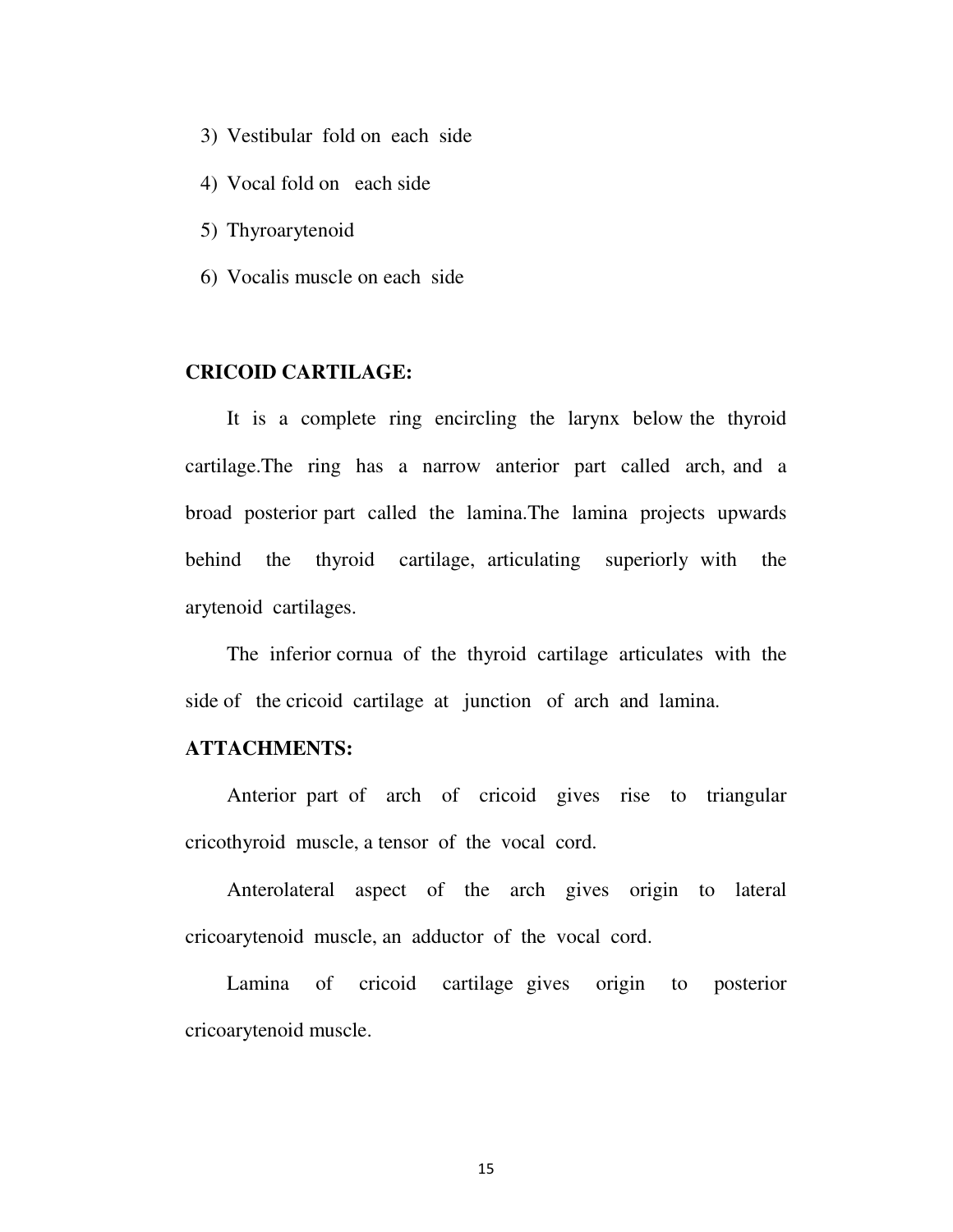3) Vestibular fold on each side
4) Vocal fold on each side
5) Thyroarytenoid
6) Vocalis muscle on each side

**CRICOID CARTILAGE:**

It is a complete ring encircling the larynx below the thyroid cartilage.The ring has a narrow anterior part called arch, and a broad posterior part called the lamina.The lamina projects upwards behind the thyroid cartilage, articulating superiorly with the arytenoid cartilages.

The inferior cornua of the thyroid cartilage articulates with the side of the cricoid cartilage at junction of arch and lamina.

**ATTACHMENTS:**

Anterior part of arch of cricoid gives rise to triangular cricothyroid muscle, a tensor of the vocal cord.

Anterolateral aspect of the arch gives origin to lateral cricoarytenoid muscle, an adductor of the vocal cord.

Lamina of cricoid cartilage gives origin to posterior cricoarytenoid muscle.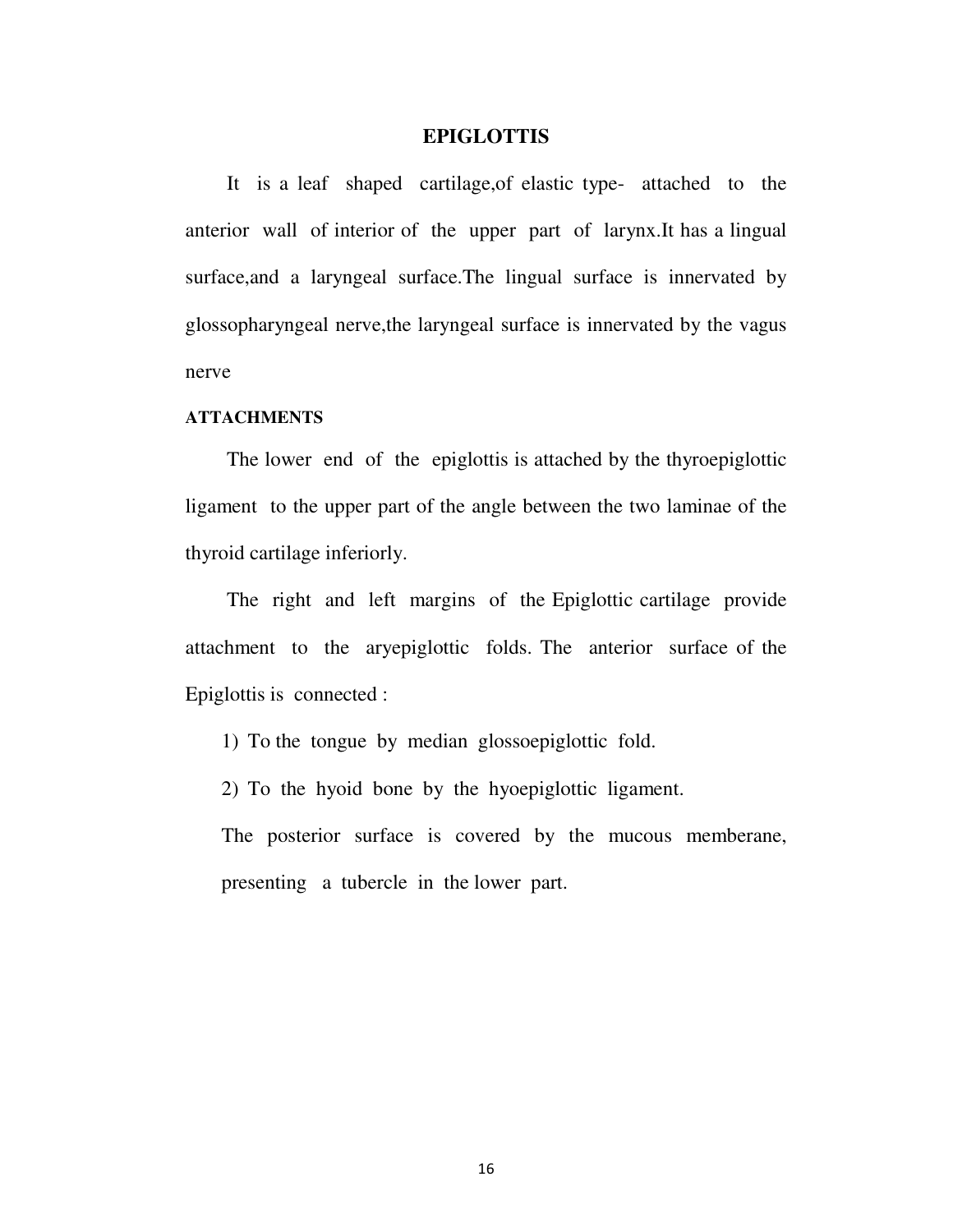# EPIGLOTTIS

It is a leaf shaped cartilage,of elastic type- attached to the anterior wall of interior of the upper part of larynx.It has a lingual surface,and a laryngeal surface.The lingual surface is innervated by glossopharyngeal nerve,the laryngeal surface is innervated by the vagus nerve

### ATTACHMENTS

The lower end of the epiglottis is attached by the thyroepiglottic ligament to the upper part of the angle between the two laminae of the thyroid cartilage inferiorly.

The right and left margins of the Epiglottic cartilage provide attachment to the aryepiglottic folds. The anterior surface of the Epiglottis is connected :

1) To the tongue by median glossoepiglottic fold.
2) To the hyoid bone by the hyoepiglottic ligament.

The posterior surface is covered by the mucous memberane, presenting a tubercle in the lower part.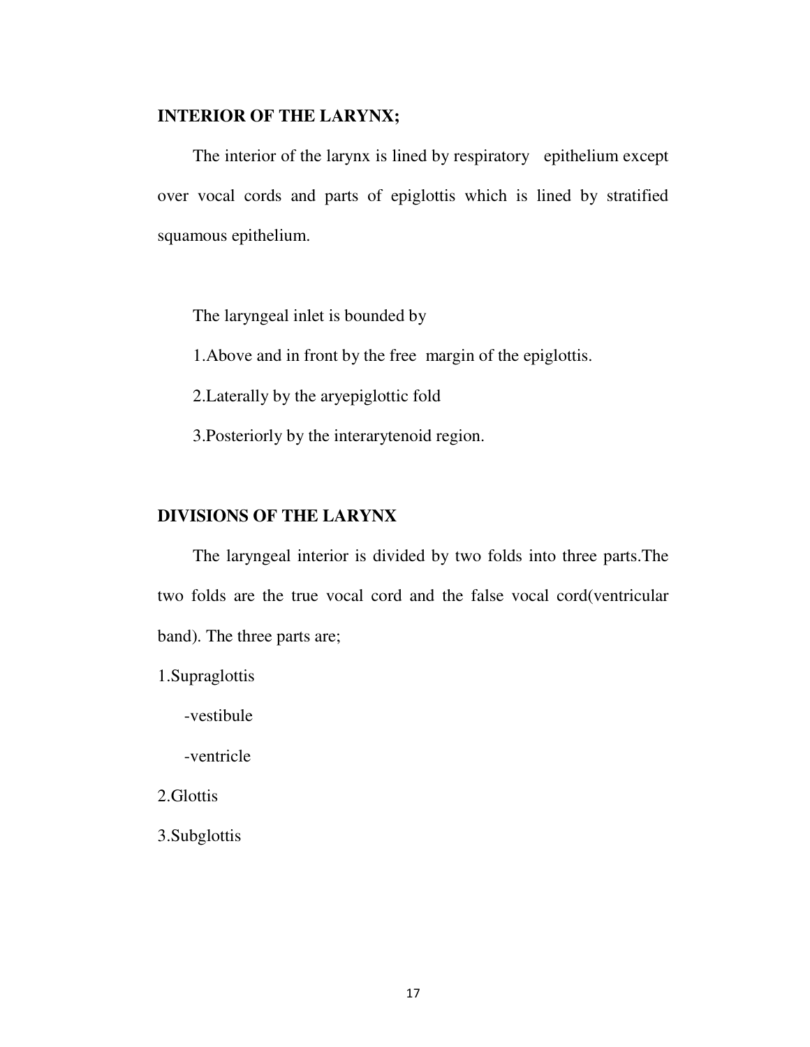## INTERIOR OF THE LARYNX;

The interior of the larynx is lined by respiratory epithelium except over vocal cords and parts of epiglottis which is lined by stratified squamous epithelium.

The laryngeal inlet is bounded by

1.Above and in front by the free margin of the epiglottis.

2.Laterally by the aryepiglottic fold

3.Posteriorly by the interarytenoid region.

## DIVISIONS OF THE LARYNX

The laryngeal interior is divided by two folds into three parts.The two folds are the true vocal cord and the false vocal cord(ventricular band). The three parts are;

1.Supraglottis

-vestibule

-ventricle

2.Glottis

3.Subglottis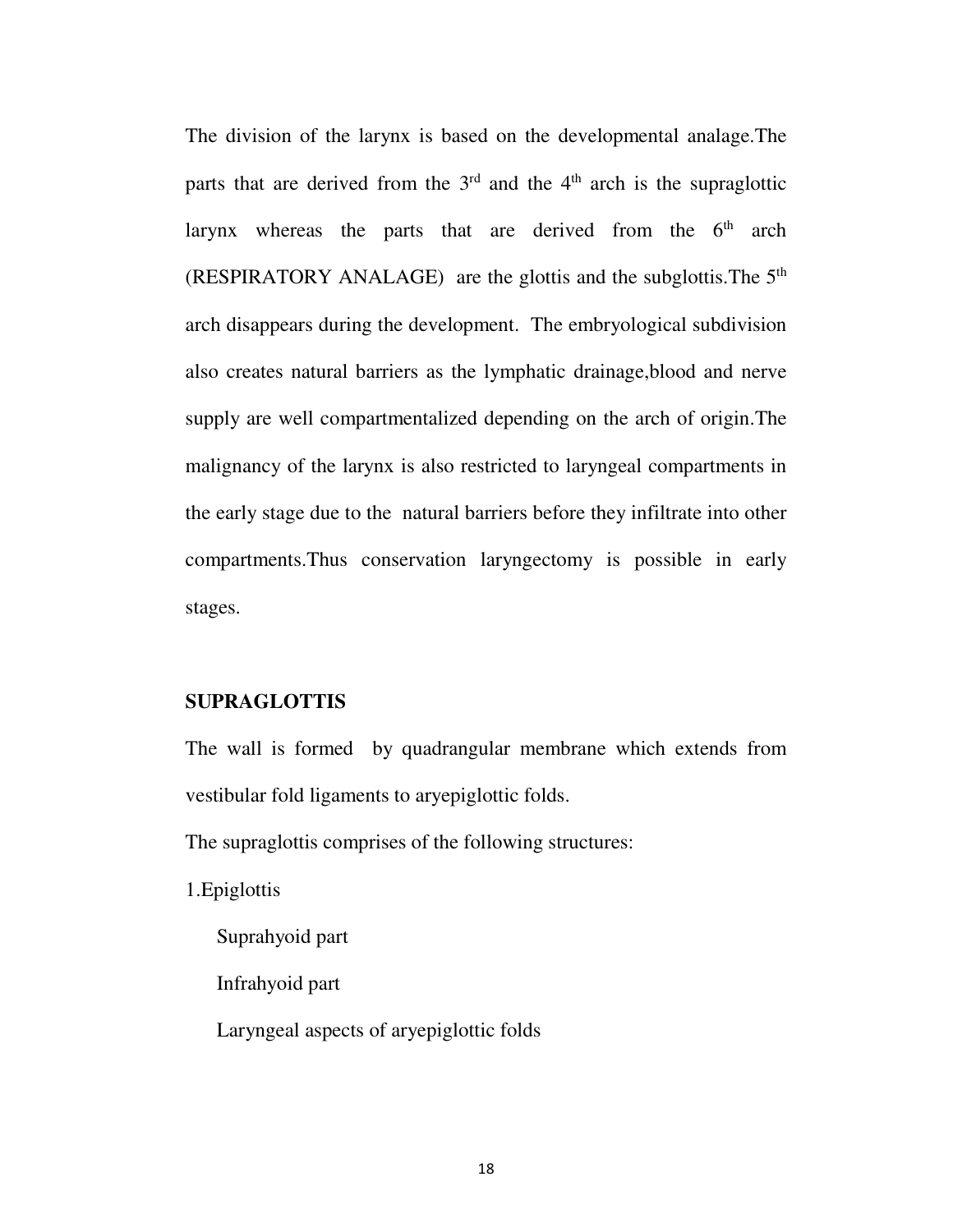The division of the larynx is based on the developmental analage.The parts that are derived from the 3rd and the 4th arch is the supraglottic larynx whereas the parts that are derived from the 6th arch (RESPIRATORY ANALAGE) are the glottis and the subglottis.The 5th arch disappears during the development. The embryological subdivision also creates natural barriers as the lymphatic drainage,blood and nerve supply are well compartmentalized depending on the arch of origin.The malignancy of the larynx is also restricted to laryngeal compartments in the early stage due to the natural barriers before they infiltrate into other compartments.Thus conservation laryngectomy is possible in early stages.

**SUPRAGLOTTIS**

The wall is formed by quadrangular membrane which extends from vestibular fold ligaments to aryepiglottic folds.

The supraglottis comprises of the following structures:

1.Epiglottis

Suprahyoid part

Infrahyoid part

Laryngeal aspects of aryepiglottic folds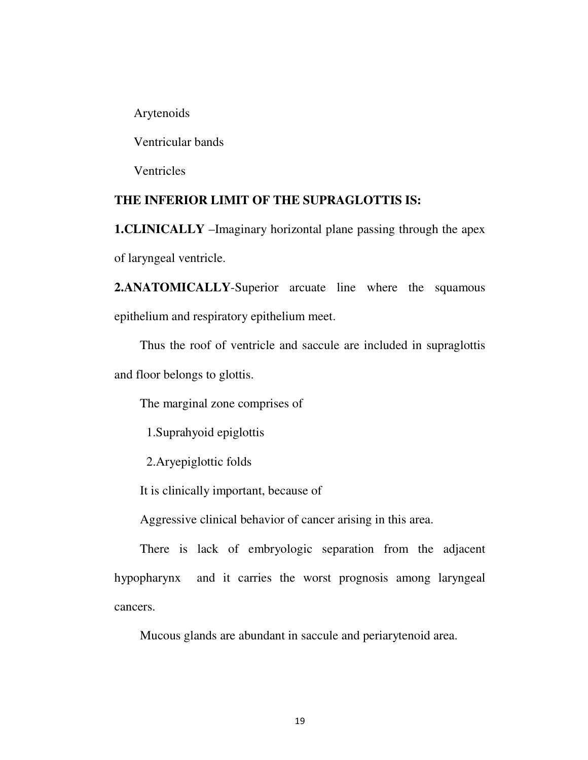Arytenoids

Ventricular bands

Ventricles

**THE INFERIOR LIMIT OF THE SUPRAGLOTTIS IS:**

**1.CLINICALLY** –Imaginary horizontal plane passing through the apex of laryngeal ventricle.

**2.ANATOMICALLY**-Superior arcuate line where the squamous epithelium and respiratory epithelium meet.

Thus the roof of ventricle and saccule are included in supraglottis and floor belongs to glottis.

The marginal zone comprises of

1.Suprahyoid epiglottis

2.Aryepiglottic folds

It is clinically important, because of

Aggressive clinical behavior of cancer arising in this area.

There is lack of embryologic separation from the adjacent hypopharynx and it carries the worst prognosis among laryngeal cancers.

Mucous glands are abundant in saccule and periarytenoid area.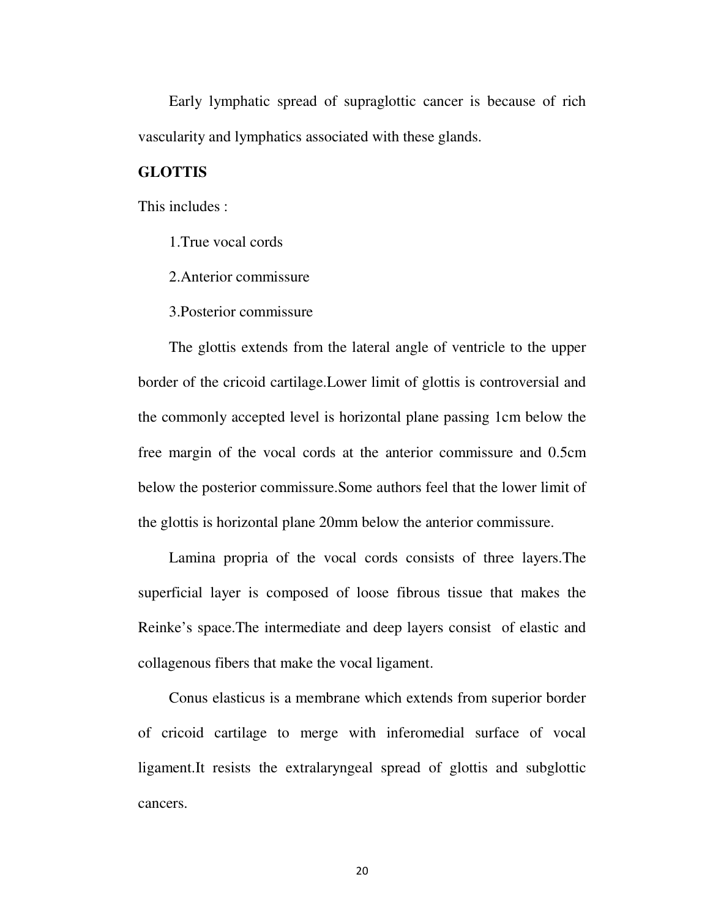Early lymphatic spread of supraglottic cancer is because of rich vascularity and lymphatics associated with these glands.

**GLOTTIS**

This includes :

1.True vocal cords

2.Anterior commissure

3.Posterior commissure

The glottis extends from the lateral angle of ventricle to the upper border of the cricoid cartilage.Lower limit of glottis is controversial and the commonly accepted level is horizontal plane passing 1cm below the free margin of the vocal cords at the anterior commissure and 0.5cm below the posterior commissure.Some authors feel that the lower limit of the glottis is horizontal plane 20mm below the anterior commissure.

Lamina propria of the vocal cords consists of three layers.The superficial layer is composed of loose fibrous tissue that makes the Reinke's space.The intermediate and deep layers consist of elastic and collagenous fibers that make the vocal ligament.

Conus elasticus is a membrane which extends from superior border of cricoid cartilage to merge with inferomedial surface of vocal ligament.It resists the extralaryngeal spread of glottis and subglottic cancers.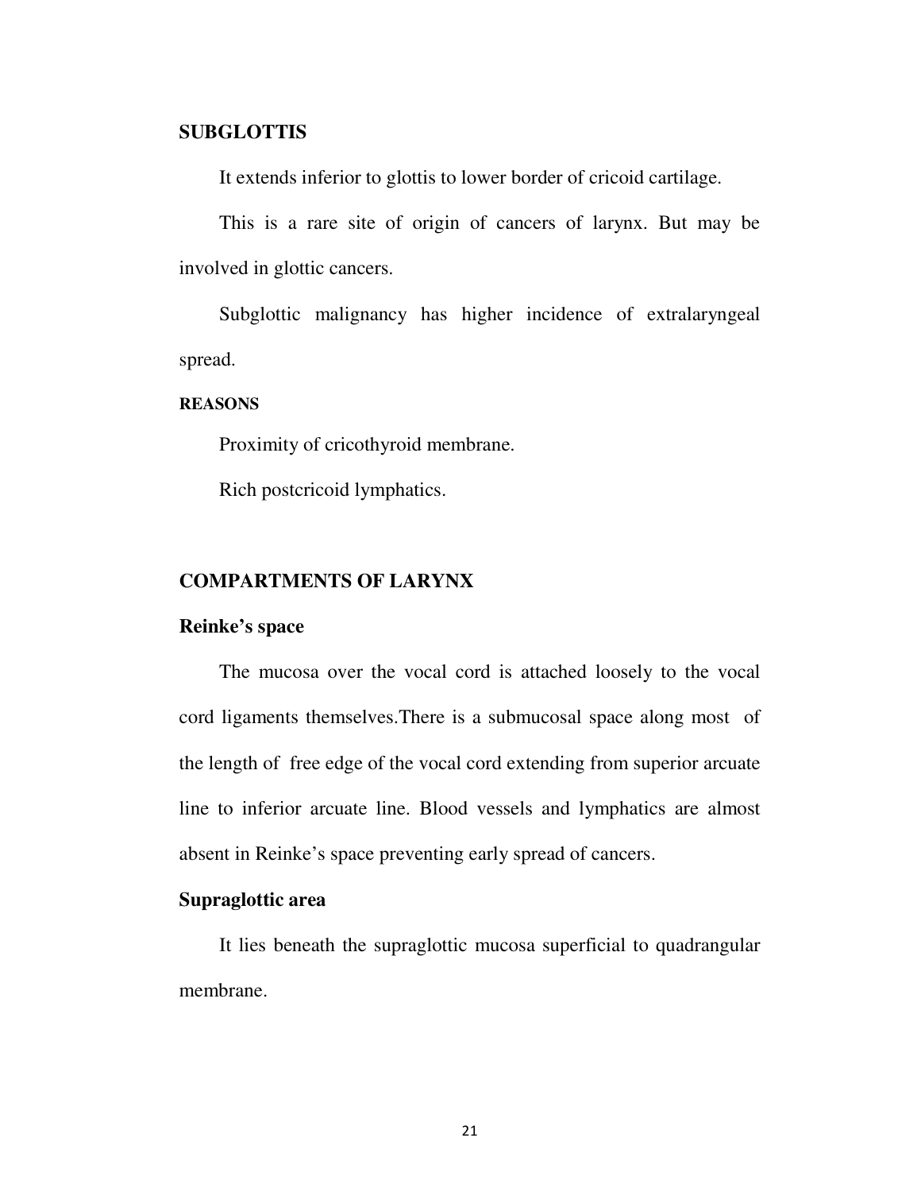## SUBGLOTTIS

It extends inferior to glottis to lower border of cricoid cartilage.

This is a rare site of origin of cancers of larynx. But may be involved in glottic cancers.

Subglottic malignancy has higher incidence of extralaryngeal spread.

#### REASONS

Proximity of cricothyroid membrane.

Rich postcricoid lymphatics.

## COMPARTMENTS OF LARYNX

### Reinke's space

The mucosa over the vocal cord is attached loosely to the vocal cord ligaments themselves.There is a submucosal space along most of the length of free edge of the vocal cord extending from superior arcuate line to inferior arcuate line. Blood vessels and lymphatics are almost absent in Reinke's space preventing early spread of cancers.

### Supraglottic area

It lies beneath the supraglottic mucosa superficial to quadrangular membrane.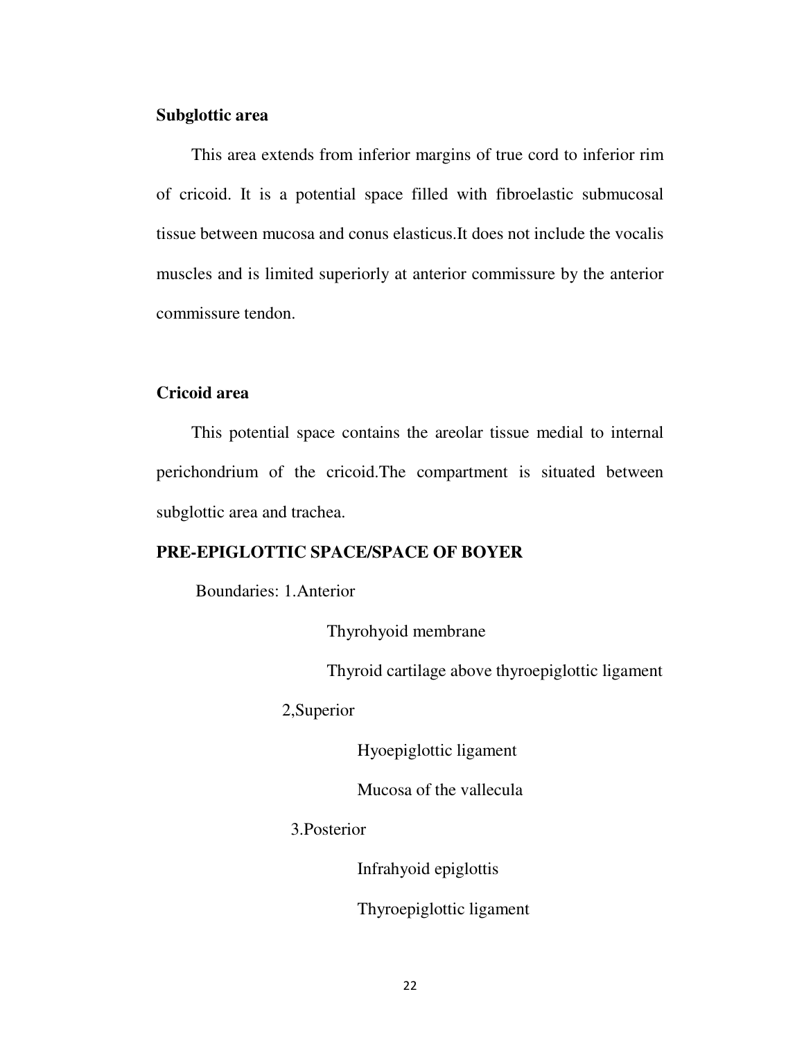**Subglottic area**

This area extends from inferior margins of true cord to inferior rim of cricoid. It is a potential space filled with fibroelastic submucosal tissue between mucosa and conus elasticus.It does not include the vocalis muscles and is limited superiorly at anterior commissure by the anterior commissure tendon.

**Cricoid area**

This potential space contains the areolar tissue medial to internal perichondrium of the cricoid.The compartment is situated between subglottic area and trachea.

**PRE-EPIGLOTTIC SPACE/SPACE OF BOYER**

Boundaries: 1.Anterior

- Thyrohyoid membrane
- Thyroid cartilage above thyroepiglottic ligament

2,Superior

- Hyoepiglottic ligament
- Mucosa of the vallecula

3.Posterior

- Infrahyoid epiglottis
- Thyroepiglottic ligament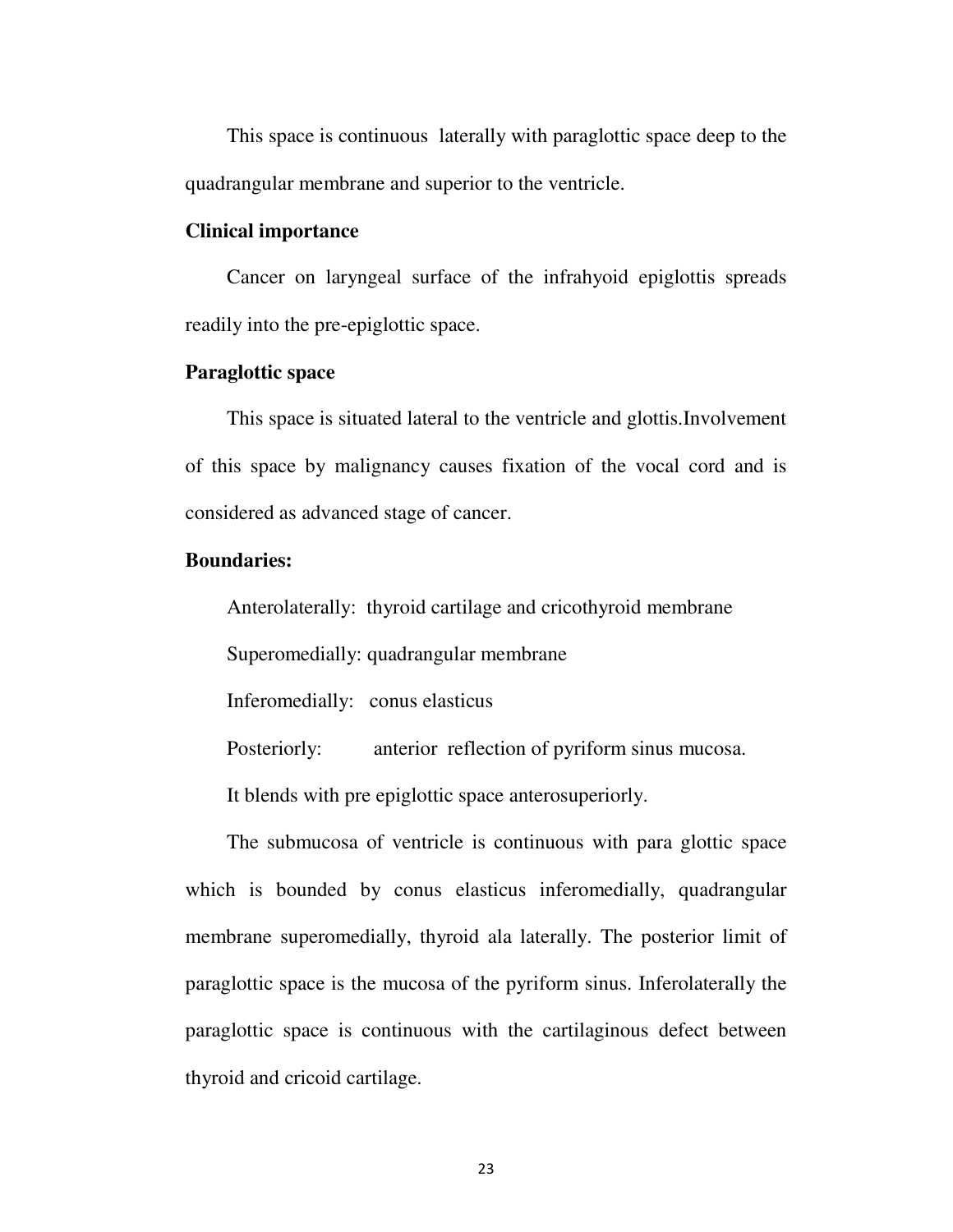This space is continuous laterally with paraglottic space deep to the quadrangular membrane and superior to the ventricle.

**Clinical importance**

Cancer on laryngeal surface of the infrahyoid epiglottis spreads readily into the pre-epiglottic space.

**Paraglottic space**

This space is situated lateral to the ventricle and glottis.Involvement of this space by malignancy causes fixation of the vocal cord and is considered as advanced stage of cancer.

**Boundaries:**

Anterolaterally: thyroid cartilage and cricothyroid membrane

Superomedially: quadrangular membrane

Inferomedially: conus elasticus

Posteriorly: anterior reflection of pyriform sinus mucosa.

It blends with pre epiglottic space anterosuperiorly.

The submucosa of ventricle is continuous with para glottic space which is bounded by conus elasticus inferomedially, quadrangular membrane superomedially, thyroid ala laterally. The posterior limit of paraglottic space is the mucosa of the pyriform sinus. Inferolaterally the paraglottic space is continuous with the cartilaginous defect between thyroid and cricoid cartilage.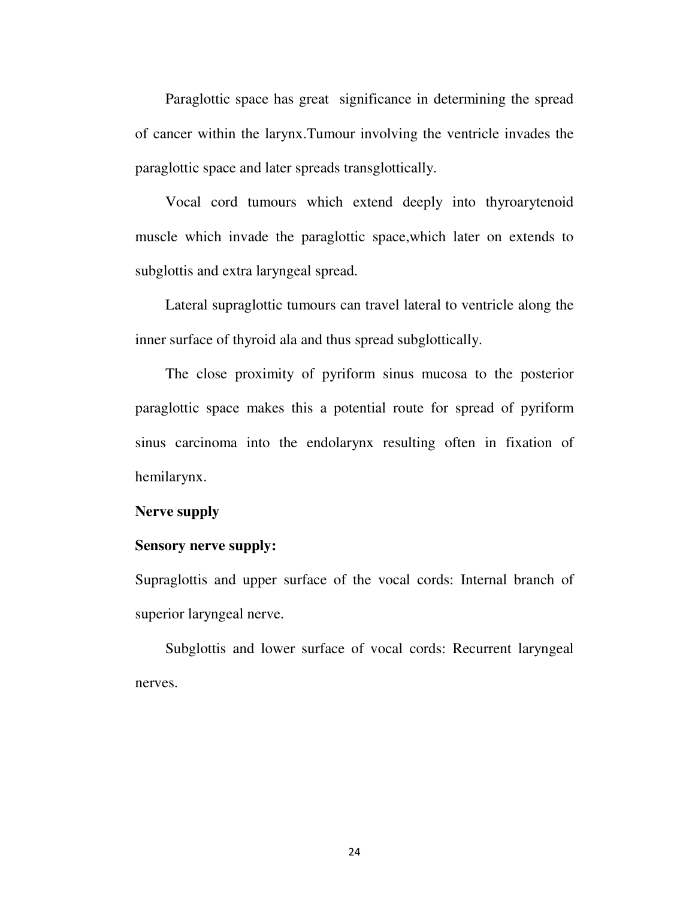Paraglottic space has great significance in determining the spread of cancer within the larynx.Tumour involving the ventricle invades the paraglottic space and later spreads transglottically.

Vocal cord tumours which extend deeply into thyroarytenoid muscle which invade the paraglottic space,which later on extends to subglottis and extra laryngeal spread.

Lateral supraglottic tumours can travel lateral to ventricle along the inner surface of thyroid ala and thus spread subglottically.

The close proximity of pyriform sinus mucosa to the posterior paraglottic space makes this a potential route for spread of pyriform sinus carcinoma into the endolarynx resulting often in fixation of hemilarynx.

**Nerve supply**

**Sensory nerve supply:**

Supraglottis and upper surface of the vocal cords: Internal branch of superior laryngeal nerve.

Subglottis and lower surface of vocal cords: Recurrent laryngeal nerves.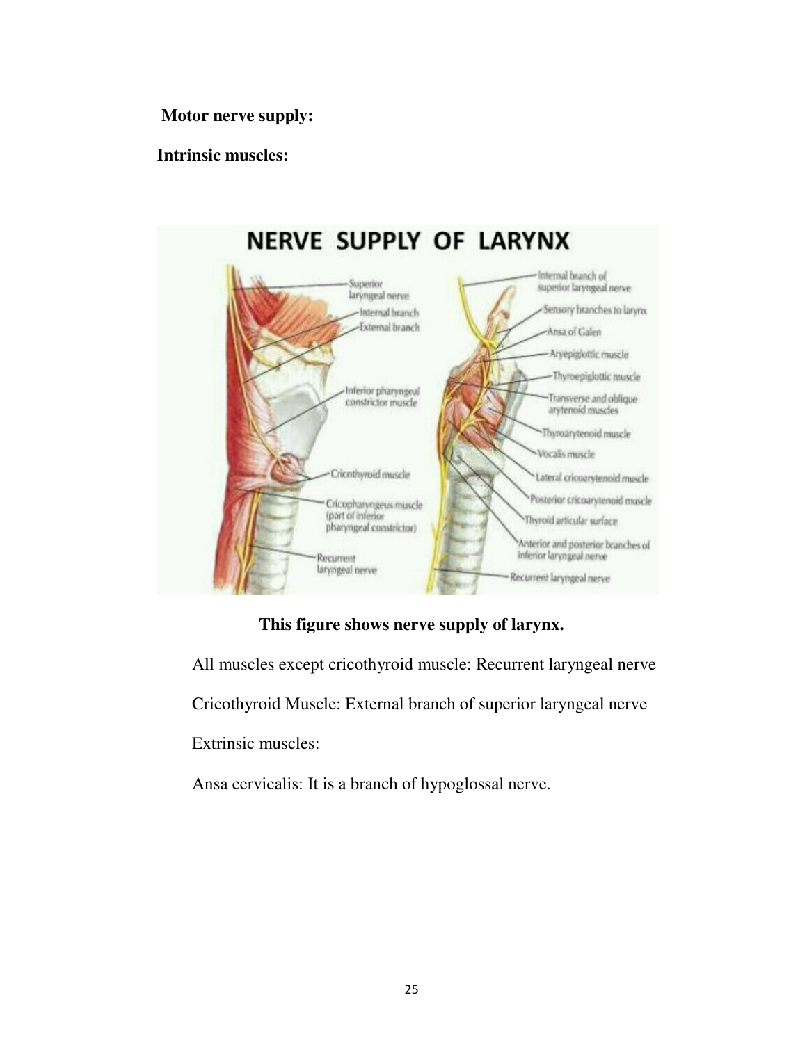**Motor nerve supply:**

**Intrinsic muscles:**

**This figure shows nerve supply of larynx.**

All muscles except cricothyroid muscle: Recurrent laryngeal nerve

Cricothyroid Muscle: External branch of superior laryngeal nerve

Extrinsic muscles:

Ansa cervicalis: It is a branch of hypoglossal nerve.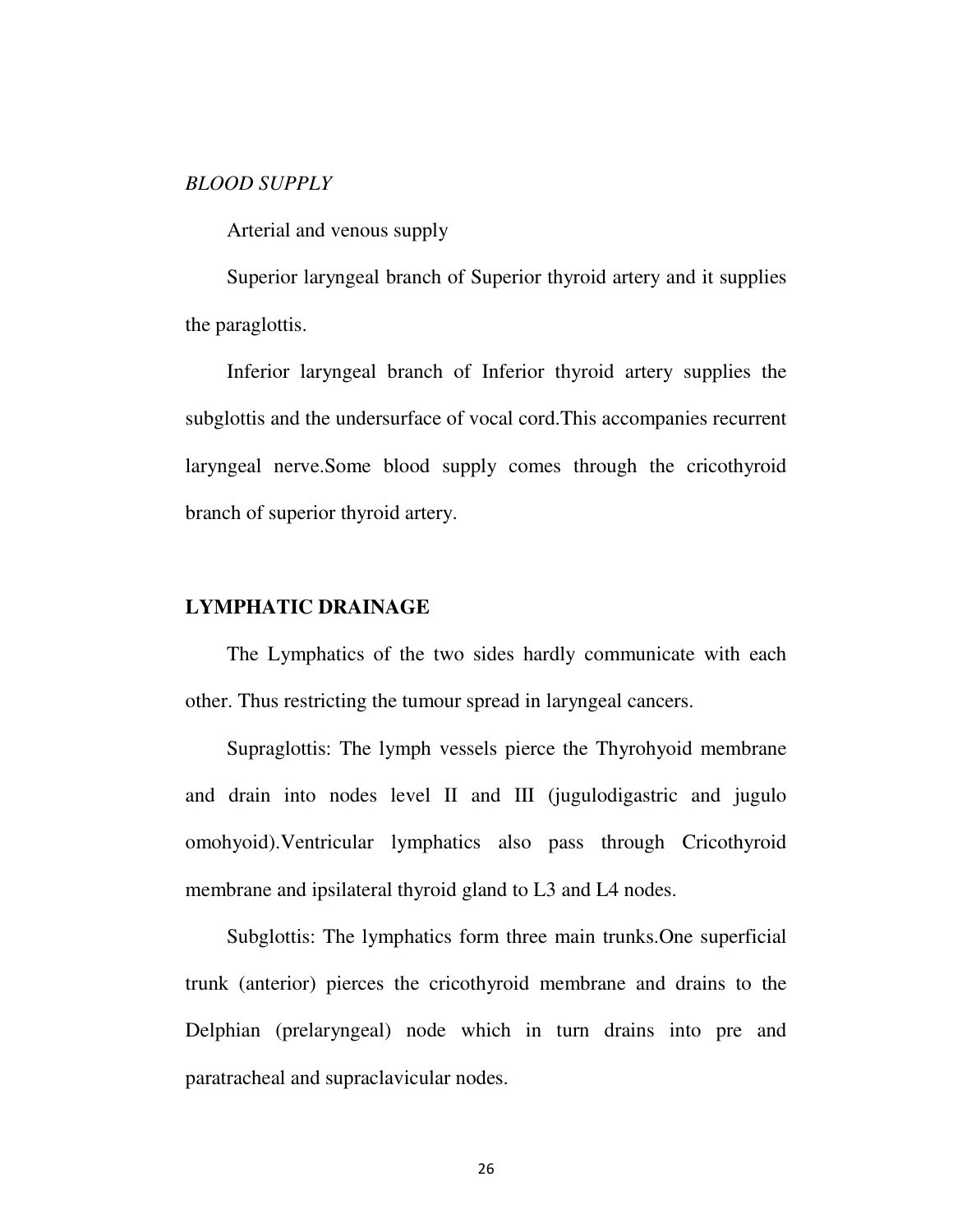*BLOOD SUPPLY*

Arterial and venous supply

Superior laryngeal branch of Superior thyroid artery and it supplies the paraglottis.

Inferior laryngeal branch of Inferior thyroid artery supplies the subglottis and the undersurface of vocal cord.This accompanies recurrent laryngeal nerve.Some blood supply comes through the cricothyroid branch of superior thyroid artery.

**LYMPHATIC DRAINAGE**

The Lymphatics of the two sides hardly communicate with each other. Thus restricting the tumour spread in laryngeal cancers.

Supraglottis: The lymph vessels pierce the Thyrohyoid membrane and drain into nodes level II and III (jugulodigastric and jugulo omohyoid).Ventricular lymphatics also pass through Cricothyroid membrane and ipsilateral thyroid gland to L3 and L4 nodes.

Subglottis: The lymphatics form three main trunks.One superficial trunk (anterior) pierces the cricothyroid membrane and drains to the Delphian (prelaryngeal) node which in turn drains into pre and paratracheal and supraclavicular nodes.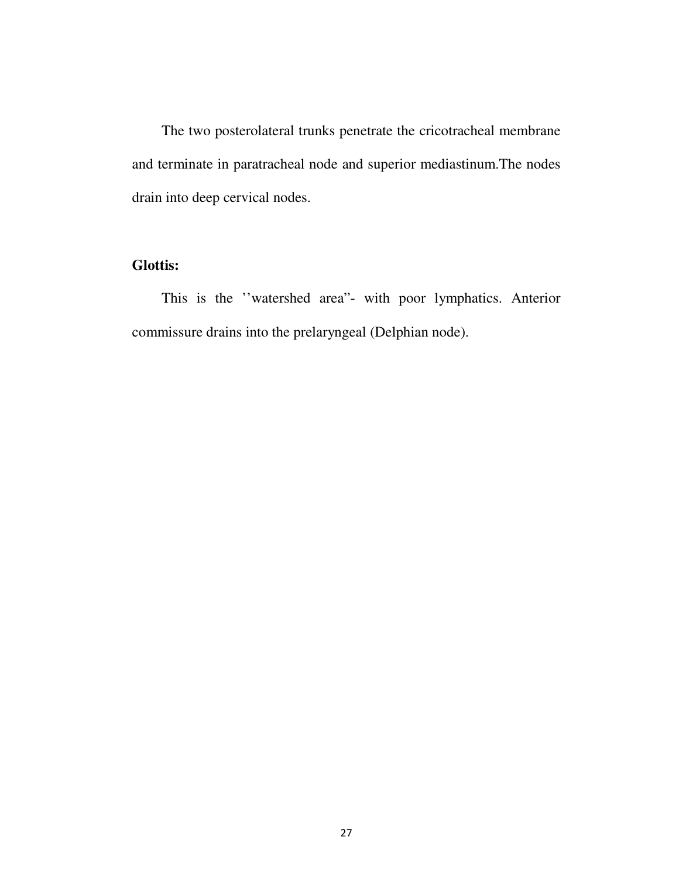The two posterolateral trunks penetrate the cricotracheal membrane and terminate in paratracheal node and superior mediastinum.The nodes drain into deep cervical nodes.

**Glottis:**

This is the ’’watershed area”- with poor lymphatics. Anterior commissure drains into the prelaryngeal (Delphian node).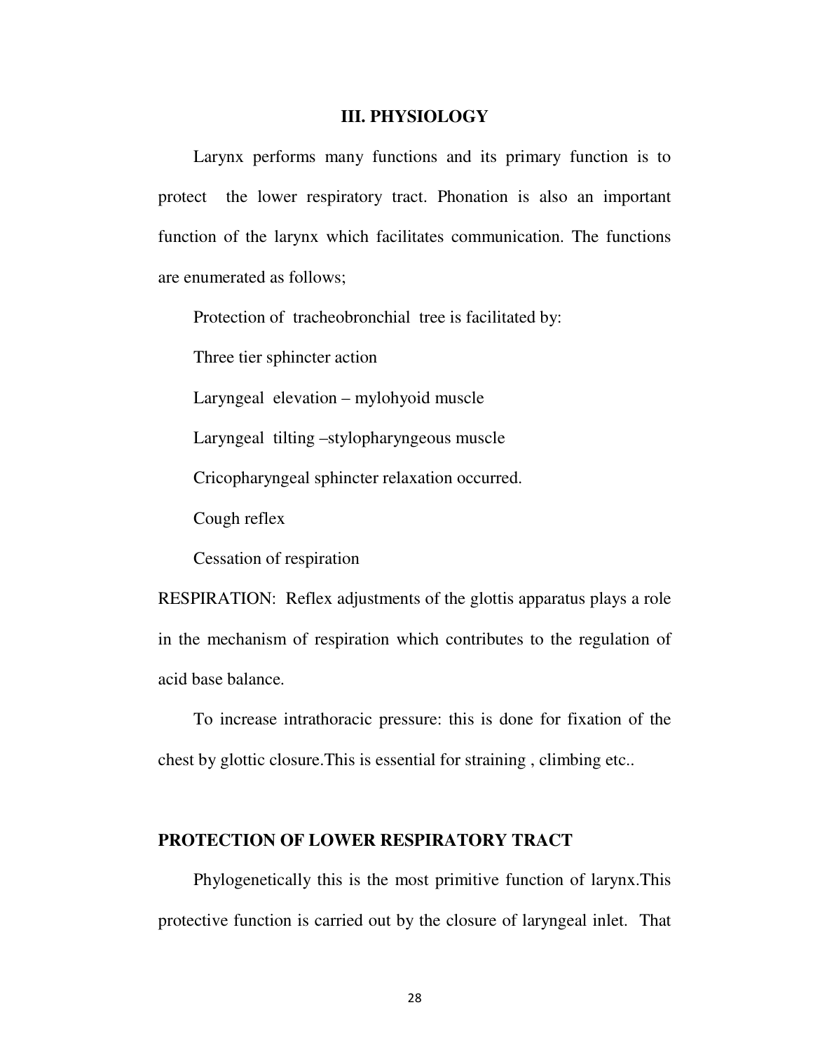# III. PHYSIOLOGY

Larynx performs many functions and its primary function is to protect the lower respiratory tract. Phonation is also an important function of the larynx which facilitates communication. The functions are enumerated as follows;

Protection of tracheobronchial tree is facilitated by:

Three tier sphincter action

Laryngeal elevation – mylohyoid muscle

Laryngeal tilting –stylopharyngeous muscle

Cricopharyngeal sphincter relaxation occurred.

Cough reflex

Cessation of respiration

RESPIRATION: Reflex adjustments of the glottis apparatus plays a role in the mechanism of respiration which contributes to the regulation of acid base balance.

To increase intrathoracic pressure: this is done for fixation of the chest by glottic closure.This is essential for straining , climbing etc..

## PROTECTION OF LOWER RESPIRATORY TRACT

Phylogenetically this is the most primitive function of larynx.This protective function is carried out by the closure of laryngeal inlet. That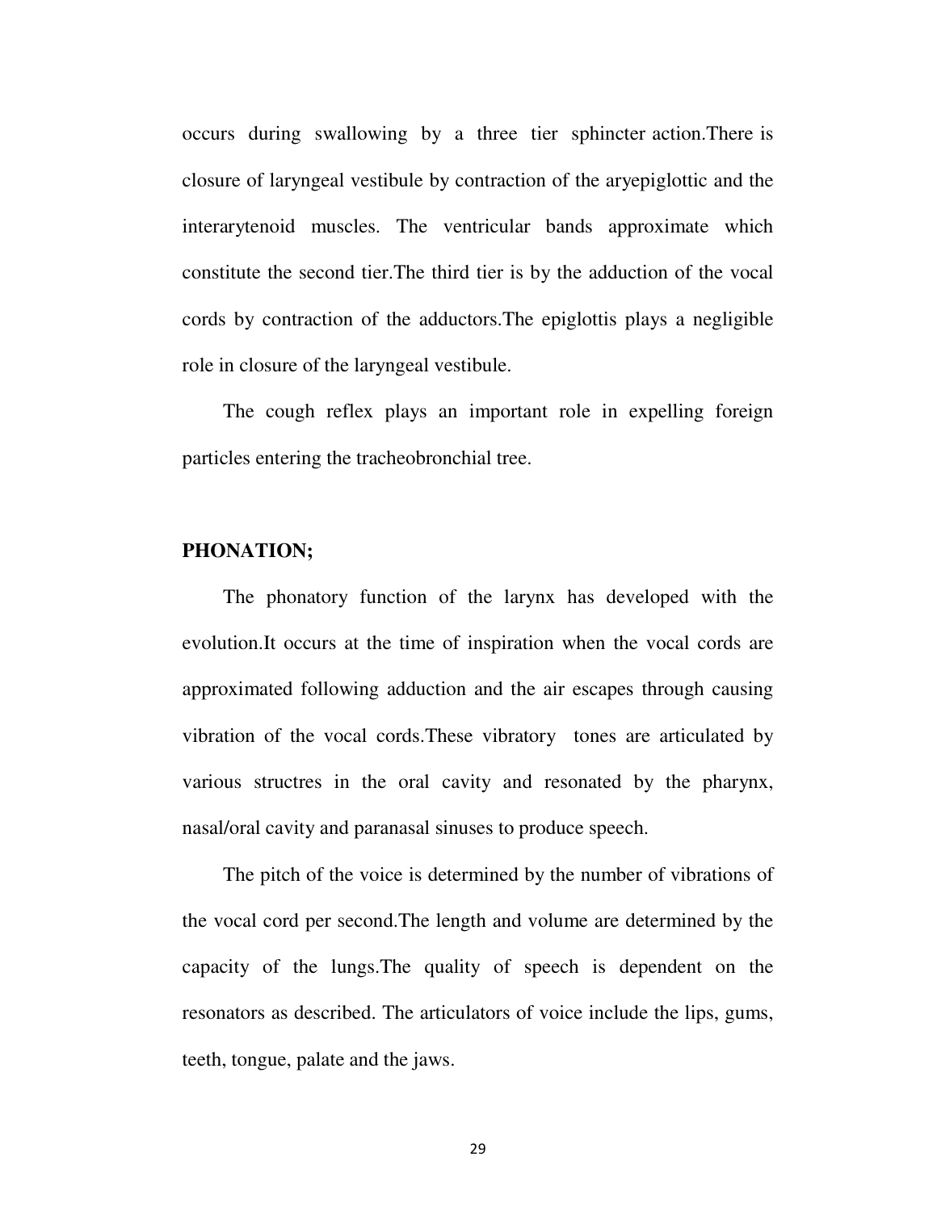occurs during swallowing by a three tier sphincter action.There is closure of laryngeal vestibule by contraction of the aryepiglottic and the interarytenoid muscles. The ventricular bands approximate which constitute the second tier.The third tier is by the adduction of the vocal cords by contraction of the adductors.The epiglottis plays a negligible role in closure of the laryngeal vestibule.

The cough reflex plays an important role in expelling foreign particles entering the tracheobronchial tree.

**PHONATION;**

The phonatory function of the larynx has developed with the evolution.It occurs at the time of inspiration when the vocal cords are approximated following adduction and the air escapes through causing vibration of the vocal cords.These vibratory tones are articulated by various structres in the oral cavity and resonated by the pharynx, nasal/oral cavity and paranasal sinuses to produce speech.

The pitch of the voice is determined by the number of vibrations of the vocal cord per second.The length and volume are determined by the capacity of the lungs.The quality of speech is dependent on the resonators as described. The articulators of voice include the lips, gums, teeth, tongue, palate and the jaws.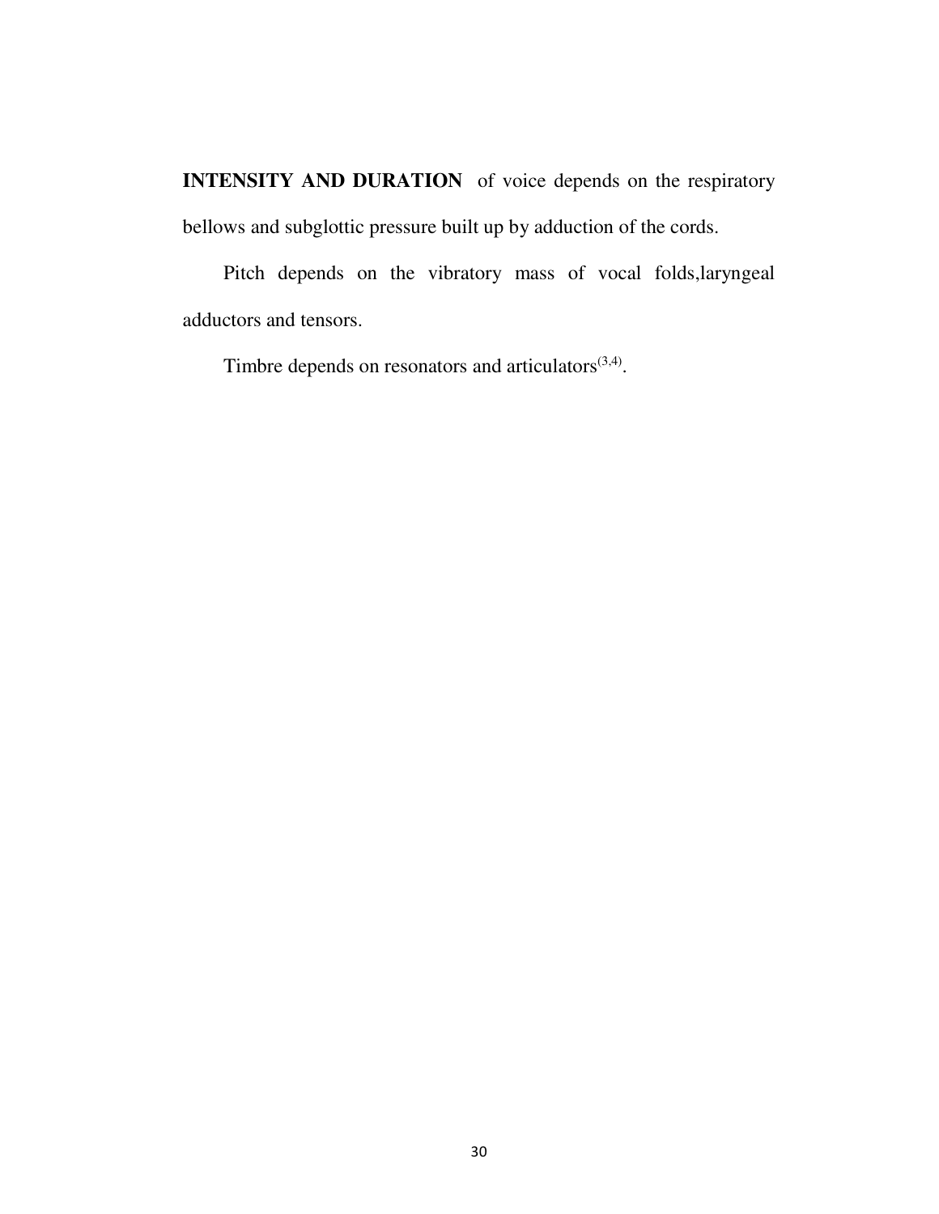**INTENSITY AND DURATION** of voice depends on the respiratory bellows and subglottic pressure built up by adduction of the cords.

Pitch depends on the vibratory mass of vocal folds,laryngeal adductors and tensors.

Timbre depends on resonators and articulators(3,4).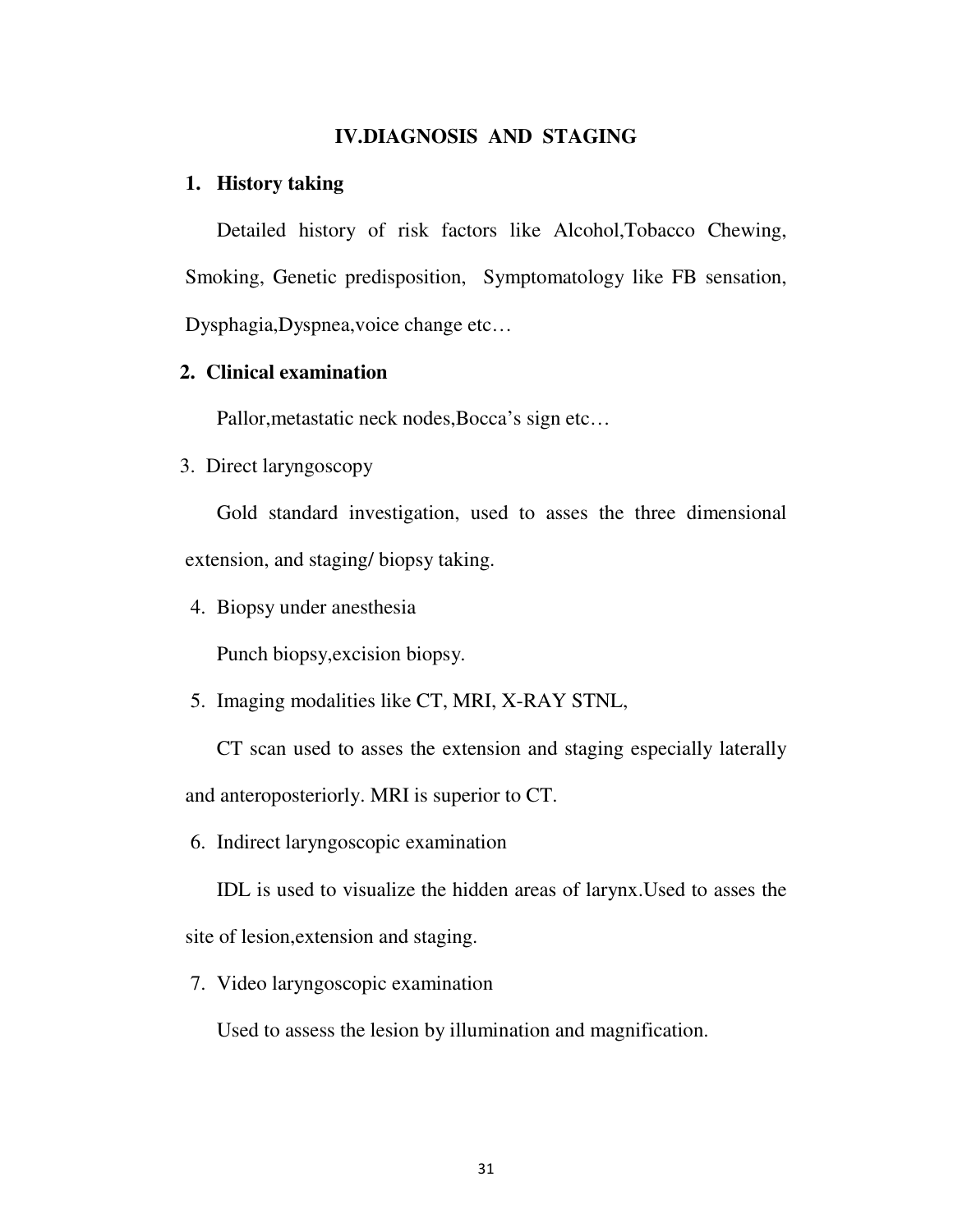## IV.DIAGNOSIS AND STAGING

1. **History taking**

   Detailed history of risk factors like Alcohol,Tobacco Chewing, Smoking, Genetic predisposition, Symptomatology like FB sensation, Dysphagia,Dyspnea,voice change etc…

2. **Clinical examination**

   Pallor,metastatic neck nodes,Bocca's sign etc…

3. Direct laryngoscopy

   Gold standard investigation, used to asses the three dimensional extension, and staging/ biopsy taking.

4. Biopsy under anesthesia

   Punch biopsy,excision biopsy.

5. Imaging modalities like CT, MRI, X-RAY STNL,

   CT scan used to asses the extension and staging especially laterally and anteroposteriorly. MRI is superior to CT.

6. Indirect laryngoscopic examination

   IDL is used to visualize the hidden areas of larynx.Used to asses the site of lesion,extension and staging.

7. Video laryngoscopic examination

   Used to assess the lesion by illumination and magnification.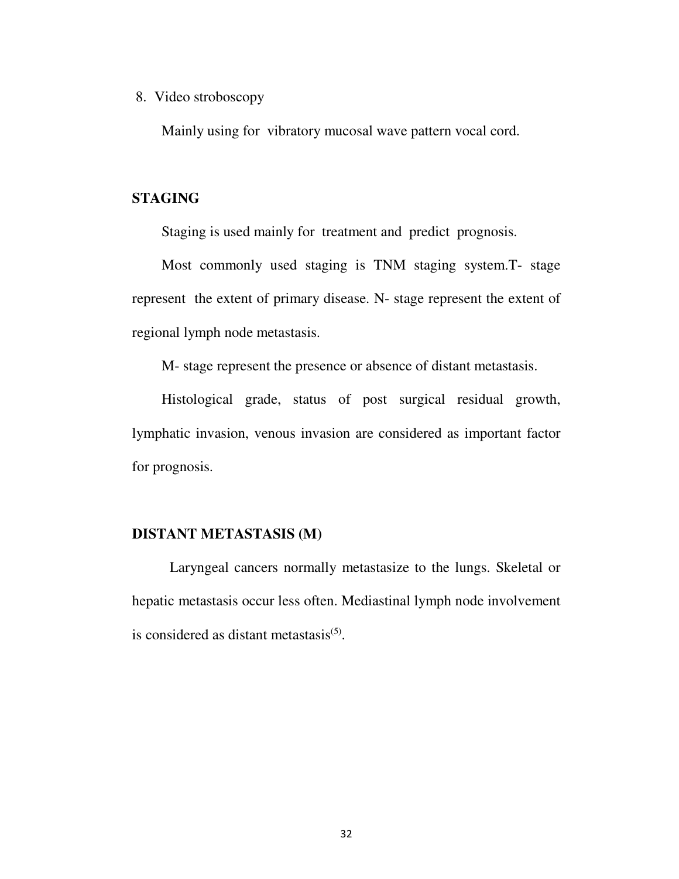8. Video stroboscopy

   Mainly using for vibratory mucosal wave pattern vocal cord.

## STAGING

Staging is used mainly for treatment and predict prognosis.

Most commonly used staging is TNM staging system.T- stage represent the extent of primary disease. N- stage represent the extent of regional lymph node metastasis.

M- stage represent the presence or absence of distant metastasis.

Histological grade, status of post surgical residual growth, lymphatic invasion, venous invasion are considered as important factor for prognosis.

## DISTANT METASTASIS (M)

Laryngeal cancers normally metastasize to the lungs. Skeletal or hepatic metastasis occur less often. Mediastinal lymph node involvement is considered as distant metastasis[(5)].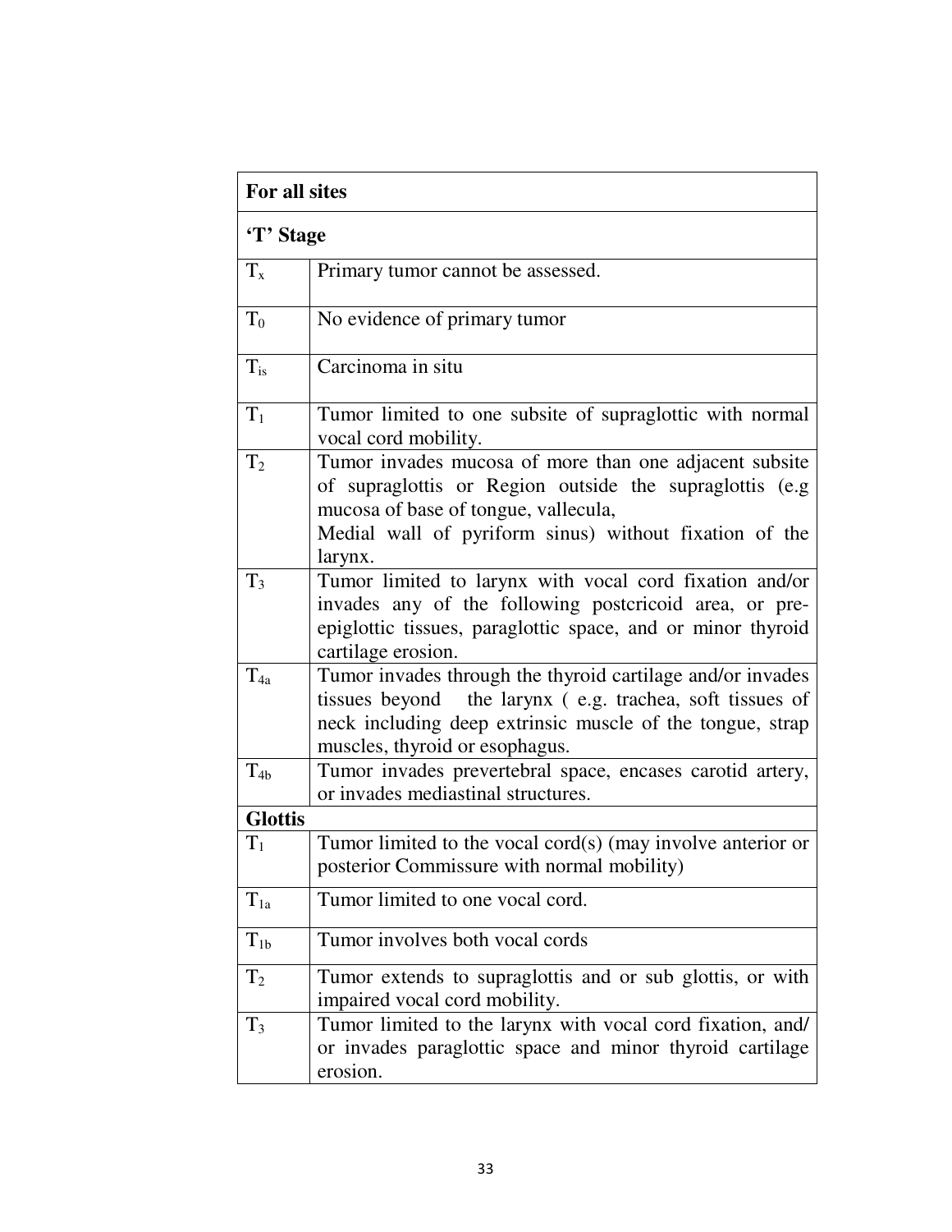| | |
|---|---|
| **For all sites** | |
| **'T' Stage** | |
| $T_x$ | Primary tumor cannot be assessed. |
| $T_0$ | No evidence of primary tumor |
| $T_{is}$ | Carcinoma in situ |
| $T_1$ | Tumor limited to one subsite of supraglottic with normal vocal cord mobility. |
| $T_2$ | Tumor invades mucosa of more than one adjacent subsite of supraglottis or Region outside the supraglottis (e.g mucosa of base of tongue, vallecula, Medial wall of pyriform sinus) without fixation of the larynx. |
| $T_3$ | Tumor limited to larynx with vocal cord fixation and/or invades any of the following postcricoid area, or pre-epiglottic tissues, paraglottic space, and or minor thyroid cartilage erosion. |
| $T_{4a}$ | Tumor invades through the thyroid cartilage and/or invades tissues beyond the larynx ( e.g. trachea, soft tissues of neck including deep extrinsic muscle of the tongue, strap muscles, thyroid or esophagus. |
| $T_{4b}$ | Tumor invades prevertebral space, encases carotid artery, or invades mediastinal structures. |
| **Glottis** | |
| $T_1$ | Tumor limited to the vocal cord(s) (may involve anterior or posterior Commissure with normal mobility) |
| $T_{1a}$ | Tumor limited to one vocal cord. |
| $T_{1b}$ | Tumor involves both vocal cords |
| $T_2$ | Tumor extends to supraglottis and or sub glottis, or with impaired vocal cord mobility. |
| $T_3$ | Tumor limited to the larynx with vocal cord fixation, and/ or invades paraglottic space and minor thyroid cartilage erosion. |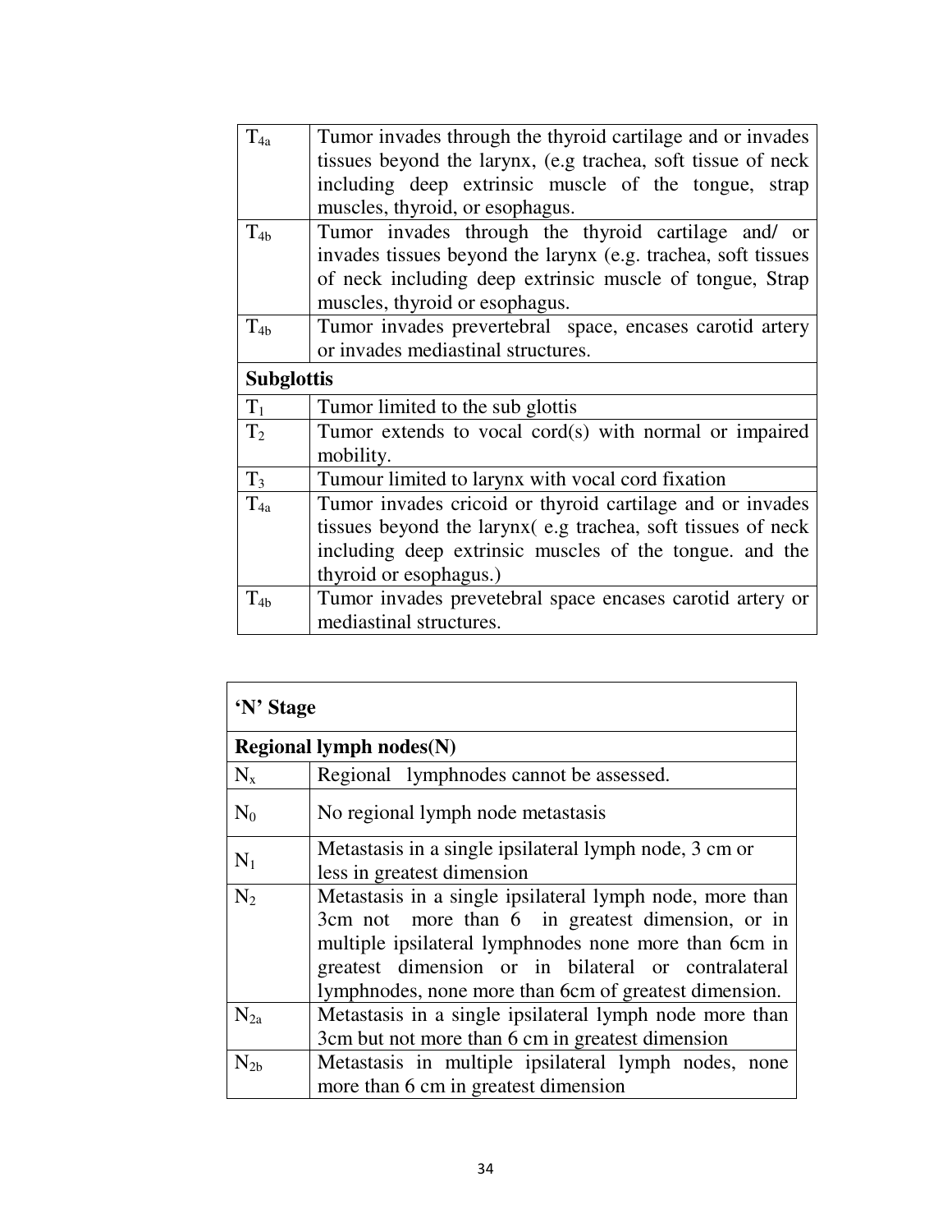| | |
|---|---|
| $T_{4a}$ | Tumor invades through the thyroid cartilage and or invades tissues beyond the larynx, (e.g trachea, soft tissue of neck including deep extrinsic muscle of the tongue, strap muscles, thyroid, or esophagus. |
| $T_{4b}$ | Tumor invades through the thyroid cartilage and/ or invades tissues beyond the larynx (e.g. trachea, soft tissues of neck including deep extrinsic muscle of tongue, Strap muscles, thyroid or esophagus. |
| $T_{4b}$ | Tumor invades prevertebral space, encases carotid artery or invades mediastinal structures. |
| **Subglottis** | |
| $T_1$ | Tumor limited to the sub glottis |
| $T_2$ | Tumor extends to vocal cord(s) with normal or impaired mobility. |
| $T_3$ | Tumour limited to larynx with vocal cord fixation |
| $T_{4a}$ | Tumor invades cricoid or thyroid cartilage and or invades tissues beyond the larynx( e.g trachea, soft tissues of neck including deep extrinsic muscles of the tongue. and the thyroid or esophagus.) |
| $T_{4b}$ | Tumor invades prevetebral space encases carotid artery or mediastinal structures. |

| **'N' Stage** | |
|---|---|
| **Regional lymph nodes(N)** | |
| $N_x$ | Regional lymphnodes cannot be assessed. |
| $N_0$ | No regional lymph node metastasis |
| $N_1$ | Metastasis in a single ipsilateral lymph node, 3 cm or less in greatest dimension |
| $N_2$ | Metastasis in a single ipsilateral lymph node, more than 3cm not more than 6 in greatest dimension, or in multiple ipsilateral lymphnodes none more than 6cm in greatest dimension or in bilateral or contralateral lymphnodes, none more than 6cm of greatest dimension. |
| $N_{2a}$ | Metastasis in a single ipsilateral lymph node more than 3cm but not more than 6 cm in greatest dimension |
| $N_{2b}$ | Metastasis in multiple ipsilateral lymph nodes, none more than 6 cm in greatest dimension |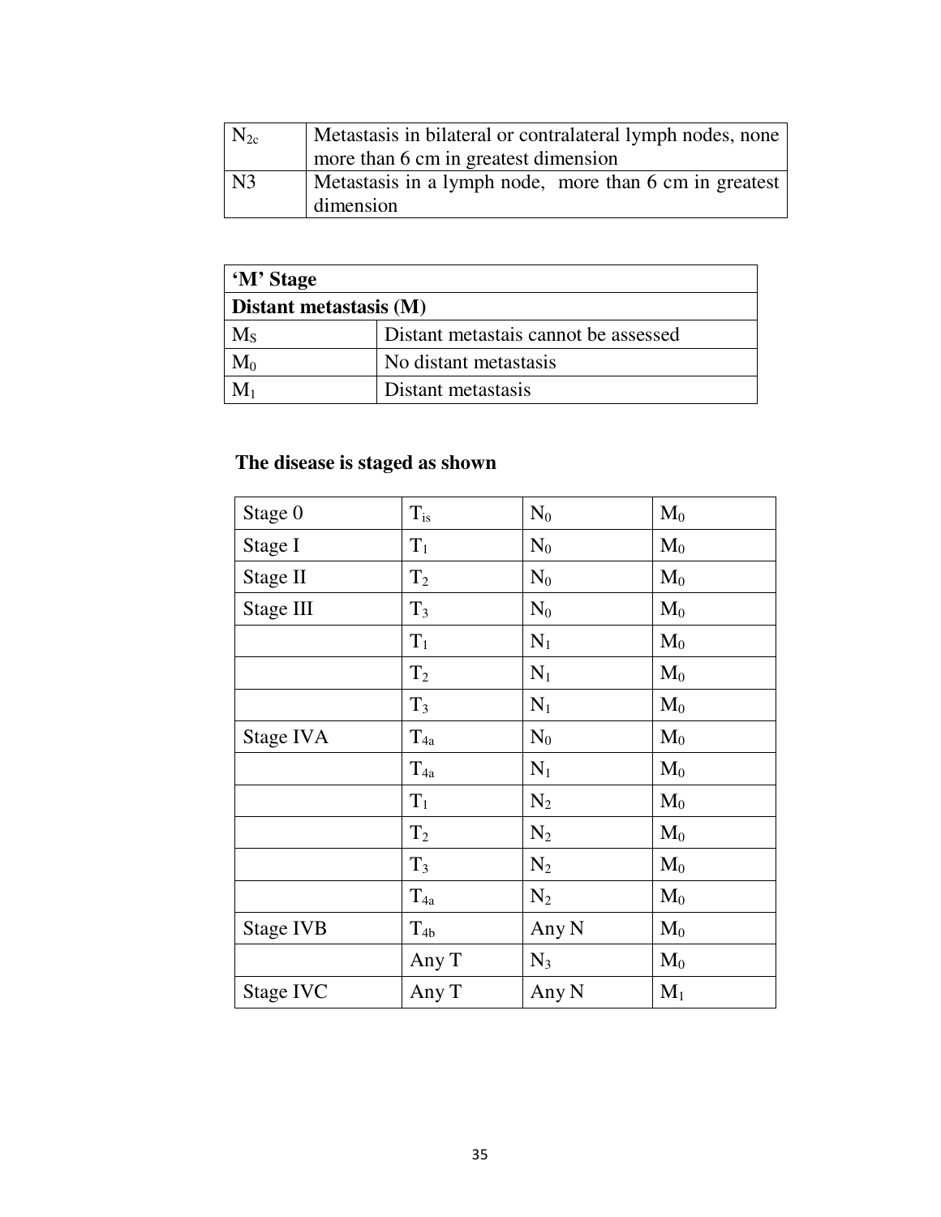| $N_{2c}$ | Metastasis in bilateral or contralateral lymph nodes, none more than 6 cm in greatest dimension |
|---|---|
| N3 | Metastasis in a lymph node, more than 6 cm in greatest dimension |

| **'M' Stage** | |
|---|---|
| **Distant metastasis (M)** | |
| $M_S$ | Distant metastais cannot be assessed |
| $M_0$ | No distant metastasis |
| $M_1$ | Distant metastasis |

**The disease is staged as shown**

| | | | |
|---|---|---|---|
| Stage 0 | $T_{is}$ | $N_0$ | $M_0$ |
| Stage I | $T_1$ | $N_0$ | $M_0$ |
| Stage II | $T_2$ | $N_0$ | $M_0$ |
| Stage III | $T_3$ | $N_0$ | $M_0$ |
| | $T_1$ | $N_1$ | $M_0$ |
| | $T_2$ | $N_1$ | $M_0$ |
| | $T_3$ | $N_1$ | $M_0$ |
| Stage IVA | $T_{4a}$ | $N_0$ | $M_0$ |
| | $T_{4a}$ | $N_1$ | $M_0$ |
| | $T_1$ | $N_2$ | $M_0$ |
| | $T_2$ | $N_2$ | $M_0$ |
| | $T_3$ | $N_2$ | $M_0$ |
| | $T_{4a}$ | $N_2$ | $M_0$ |
| Stage IVB | $T_{4b}$ | Any N | $M_0$ |
| | Any T | $N_3$ | $M_0$ |
| Stage IVC | Any T | Any N | $M_1$ |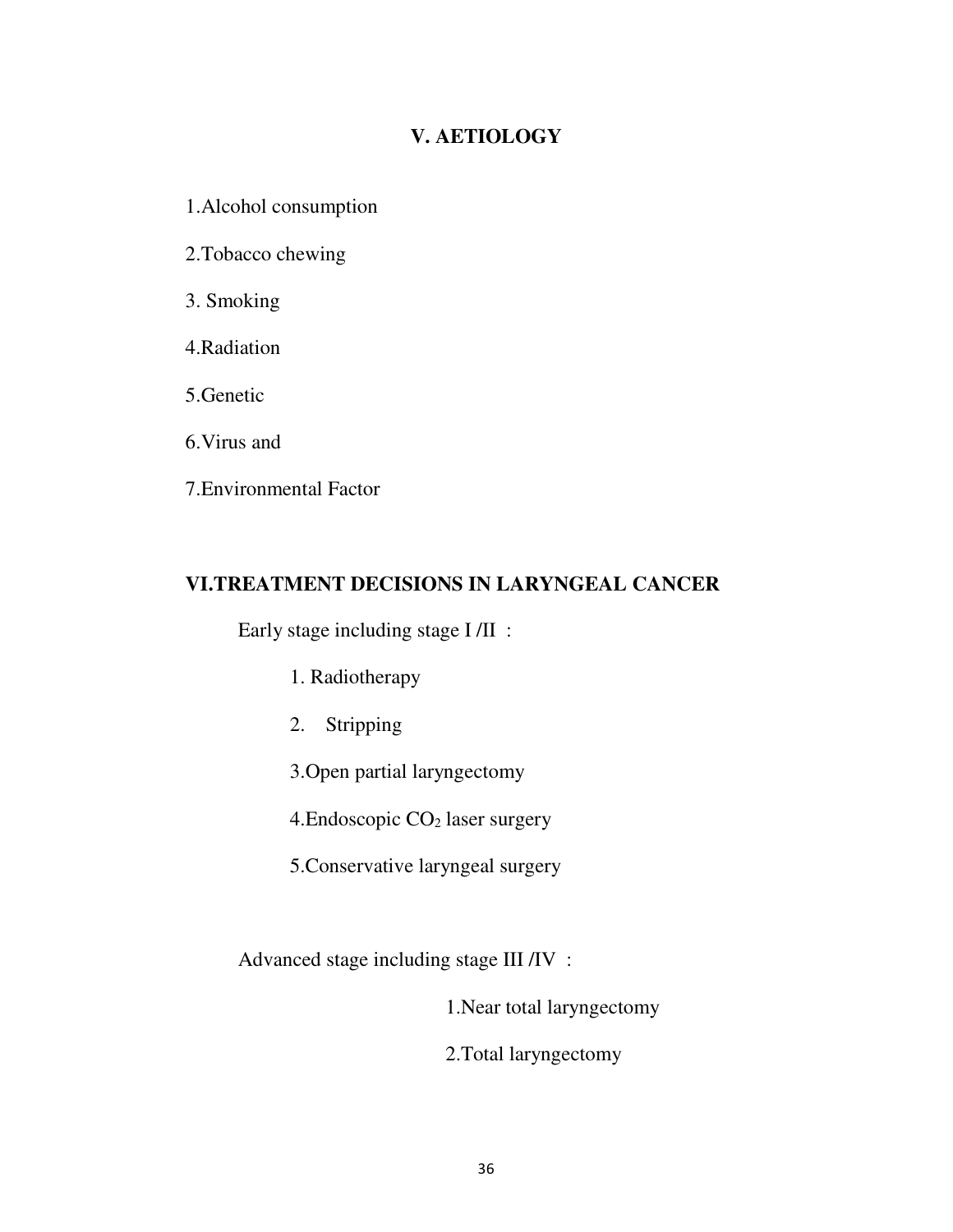## V. AETIOLOGY

1.Alcohol consumption

2.Tobacco chewing

3. Smoking

4.Radiation

5.Genetic

6.Virus and

7.Environmental Factor

## VI.TREATMENT DECISIONS IN LARYNGEAL CANCER

Early stage including stage I /II :

1. Radiotherapy
2. Stripping
3. Open partial laryngectomy
4. Endoscopic $CO_2$ laser surgery
5. Conservative laryngeal surgery

Advanced stage including stage III /IV :

1. Near total laryngectomy
2. Total laryngectomy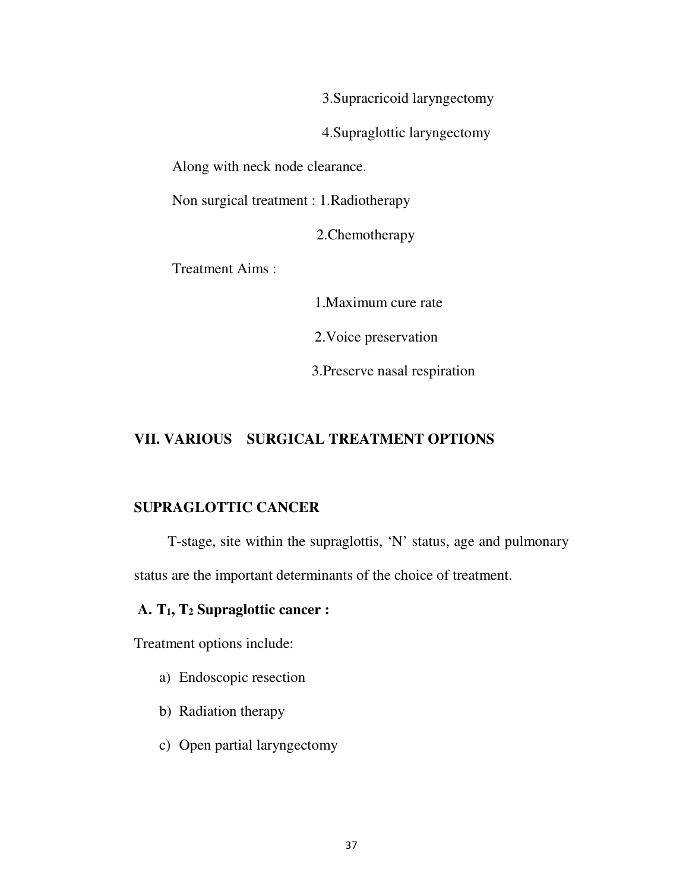3.Supracricoid laryngectomy

4.Supraglottic laryngectomy

Along with neck node clearance.

Non surgical treatment : 1.Radiotherapy

2.Chemotherapy

Treatment Aims :

1.Maximum cure rate

2.Voice preservation

3.Preserve nasal respiration

## VII. VARIOUS SURGICAL TREATMENT OPTIONS

### SUPRAGLOTTIC CANCER

T-stage, site within the supraglottis, 'N' status, age and pulmonary status are the important determinants of the choice of treatment.

**A. $T_1$, $T_2$ Supraglottic cancer :**

Treatment options include:

a) Endoscopic resection

b) Radiation therapy

c) Open partial laryngectomy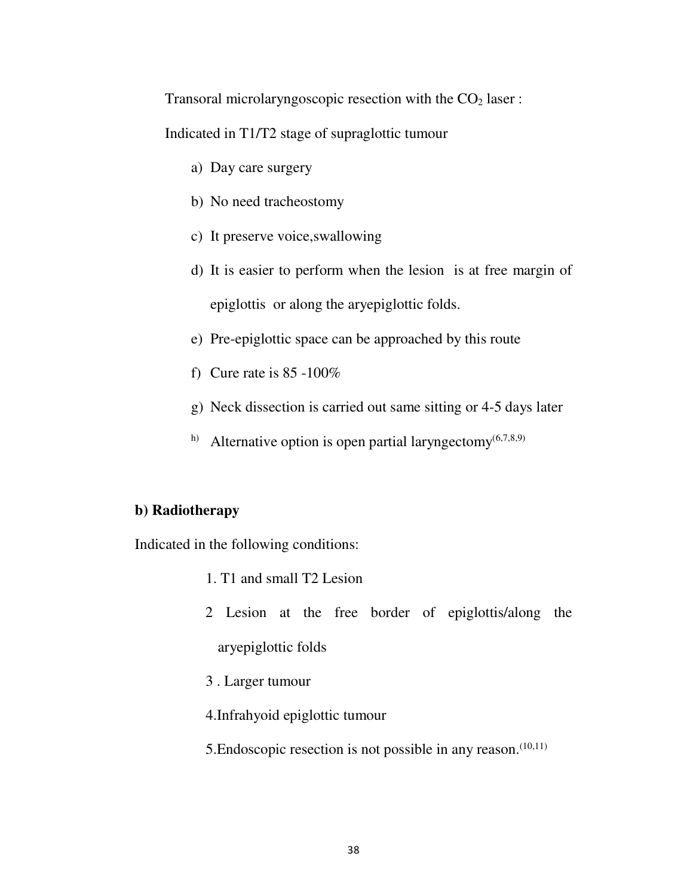Transoral microlaryngoscopic resection with the $CO_2$ laser :

Indicated in T1/T2 stage of supraglottic tumour

a) Day care surgery
b) No need tracheostomy
c) It preserve voice,swallowing
d) It is easier to perform when the lesion is at free margin of epiglottis or along the aryepiglottic folds.
e) Pre-epiglottic space can be approached by this route
f) Cure rate is 85 -100%
g) Neck dissection is carried out same sitting or 4-5 days later
h) Alternative option is open partial laryngectomy[6,7,8,9]

**b) Radiotherapy**

Indicated in the following conditions:

1. T1 and small T2 Lesion
2 Lesion at the free border of epiglottis/along the aryepiglottic folds
3 . Larger tumour
4.Infrahyoid epiglottic tumour
5.Endoscopic resection is not possible in any reason.[10,11]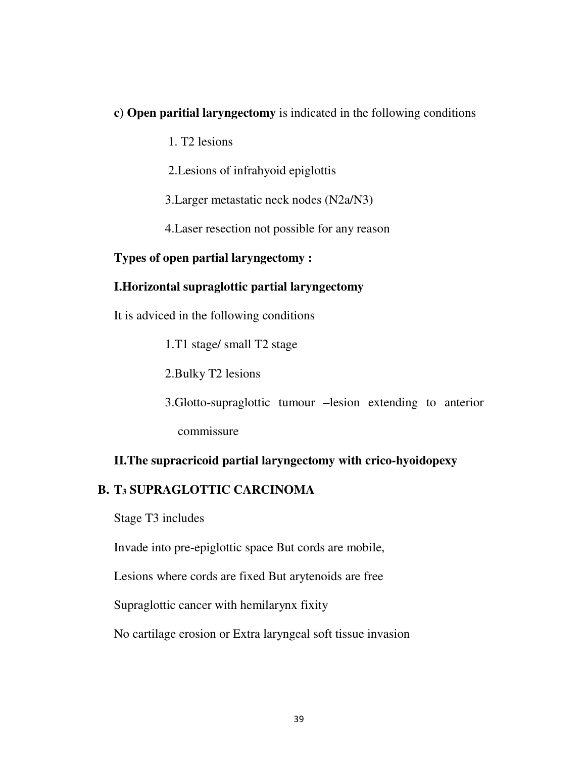**c) Open paritial laryngectomy** is indicated in the following conditions

1. T2 lesions
2. Lesions of infrahyoid epiglottis
3. Larger metastatic neck nodes (N2a/N3)
4. Laser resection not possible for any reason

**Types of open partial laryngectomy :**

**I.Horizontal supraglottic partial laryngectomy**

It is adviced in the following conditions

1. T1 stage/ small T2 stage
2. Bulky T2 lesions
3. Glotto-supraglottic tumour –lesion extending to anterior commissure

**II.The supracricoid partial laryngectomy with crico-hyoidopexy**

**B. $T_3$ SUPRAGLOTTIC CARCINOMA**

Stage T3 includes

Invade into pre-epiglottic space But cords are mobile,

Lesions where cords are fixed But arytenoids are free

Supraglottic cancer with hemilarynx fixity

No cartilage erosion or Extra laryngeal soft tissue invasion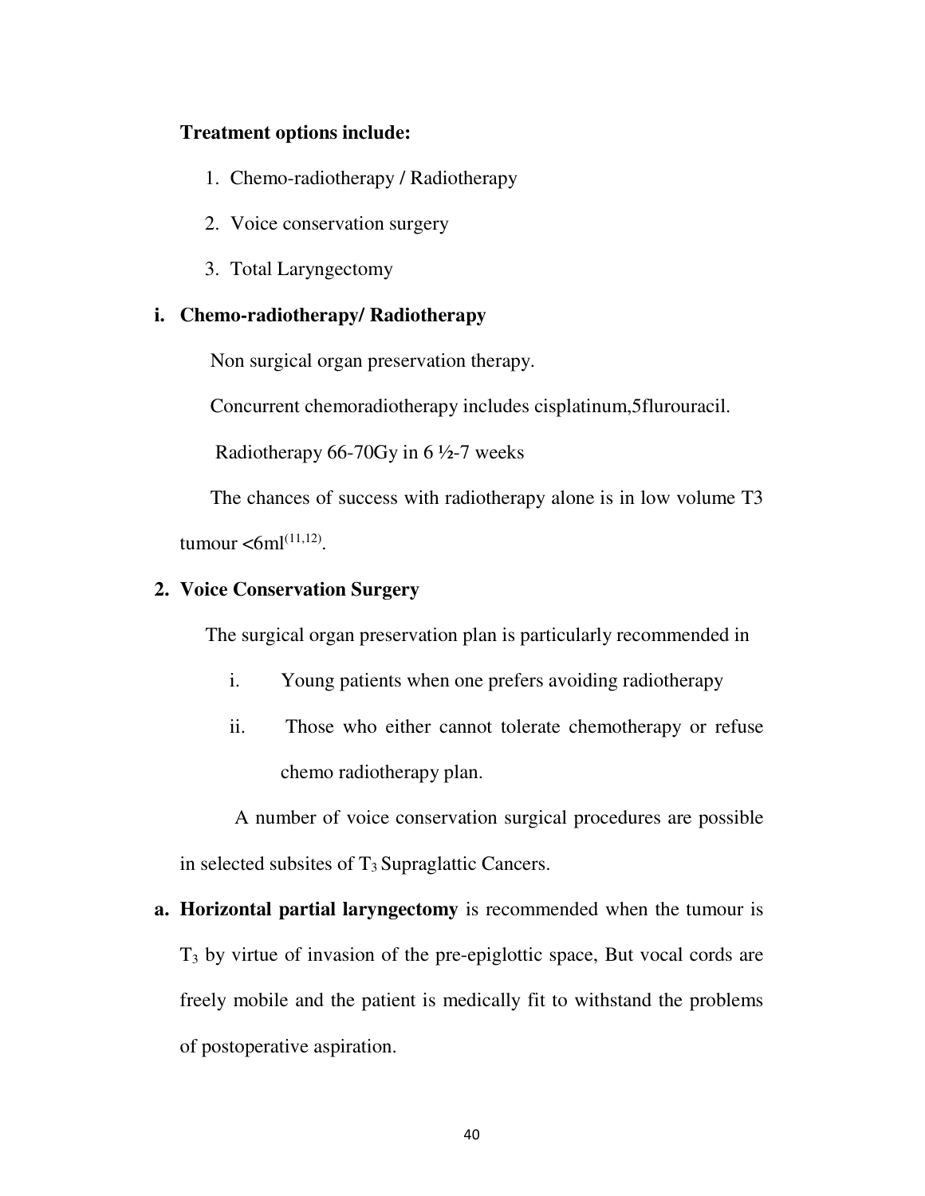**Treatment options include:**

1. Chemo-radiotherapy / Radiotherapy
2. Voice conservation surgery
3. Total Laryngectomy

**i. Chemo-radiotherapy/ Radiotherapy**

Non surgical organ preservation therapy.

Concurrent chemoradiotherapy includes cisplatinum,5flurouracil.

Radiotherapy 66-70Gy in 6 ½-7 weeks

The chances of success with radiotherapy alone is in low volume T3 tumour <6ml[11,12].

**2. Voice Conservation Surgery**

The surgical organ preservation plan is particularly recommended in

i. Young patients when one prefers avoiding radiotherapy

ii. Those who either cannot tolerate chemotherapy or refuse chemo radiotherapy plan.

A number of voice conservation surgical procedures are possible in selected subsites of $T_3$ Supraglattic Cancers.

**a. Horizontal partial laryngectomy** is recommended when the tumour is $T_3$ by virtue of invasion of the pre-epiglottic space, But vocal cords are freely mobile and the patient is medically fit to withstand the problems of postoperative aspiration.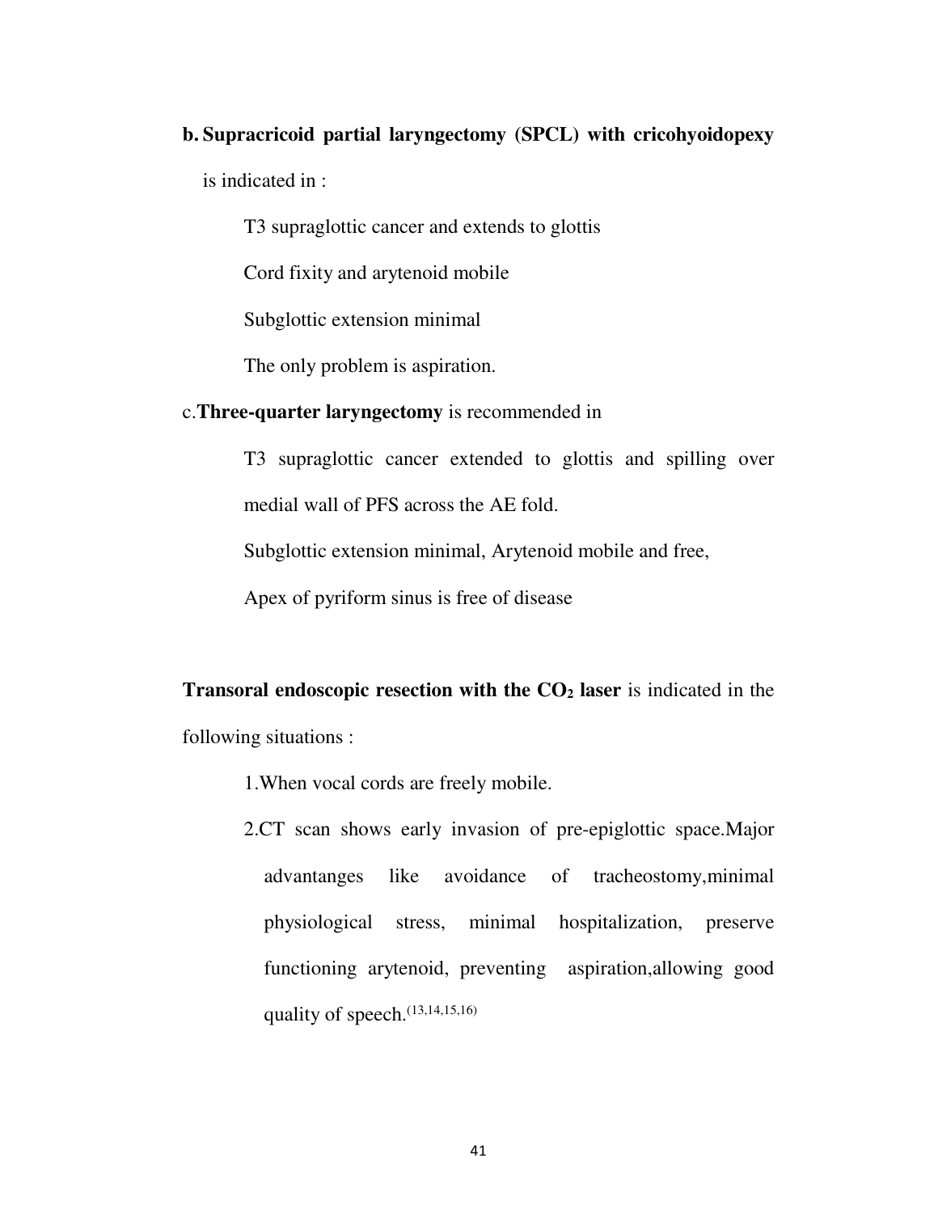**b. Supracricoid partial laryngectomy (SPCL) with cricohyoidopexy** is indicated in :

T3 supraglottic cancer and extends to glottis

Cord fixity and arytenoid mobile

Subglottic extension minimal

The only problem is aspiration.

c. **Three-quarter laryngectomy** is recommended in

T3 supraglottic cancer extended to glottis and spilling over medial wall of PFS across the AE fold.

Subglottic extension minimal, Arytenoid mobile and free,

Apex of pyriform sinus is free of disease

**Transoral endoscopic resection with the $CO_2$ laser** is indicated in the following situations :

1. When vocal cords are freely mobile.
2. CT scan shows early invasion of pre-epiglottic space.Major advantanges like avoidance of tracheostomy,minimal physiological stress, minimal hospitalization, preserve functioning arytenoid, preventing aspiration,allowing good quality of speech.[13,14,15,16]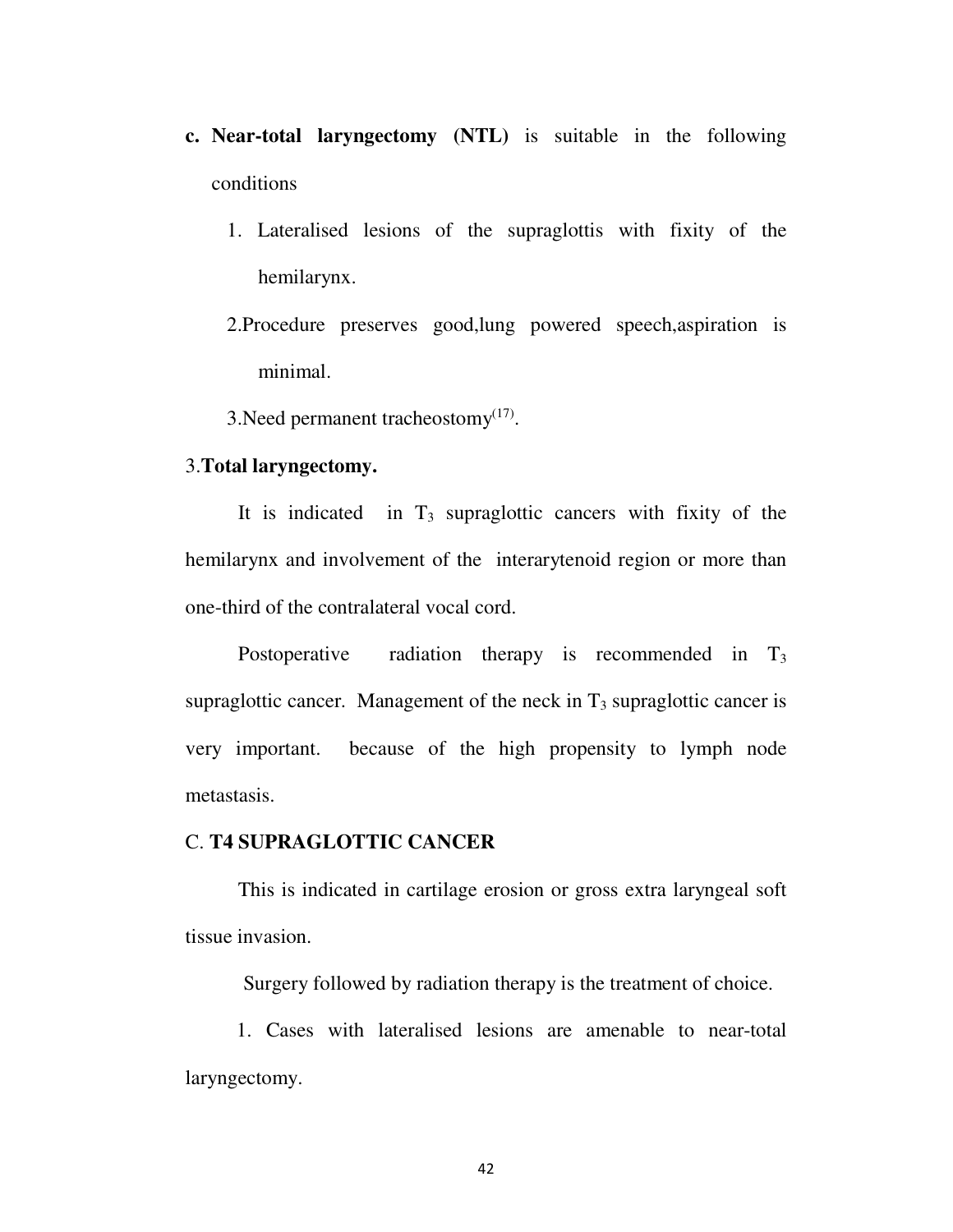**c. Near-total laryngectomy (NTL)** is suitable in the following conditions

1. Lateralised lesions of the supraglottis with fixity of the hemilarynx.

2.Procedure preserves good,lung powered speech,aspiration is minimal.

3.Need permanent tracheostomy[17].

3.**Total laryngectomy.**

It is indicated in $T_3$ supraglottic cancers with fixity of the hemilarynx and involvement of the interarytenoid region or more than one-third of the contralateral vocal cord.

Postoperative radiation therapy is recommended in $T_3$ supraglottic cancer. Management of the neck in $T_3$ supraglottic cancer is very important. because of the high propensity to lymph node metastasis.

C. **T4 SUPRAGLOTTIC CANCER**

This is indicated in cartilage erosion or gross extra laryngeal soft tissue invasion.

Surgery followed by radiation therapy is the treatment of choice.

1. Cases with lateralised lesions are amenable to near-total laryngectomy.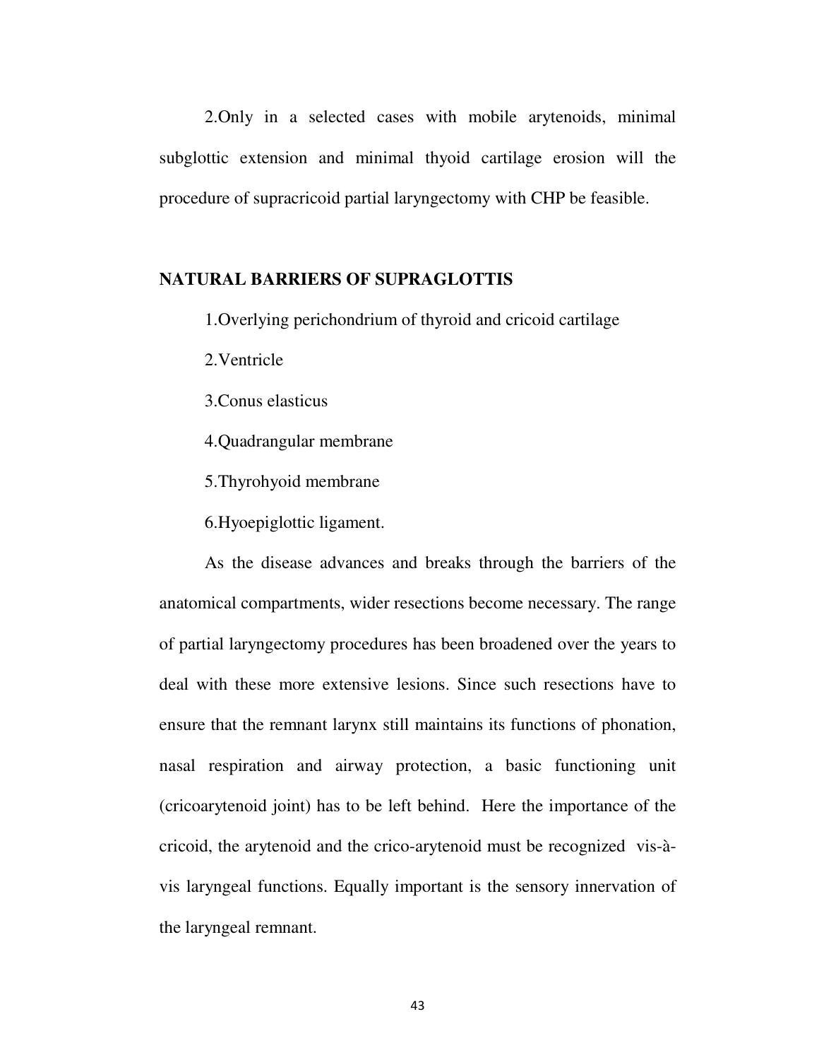2.Only in a selected cases with mobile arytenoids, minimal subglottic extension and minimal thyoid cartilage erosion will the procedure of supracricoid partial laryngectomy with CHP be feasible.

## NATURAL BARRIERS OF SUPRAGLOTTIS

1.Overlying perichondrium of thyroid and cricoid cartilage

2.Ventricle

3.Conus elasticus

4.Quadrangular membrane

5.Thyrohyoid membrane

6.Hyoepiglottic ligament.

As the disease advances and breaks through the barriers of the anatomical compartments, wider resections become necessary. The range of partial laryngectomy procedures has been broadened over the years to deal with these more extensive lesions. Since such resections have to ensure that the remnant larynx still maintains its functions of phonation, nasal respiration and airway protection, a basic functioning unit (cricoarytenoid joint) has to be left behind. Here the importance of the cricoid, the arytenoid and the crico-arytenoid must be recognized vis-à-vis laryngeal functions. Equally important is the sensory innervation of the laryngeal remnant.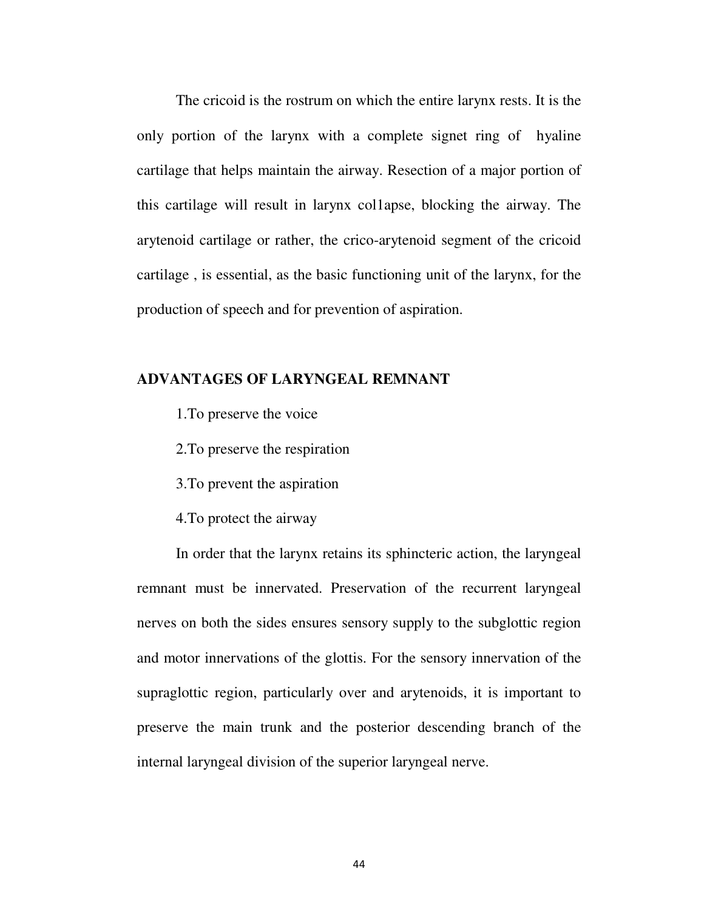The cricoid is the rostrum on which the entire larynx rests. It is the only portion of the larynx with a complete signet ring of hyaline cartilage that helps maintain the airway. Resection of a major portion of this cartilage will result in larynx col1apse, blocking the airway. The arytenoid cartilage or rather, the crico-arytenoid segment of the cricoid cartilage , is essential, as the basic functioning unit of the larynx, for the production of speech and for prevention of aspiration.

## ADVANTAGES OF LARYNGEAL REMNANT

1.To preserve the voice

2.To preserve the respiration

3.To prevent the aspiration

4.To protect the airway

In order that the larynx retains its sphincteric action, the laryngeal remnant must be innervated. Preservation of the recurrent laryngeal nerves on both the sides ensures sensory supply to the subglottic region and motor innervations of the glottis. For the sensory innervation of the supraglottic region, particularly over and arytenoids, it is important to preserve the main trunk and the posterior descending branch of the internal laryngeal division of the superior laryngeal nerve.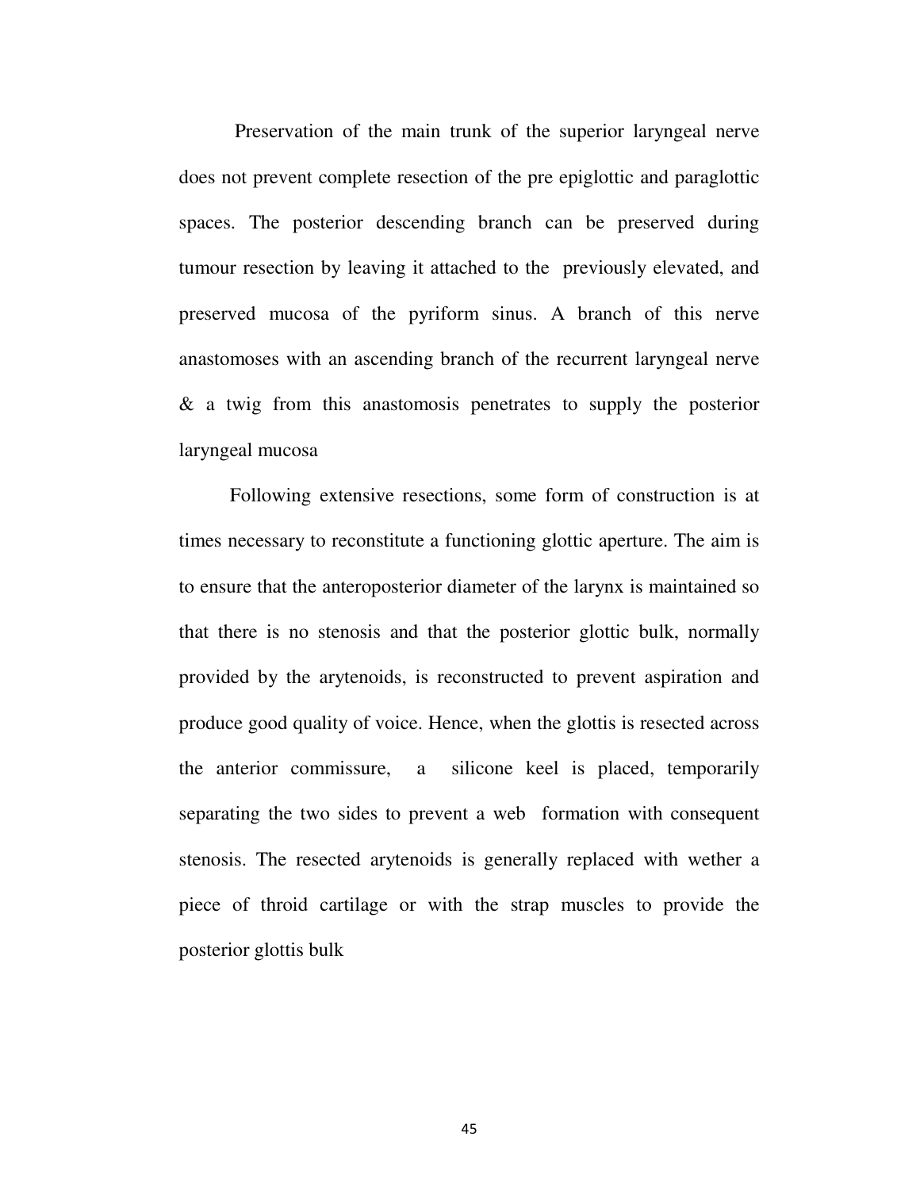Preservation of the main trunk of the superior laryngeal nerve does not prevent complete resection of the pre epiglottic and paraglottic spaces. The posterior descending branch can be preserved during tumour resection by leaving it attached to the previously elevated, and preserved mucosa of the pyriform sinus. A branch of this nerve anastomoses with an ascending branch of the recurrent laryngeal nerve & a twig from this anastomosis penetrates to supply the posterior laryngeal mucosa

Following extensive resections, some form of construction is at times necessary to reconstitute a functioning glottic aperture. The aim is to ensure that the anteroposterior diameter of the larynx is maintained so that there is no stenosis and that the posterior glottic bulk, normally provided by the arytenoids, is reconstructed to prevent aspiration and produce good quality of voice. Hence, when the glottis is resected across the anterior commissure, a silicone keel is placed, temporarily separating the two sides to prevent a web formation with consequent stenosis. The resected arytenoids is generally replaced with wether a piece of throid cartilage or with the strap muscles to provide the posterior glottis bulk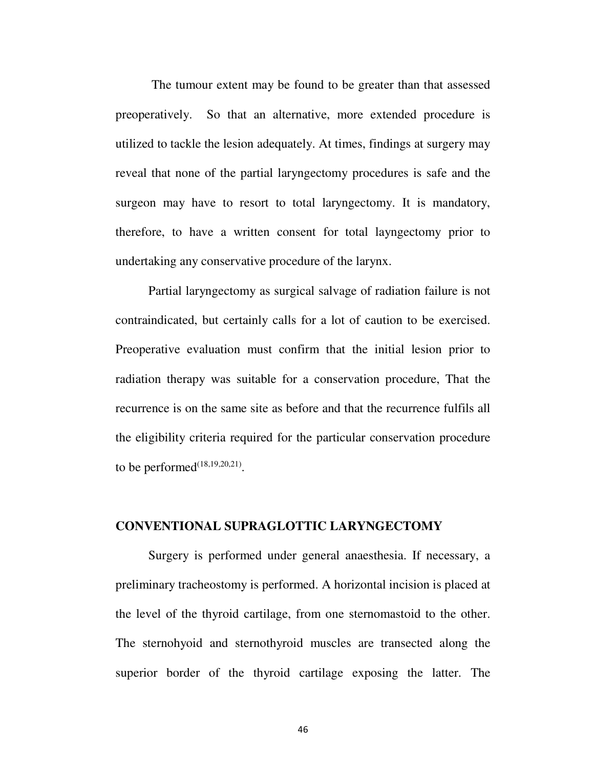The tumour extent may be found to be greater than that assessed preoperatively. So that an alternative, more extended procedure is utilized to tackle the lesion adequately. At times, findings at surgery may reveal that none of the partial laryngectomy procedures is safe and the surgeon may have to resort to total laryngectomy. It is mandatory, therefore, to have a written consent for total layngectomy prior to undertaking any conservative procedure of the larynx.

Partial laryngectomy as surgical salvage of radiation failure is not contraindicated, but certainly calls for a lot of caution to be exercised. Preoperative evaluation must confirm that the initial lesion prior to radiation therapy was suitable for a conservation procedure, That the recurrence is on the same site as before and that the recurrence fulfils all the eligibility criteria required for the particular conservation procedure to be performed[(18,19,20,21)].

## CONVENTIONAL SUPRAGLOTTIC LARYNGECTOMY

Surgery is performed under general anaesthesia. If necessary, a preliminary tracheostomy is performed. A horizontal incision is placed at the level of the thyroid cartilage, from one sternomastoid to the other. The sternohyoid and sternothyroid muscles are transected along the superior border of the thyroid cartilage exposing the latter. The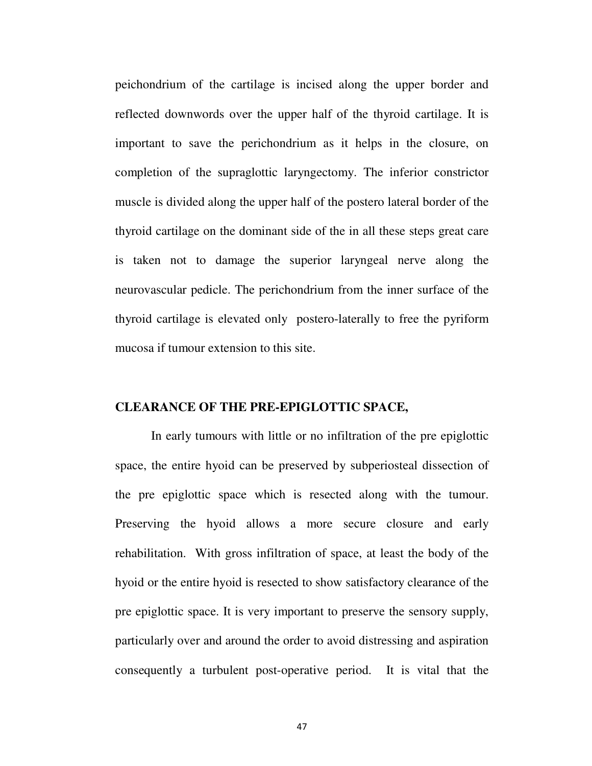peichondrium of the cartilage is incised along the upper border and reflected downwords over the upper half of the thyroid cartilage. It is important to save the perichondrium as it helps in the closure, on completion of the supraglottic laryngectomy. The inferior constrictor muscle is divided along the upper half of the postero lateral border of the thyroid cartilage on the dominant side of the in all these steps great care is taken not to damage the superior laryngeal nerve along the neurovascular pedicle. The perichondrium from the inner surface of the thyroid cartilage is elevated only postero-laterally to free the pyriform mucosa if tumour extension to this site.

**CLEARANCE OF THE PRE-EPIGLOTTIC SPACE,**

In early tumours with little or no infiltration of the pre epiglottic space, the entire hyoid can be preserved by subperiosteal dissection of the pre epiglottic space which is resected along with the tumour. Preserving the hyoid allows a more secure closure and early rehabilitation. With gross infiltration of space, at least the body of the hyoid or the entire hyoid is resected to show satisfactory clearance of the pre epiglottic space. It is very important to preserve the sensory supply, particularly over and around the order to avoid distressing and aspiration consequently a turbulent post-operative period. It is vital that the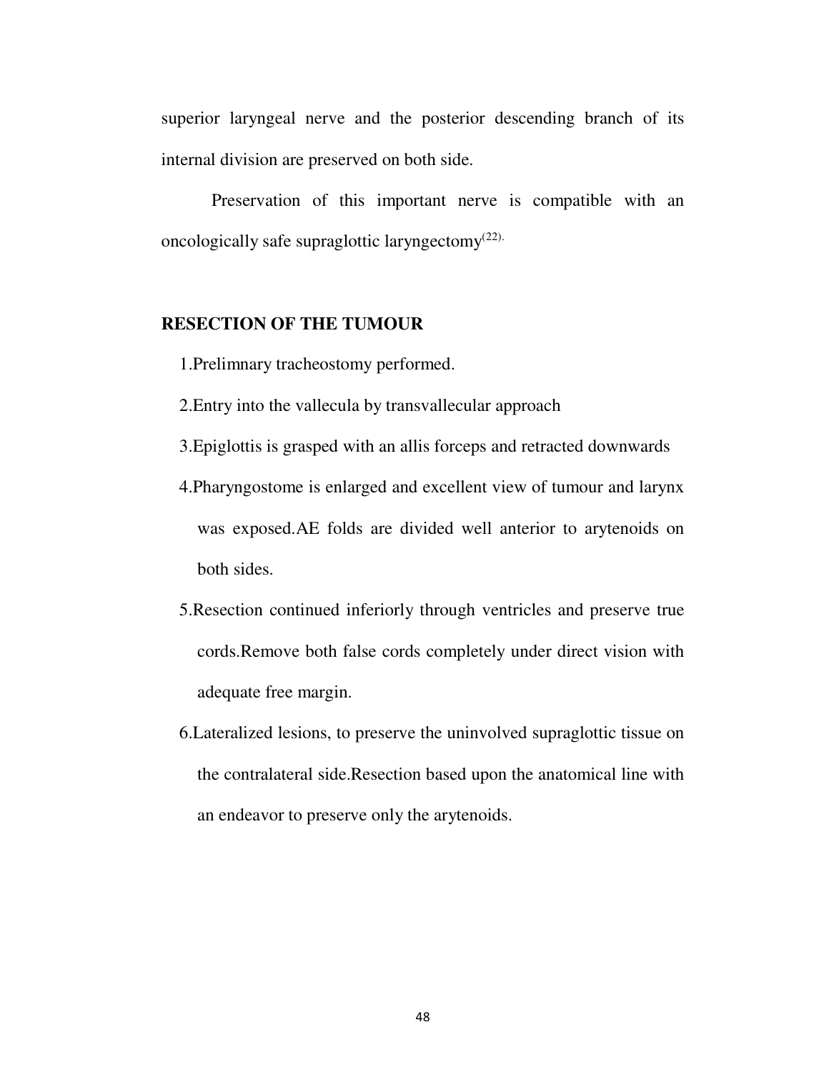superior laryngeal nerve and the posterior descending branch of its internal division are preserved on both side.

Preservation of this important nerve is compatible with an oncologically safe supraglottic laryngectomy[22].

## RESECTION OF THE TUMOUR

1.Prelimnary tracheostomy performed.

2.Entry into the vallecula by transvallecular approach

3.Epiglottis is grasped with an allis forceps and retracted downwards

4.Pharyngostome is enlarged and excellent view of tumour and larynx was exposed.AE folds are divided well anterior to arytenoids on both sides.

5.Resection continued inferiorly through ventricles and preserve true cords.Remove both false cords completely under direct vision with adequate free margin.

6.Lateralized lesions, to preserve the uninvolved supraglottic tissue on the contralateral side.Resection based upon the anatomical line with an endeavor to preserve only the arytenoids.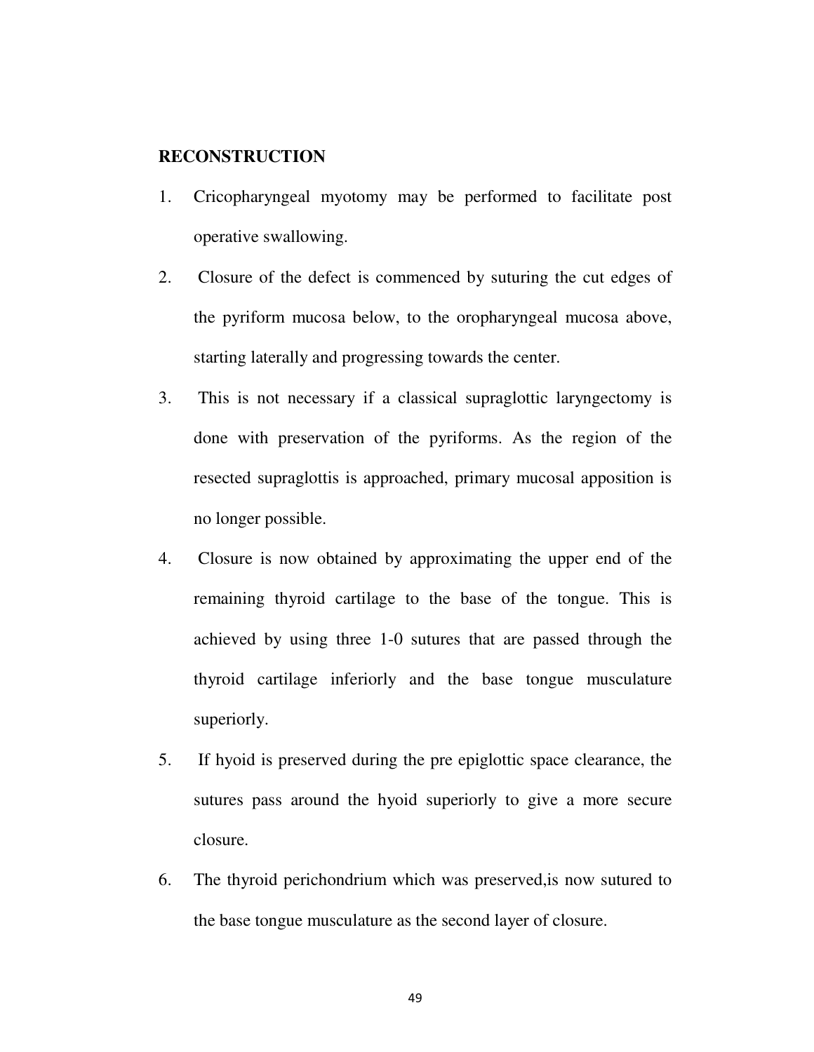**RECONSTRUCTION**

1. Cricopharyngeal myotomy may be performed to facilitate post operative swallowing.
2. Closure of the defect is commenced by suturing the cut edges of the pyriform mucosa below, to the oropharyngeal mucosa above, starting laterally and progressing towards the center.
3. This is not necessary if a classical supraglottic laryngectomy is done with preservation of the pyriforms. As the region of the resected supraglottis is approached, primary mucosal apposition is no longer possible.
4. Closure is now obtained by approximating the upper end of the remaining thyroid cartilage to the base of the tongue. This is achieved by using three 1-0 sutures that are passed through the thyroid cartilage inferiorly and the base tongue musculature superiorly.
5. If hyoid is preserved during the pre epiglottic space clearance, the sutures pass around the hyoid superiorly to give a more secure closure.
6. The thyroid perichondrium which was preserved,is now sutured to the base tongue musculature as the second layer of closure.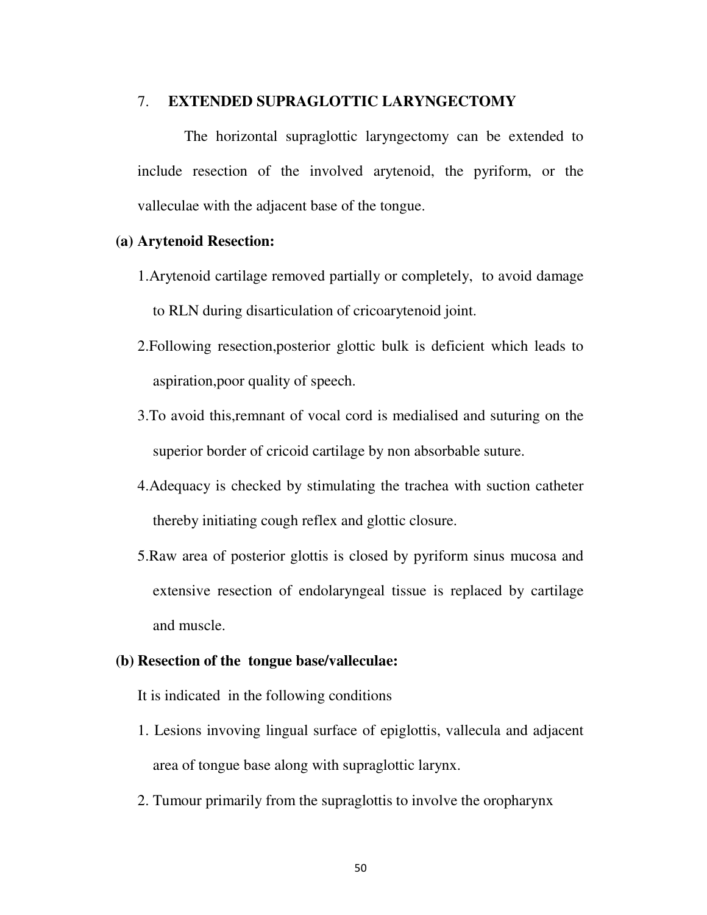## 7. EXTENDED SUPRAGLOTTIC LARYNGECTOMY

The horizontal supraglottic laryngectomy can be extended to include resection of the involved arytenoid, the pyriform, or the valleculae with the adjacent base of the tongue.

**(a) Arytenoid Resection:**

1. Arytenoid cartilage removed partially or completely, to avoid damage to RLN during disarticulation of cricoarytenoid joint.
2. Following resection,posterior glottic bulk is deficient which leads to aspiration,poor quality of speech.
3. To avoid this,remnant of vocal cord is medialised and suturing on the superior border of cricoid cartilage by non absorbable suture.
4. Adequacy is checked by stimulating the trachea with suction catheter thereby initiating cough reflex and glottic closure.
5. Raw area of posterior glottis is closed by pyriform sinus mucosa and extensive resection of endolaryngeal tissue is replaced by cartilage and muscle.

**(b) Resection of the tongue base/valleculae:**

It is indicated in the following conditions

1. Lesions invoving lingual surface of epiglottis, vallecula and adjacent area of tongue base along with supraglottic larynx.
2. Tumour primarily from the supraglottis to involve the oropharynx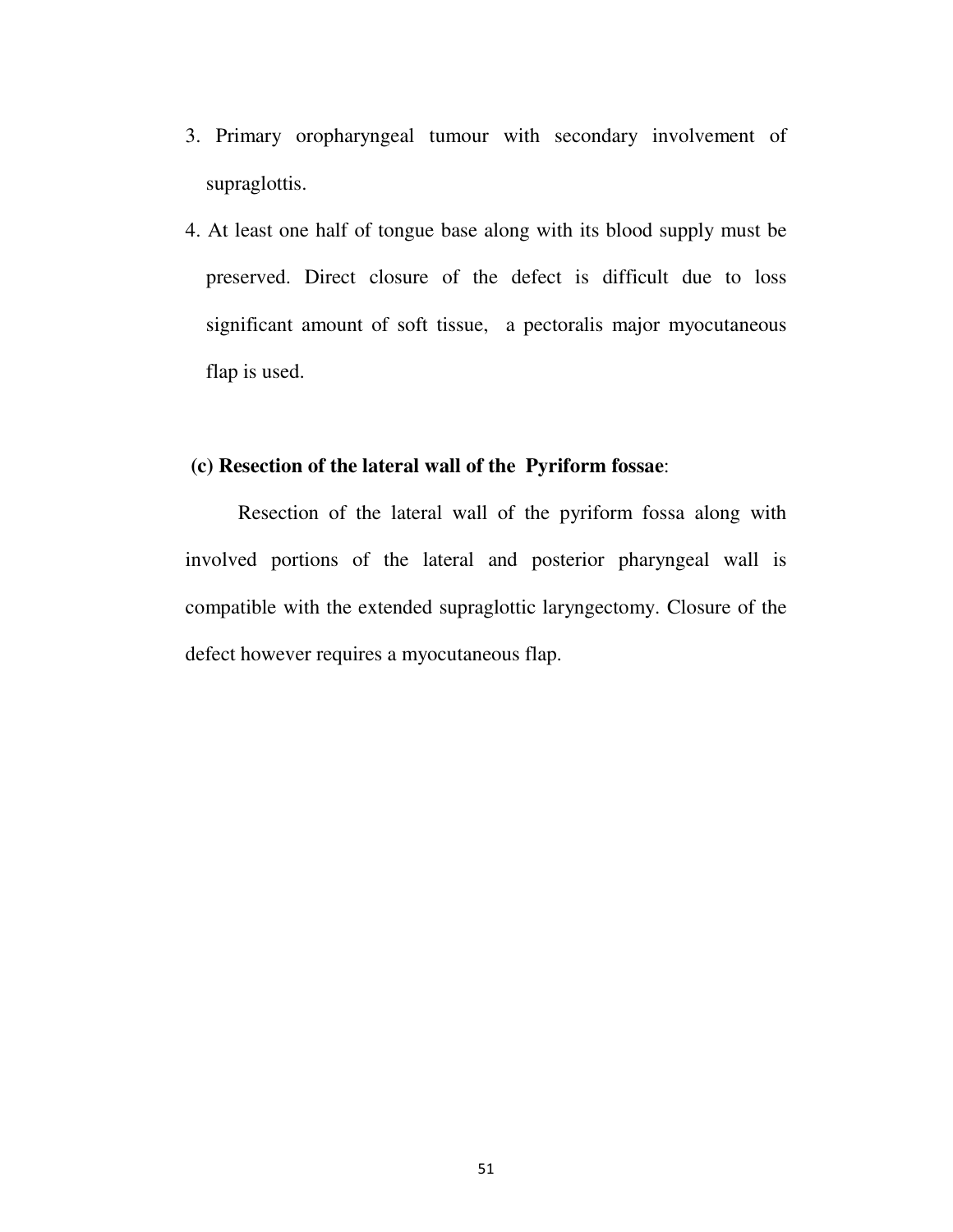3. Primary oropharyngeal tumour with secondary involvement of supraglottis.
4. At least one half of tongue base along with its blood supply must be preserved. Direct closure of the defect is difficult due to loss significant amount of soft tissue, a pectoralis major myocutaneous flap is used.

**(c) Resection of the lateral wall of the Pyriform fossae**:

Resection of the lateral wall of the pyriform fossa along with involved portions of the lateral and posterior pharyngeal wall is compatible with the extended supraglottic laryngectomy. Closure of the defect however requires a myocutaneous flap.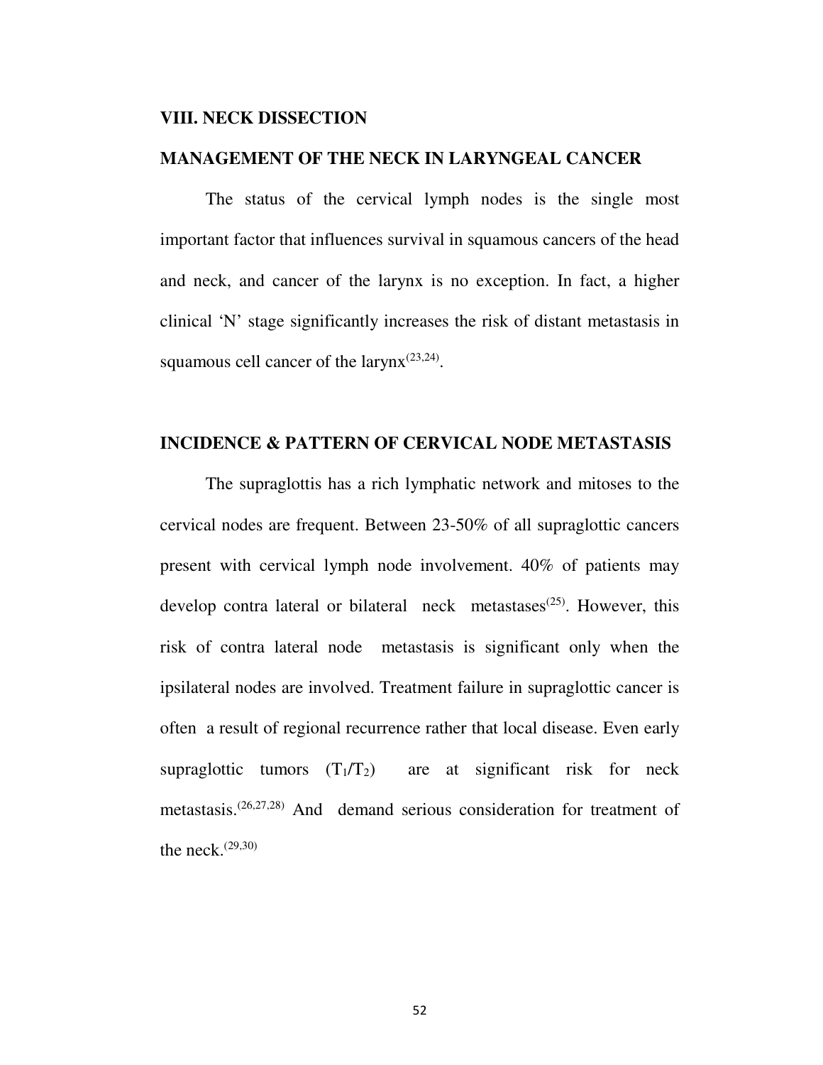## VIII. NECK DISSECTION

## MANAGEMENT OF THE NECK IN LARYNGEAL CANCER

The status of the cervical lymph nodes is the single most important factor that influences survival in squamous cancers of the head and neck, and cancer of the larynx is no exception. In fact, a higher clinical 'N' stage significantly increases the risk of distant metastasis in squamous cell cancer of the larynx[23,24].

## INCIDENCE & PATTERN OF CERVICAL NODE METASTASIS

The supraglottis has a rich lymphatic network and mitoses to the cervical nodes are frequent. Between 23-50% of all supraglottic cancers present with cervical lymph node involvement. 40% of patients may develop contra lateral or bilateral neck metastases[25]. However, this risk of contra lateral node metastasis is significant only when the ipsilateral nodes are involved. Treatment failure in supraglottic cancer is often a result of regional recurrence rather that local disease. Even early supraglottic tumors ($T_1/T_2$) are at significant risk for neck metastasis.[26,27,28] And demand serious consideration for treatment of the neck.[29,30]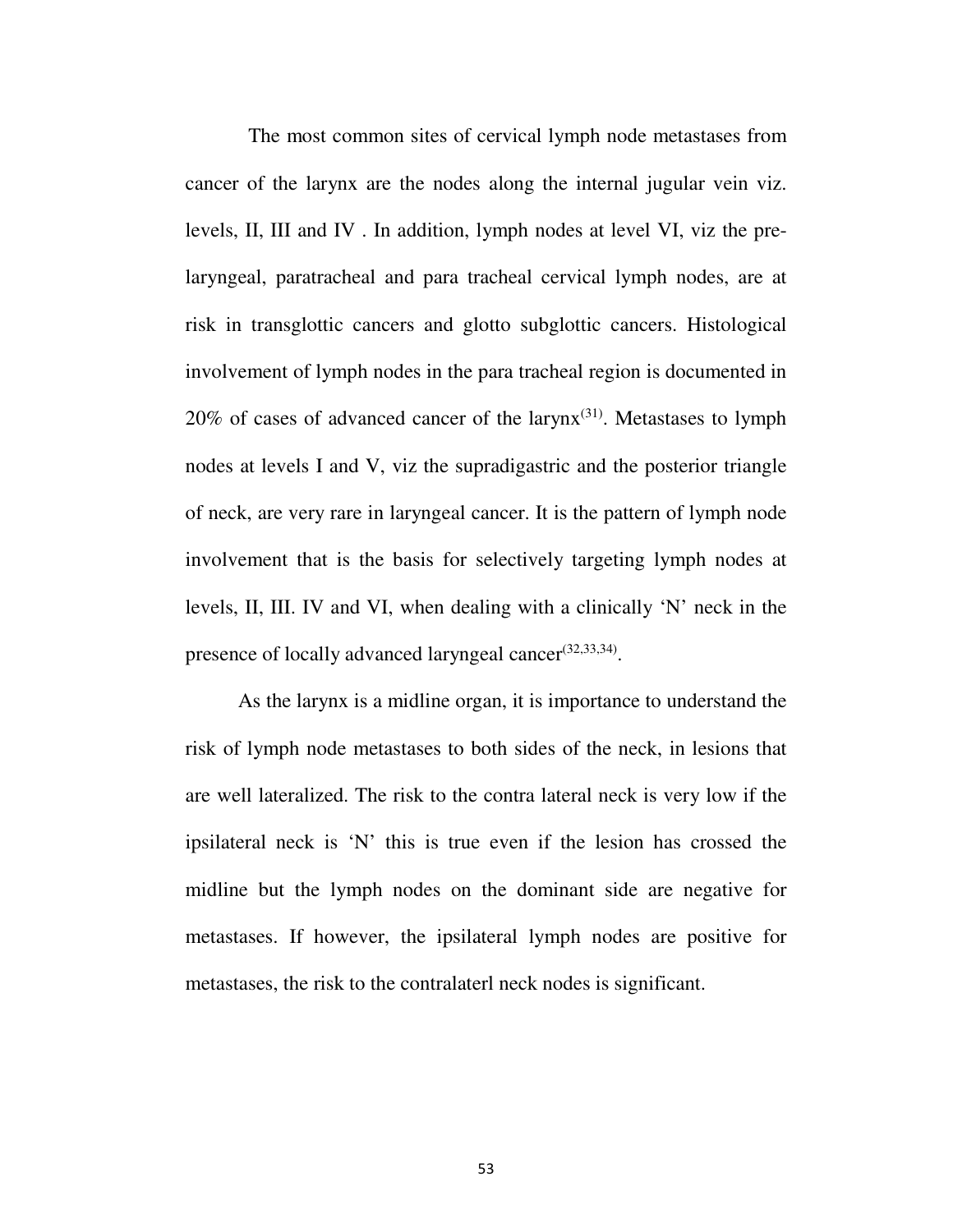The most common sites of cervical lymph node metastases from cancer of the larynx are the nodes along the internal jugular vein viz. levels, II, III and IV . In addition, lymph nodes at level VI, viz the pre-laryngeal, paratracheal and para tracheal cervical lymph nodes, are at risk in transglottic cancers and glotto subglottic cancers. Histological involvement of lymph nodes in the para tracheal region is documented in 20% of cases of advanced cancer of the larynx[31]. Metastases to lymph nodes at levels I and V, viz the supradigastric and the posterior triangle of neck, are very rare in laryngeal cancer. It is the pattern of lymph node involvement that is the basis for selectively targeting lymph nodes at levels, II, III. IV and VI, when dealing with a clinically 'N' neck in the presence of locally advanced laryngeal cancer[32,33,34].

As the larynx is a midline organ, it is importance to understand the risk of lymph node metastases to both sides of the neck, in lesions that are well lateralized. The risk to the contra lateral neck is very low if the ipsilateral neck is 'N' this is true even if the lesion has crossed the midline but the lymph nodes on the dominant side are negative for metastases. If however, the ipsilateral lymph nodes are positive for metastases, the risk to the contralaterl neck nodes is significant.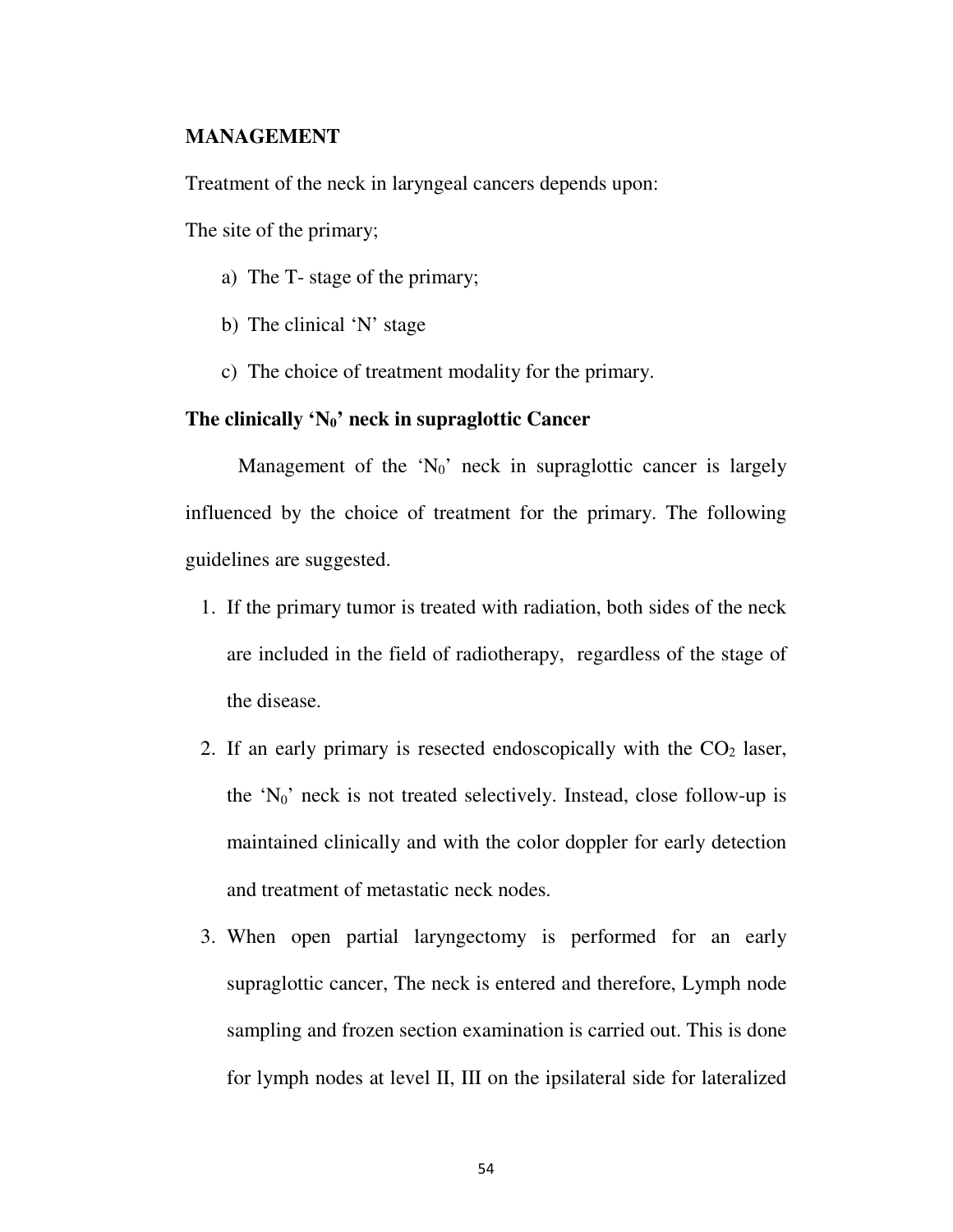**MANAGEMENT**

Treatment of the neck in laryngeal cancers depends upon:

The site of the primary;

a) The T- stage of the primary;

b) The clinical 'N' stage

c) The choice of treatment modality for the primary.

**The clinically '$N_0$' neck in supraglottic Cancer**

Management of the '$N_0$' neck in supraglottic cancer is largely influenced by the choice of treatment for the primary. The following guidelines are suggested.

1. If the primary tumor is treated with radiation, both sides of the neck are included in the field of radiotherapy, regardless of the stage of the disease.
2. If an early primary is resected endoscopically with the $CO_2$ laser, the '$N_0$' neck is not treated selectively. Instead, close follow-up is maintained clinically and with the color doppler for early detection and treatment of metastatic neck nodes.
3. When open partial laryngectomy is performed for an early supraglottic cancer, The neck is entered and therefore, Lymph node sampling and frozen section examination is carried out. This is done for lymph nodes at level II, III on the ipsilateral side for lateralized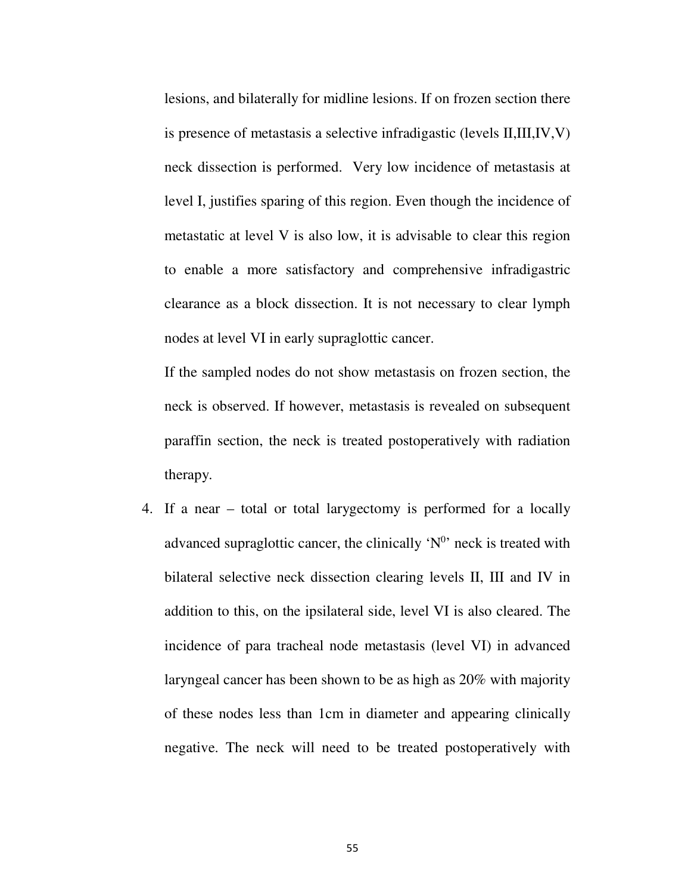lesions, and bilaterally for midline lesions. If on frozen section there is presence of metastasis a selective infradigastic (levels II,III,IV,V) neck dissection is performed. Very low incidence of metastasis at level I, justifies sparing of this region. Even though the incidence of metastatic at level V is also low, it is advisable to clear this region to enable a more satisfactory and comprehensive infradigastric clearance as a block dissection. It is not necessary to clear lymph nodes at level VI in early supraglottic cancer.

If the sampled nodes do not show metastasis on frozen section, the neck is observed. If however, metastasis is revealed on subsequent paraffin section, the neck is treated postoperatively with radiation therapy.

4. If a near – total or total larygectomy is performed for a locally advanced supraglottic cancer, the clinically '$N^0$' neck is treated with bilateral selective neck dissection clearing levels II, III and IV in addition to this, on the ipsilateral side, level VI is also cleared. The incidence of para tracheal node metastasis (level VI) in advanced laryngeal cancer has been shown to be as high as 20% with majority of these nodes less than 1cm in diameter and appearing clinically negative. The neck will need to be treated postoperatively with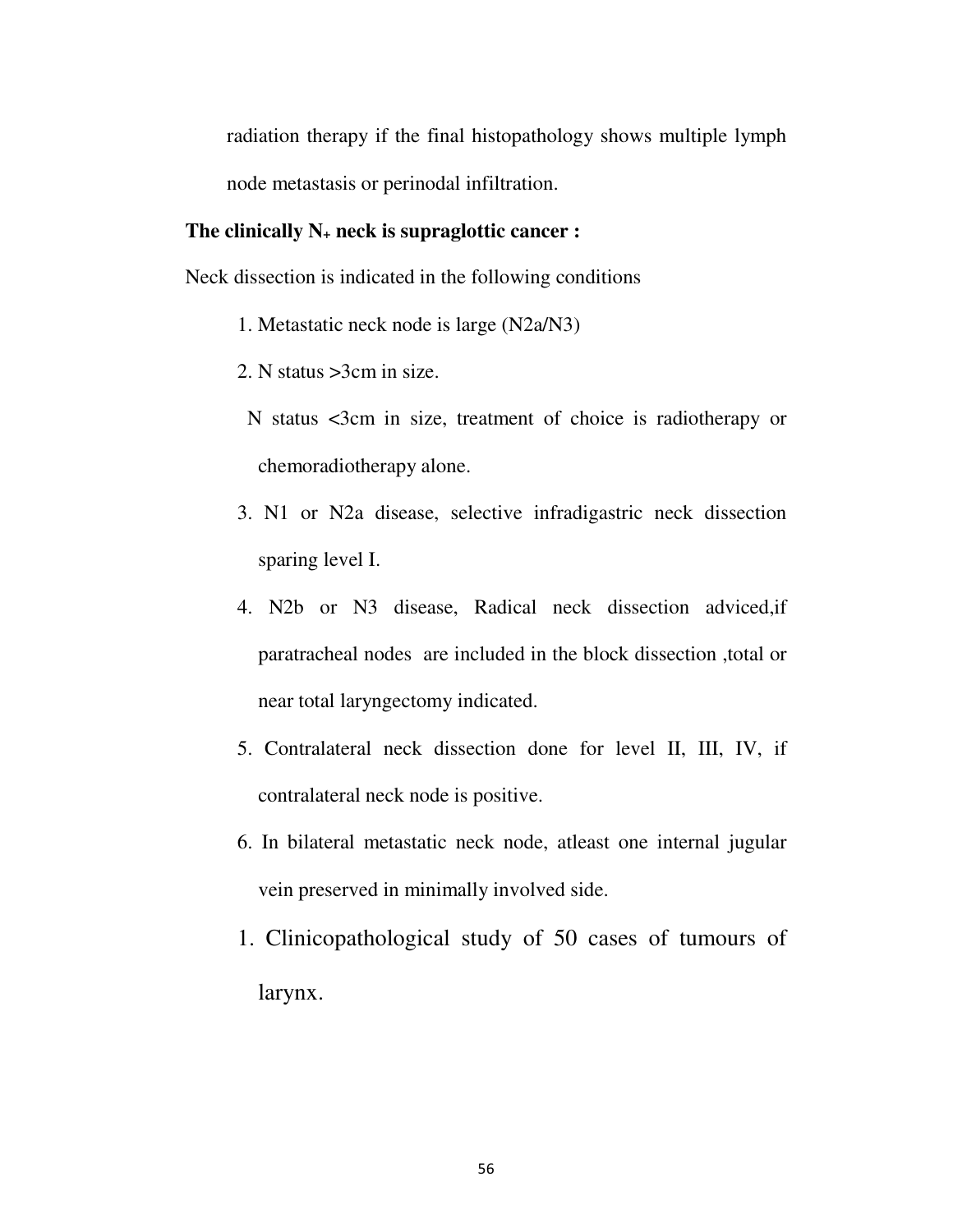radiation therapy if the final histopathology shows multiple lymph node metastasis or perinodal infiltration.

**The clinically $N_+$ neck is supraglottic cancer :**

Neck dissection is indicated in the following conditions

1. Metastatic neck node is large (N2a/N3)
2. N status >3cm in size.

   N status <3cm in size, treatment of choice is radiotherapy or chemoradiotherapy alone.
3. N1 or N2a disease, selective infradigastric neck dissection sparing level I.
4. N2b or N3 disease, Radical neck dissection adviced,if paratracheal nodes are included in the block dissection ,total or near total laryngectomy indicated.
5. Contralateral neck dissection done for level II, III, IV, if contralateral neck node is positive.
6. In bilateral metastatic neck node, atleast one internal jugular vein preserved in minimally involved side.

1. Clinicopathological study of 50 cases of tumours of larynx.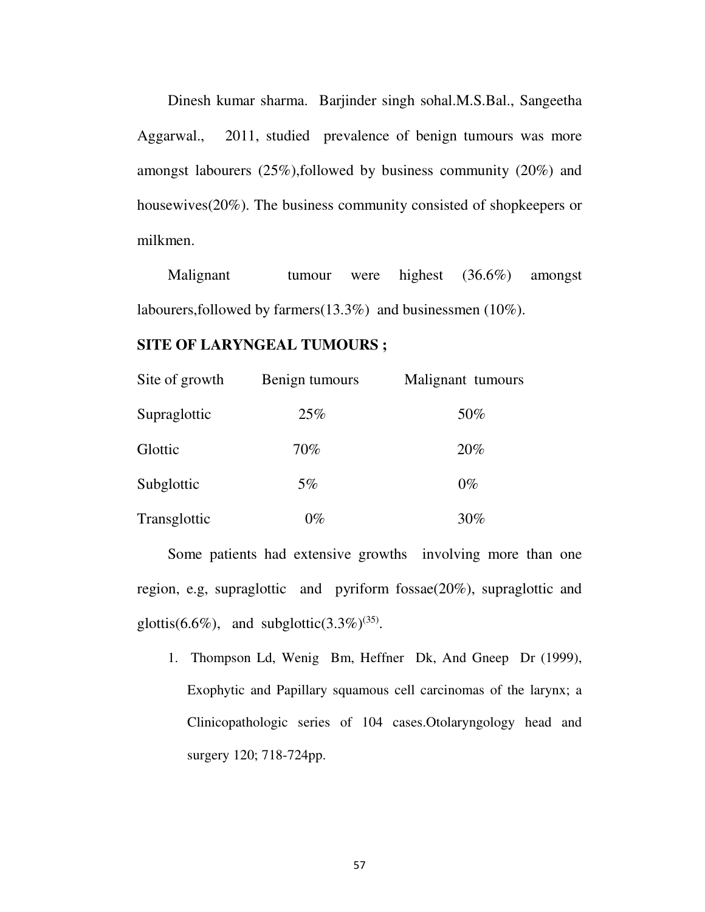Dinesh kumar sharma. Barjinder singh sohal.M.S.Bal., Sangeetha Aggarwal., 2011, studied prevalence of benign tumours was more amongst labourers (25%),followed by business community (20%) and housewives(20%). The business community consisted of shopkeepers or milkmen.

Malignant tumour were highest (36.6%) amongst labourers,followed by farmers(13.3%) and businessmen (10%).

**SITE OF LARYNGEAL TUMOURS ;**

| Site of growth | Benign tumours | Malignant tumours |
|---|---|---|
| Supraglottic | 25% | 50% |
| Glottic | 70% | 20% |
| Subglottic | 5% | 0% |
| Transglottic | 0% | 30% |

Some patients had extensive growths involving more than one region, e.g, supraglottic and pyriform fossae(20%), supraglottic and glottis(6.6%), and subglottic(3.3%)[35].

1. Thompson Ld, Wenig Bm, Heffner Dk, And Gneep Dr (1999), Exophytic and Papillary squamous cell carcinomas of the larynx; a Clinicopathologic series of 104 cases.Otolaryngology head and surgery 120; 718-724pp.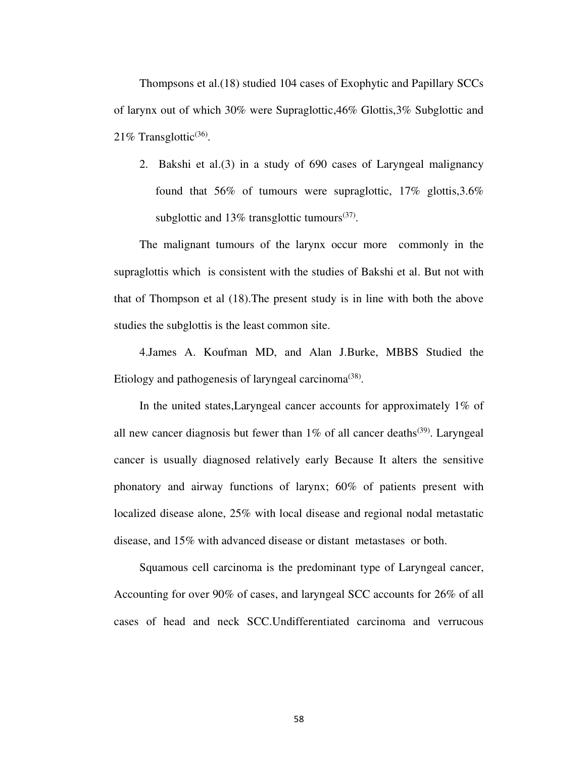Thompsons et al.(18) studied 104 cases of Exophytic and Papillary SCCs of larynx out of which 30% were Supraglottic,46% Glottis,3% Subglottic and 21% Transglottic[36].

2. Bakshi et al.(3) in a study of 690 cases of Laryngeal malignancy found that 56% of tumours were supraglottic, 17% glottis,3.6% subglottic and 13% transglottic tumours[37].

The malignant tumours of the larynx occur more commonly in the supraglottis which is consistent with the studies of Bakshi et al. But not with that of Thompson et al (18).The present study is in line with both the above studies the subglottis is the least common site.

4.James A. Koufman MD, and Alan J.Burke, MBBS Studied the Etiology and pathogenesis of laryngeal carcinoma[38].

In the united states,Laryngeal cancer accounts for approximately 1% of all new cancer diagnosis but fewer than 1% of all cancer deaths[39]. Laryngeal cancer is usually diagnosed relatively early Because It alters the sensitive phonatory and airway functions of larynx; 60% of patients present with localized disease alone, 25% with local disease and regional nodal metastatic disease, and 15% with advanced disease or distant metastases or both.

Squamous cell carcinoma is the predominant type of Laryngeal cancer, Accounting for over 90% of cases, and laryngeal SCC accounts for 26% of all cases of head and neck SCC.Undifferentiated carcinoma and verrucous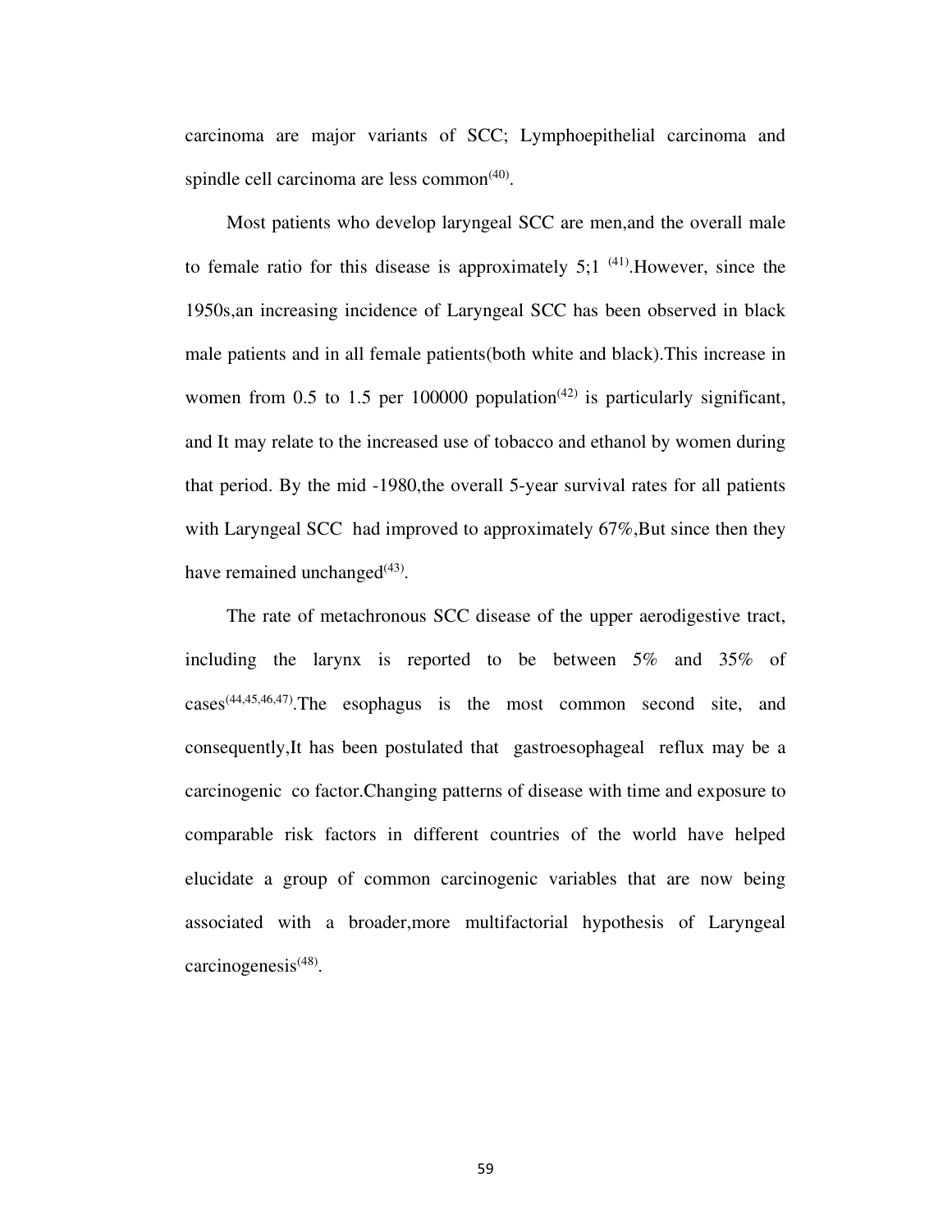carcinoma are major variants of SCC; Lymphoepithelial carcinoma and spindle cell carcinoma are less common[40].

Most patients who develop laryngeal SCC are men,and the overall male to female ratio for this disease is approximately 5;1 [41].However, since the 1950s,an increasing incidence of Laryngeal SCC has been observed in black male patients and in all female patients(both white and black).This increase in women from 0.5 to 1.5 per 100000 population[42] is particularly significant, and It may relate to the increased use of tobacco and ethanol by women during that period. By the mid -1980,the overall 5-year survival rates for all patients with Laryngeal SCC had improved to approximately 67%,But since then they have remained unchanged[43].

The rate of metachronous SCC disease of the upper aerodigestive tract, including the larynx is reported to be between 5% and 35% of cases[44,45,46,47].The esophagus is the most common second site, and consequently,It has been postulated that gastroesophageal reflux may be a carcinogenic co factor.Changing patterns of disease with time and exposure to comparable risk factors in different countries of the world have helped elucidate a group of common carcinogenic variables that are now being associated with a broader,more multifactorial hypothesis of Laryngeal carcinogenesis[48].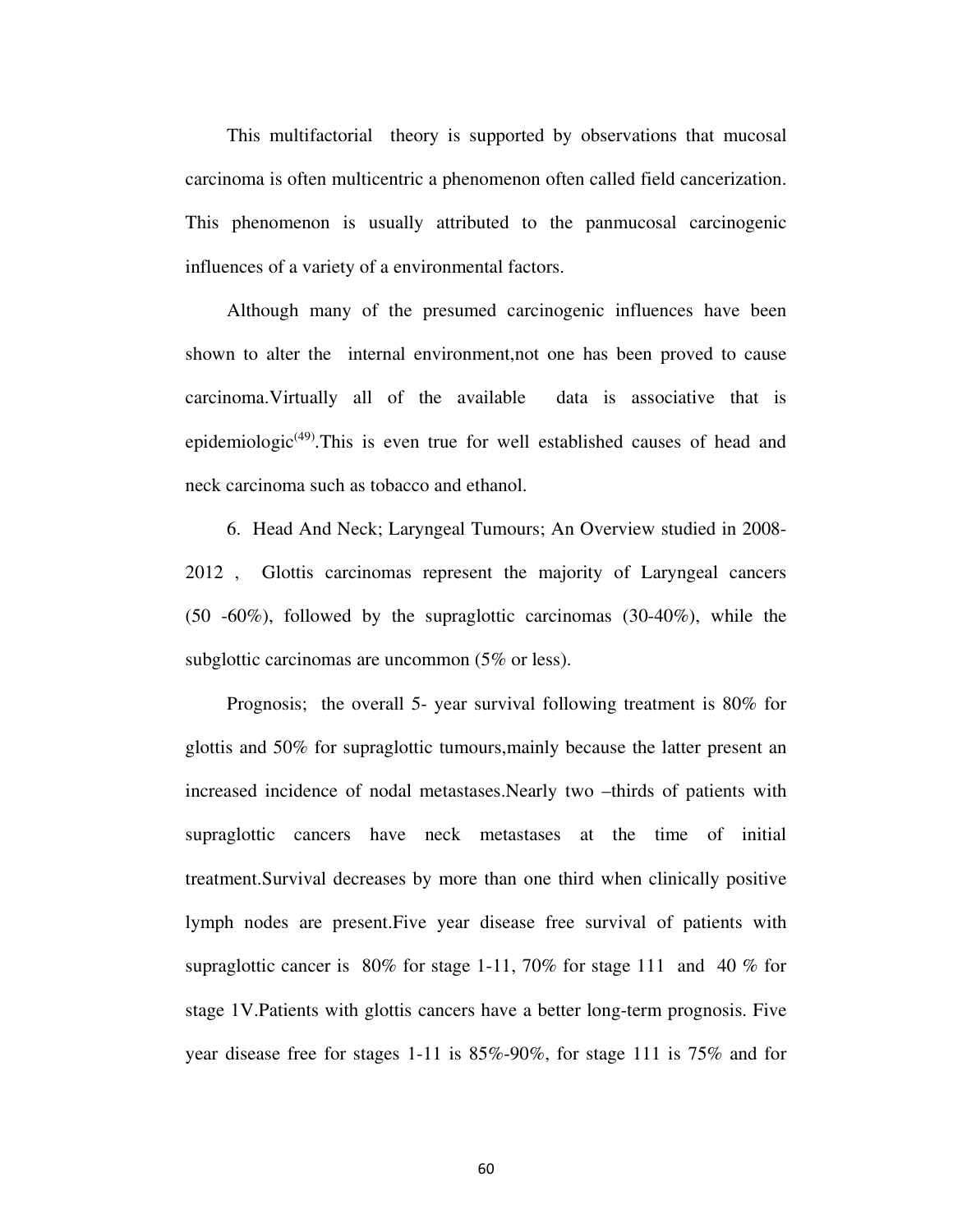This multifactorial theory is supported by observations that mucosal carcinoma is often multicentric a phenomenon often called field cancerization. This phenomenon is usually attributed to the panmucosal carcinogenic influences of a variety of a environmental factors.

Although many of the presumed carcinogenic influences have been shown to alter the internal environment,not one has been proved to cause carcinoma.Virtually all of the available data is associative that is epidemiologic[49].This is even true for well established causes of head and neck carcinoma such as tobacco and ethanol.

6. Head And Neck; Laryngeal Tumours; An Overview studied in 2008-2012 , Glottis carcinomas represent the majority of Laryngeal cancers (50 -60%), followed by the supraglottic carcinomas (30-40%), while the subglottic carcinomas are uncommon (5% or less).

Prognosis; the overall 5- year survival following treatment is 80% for glottis and 50% for supraglottic tumours,mainly because the latter present an increased incidence of nodal metastases.Nearly two –thirds of patients with supraglottic cancers have neck metastases at the time of initial treatment.Survival decreases by more than one third when clinically positive lymph nodes are present.Five year disease free survival of patients with supraglottic cancer is 80% for stage 1-11, 70% for stage 111 and 40 % for stage 1V.Patients with glottis cancers have a better long-term prognosis. Five year disease free for stages 1-11 is 85%-90%, for stage 111 is 75% and for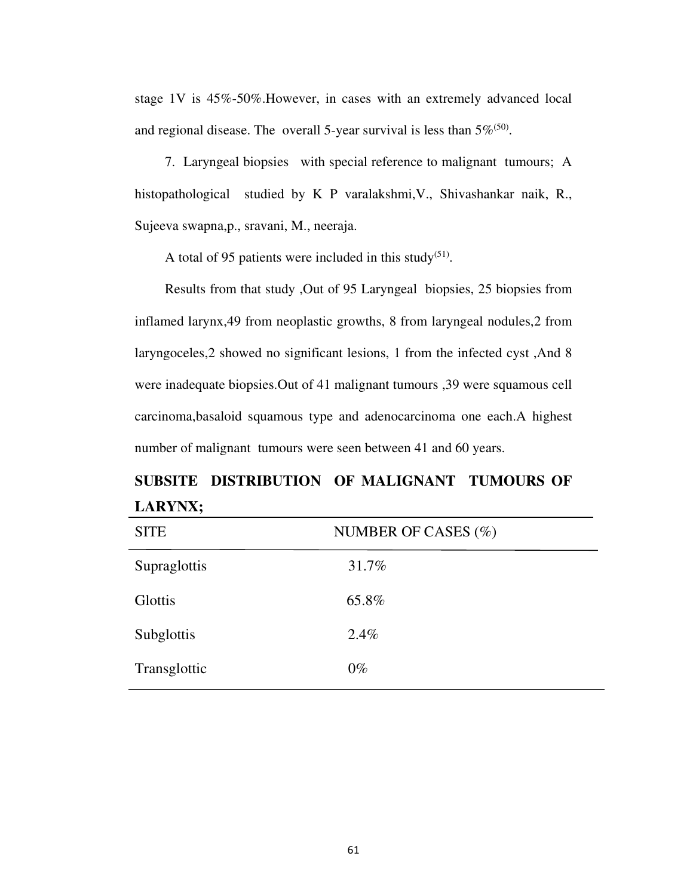stage 1V is 45%-50%.However, in cases with an extremely advanced local and regional disease. The overall 5-year survival is less than 5%[50].

7. Laryngeal biopsies with special reference to malignant tumours; A histopathological studied by K P varalakshmi,V., Shivashankar naik, R., Sujeeva swapna,p., sravani, M., neeraja.

A total of 95 patients were included in this study[51].

Results from that study ,Out of 95 Laryngeal biopsies, 25 biopsies from inflamed larynx,49 from neoplastic growths, 8 from laryngeal nodules,2 from laryngoceles,2 showed no significant lesions, 1 from the infected cyst ,And 8 were inadequate biopsies.Out of 41 malignant tumours ,39 were squamous cell carcinoma,basaloid squamous type and adenocarcinoma one each.A highest number of malignant tumours were seen between 41 and 60 years.

**SUBSITE DISTRIBUTION OF MALIGNANT TUMOURS OF LARYNX;**

| SITE | NUMBER OF CASES (%) |
|---|---|
| Supraglottis | 31.7% |
| Glottis | 65.8% |
| Subglottis | 2.4% |
| Transglottic | 0% |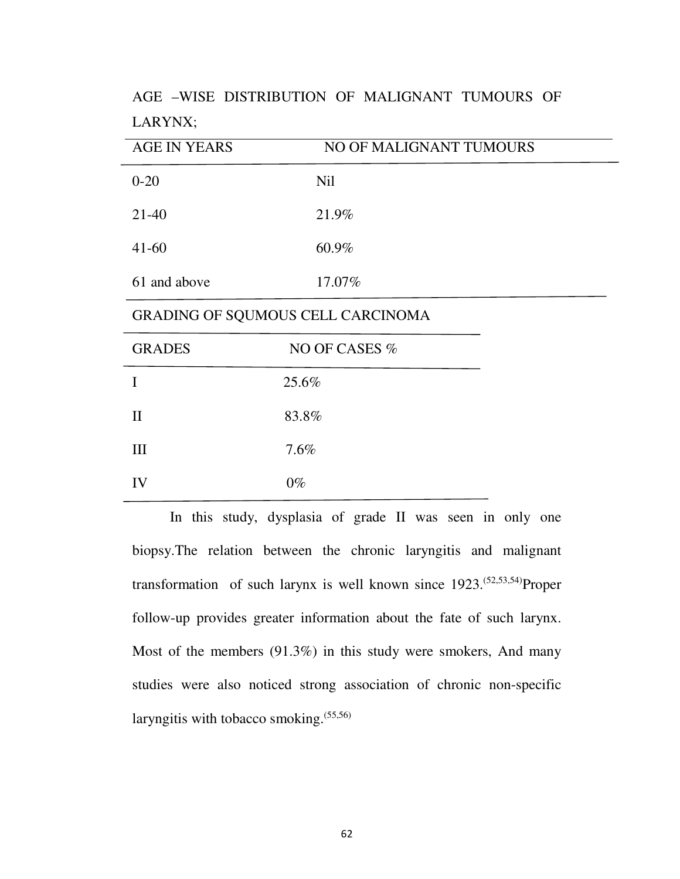AGE –WISE DISTRIBUTION OF MALIGNANT TUMOURS OF LARYNX;

| AGE IN YEARS | NO OF MALIGNANT TUMOURS |
|---|---|
| 0-20 | Nil |
| 21-40 | 21.9% |
| 41-60 | 60.9% |
| 61 and above | 17.07% |

GRADING OF SQUMOUS CELL CARCINOMA

| GRADES | NO OF CASES % |
|---|---|
| I | 25.6% |
| II | 83.8% |
| III | 7.6% |
| IV | 0% |

In this study, dysplasia of grade II was seen in only one biopsy.The relation between the chronic laryngitis and malignant transformation of such larynx is well known since 1923.[52,53,54]Proper follow-up provides greater information about the fate of such larynx. Most of the members (91.3%) in this study were smokers, And many studies were also noticed strong association of chronic non-specific laryngitis with tobacco smoking.[55,56]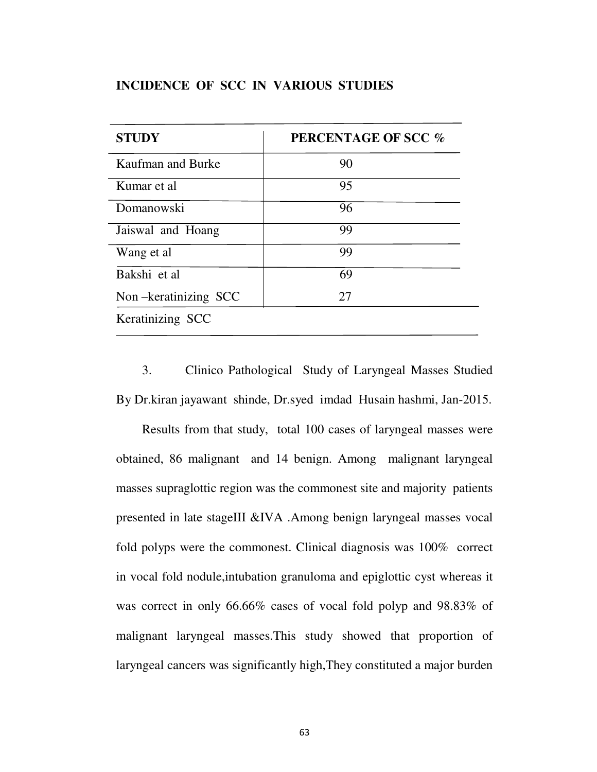**INCIDENCE OF SCC IN VARIOUS STUDIES**

| STUDY | PERCENTAGE OF SCC % |
|---|---|
| Kaufman and Burke | 90 |
| Kumar et al | 95 |
| Domanowski | 96 |
| Jaiswal and Hoang | 99 |
| Wang et al | 99 |
| Bakshi et al | 69 |
| Non –keratinizing SCC | 27 |
| Keratinizing SCC | |

3. Clinico Pathological Study of Laryngeal Masses Studied By Dr.kiran jayawant shinde, Dr.syed imdad Husain hashmi, Jan-2015.

Results from that study, total 100 cases of laryngeal masses were obtained, 86 malignant and 14 benign. Among malignant laryngeal masses supraglottic region was the commonest site and majority patients presented in late stageIII &IVA .Among benign laryngeal masses vocal fold polyps were the commonest. Clinical diagnosis was 100% correct in vocal fold nodule,intubation granuloma and epiglottic cyst whereas it was correct in only 66.66% cases of vocal fold polyp and 98.83% of malignant laryngeal masses.This study showed that proportion of laryngeal cancers was significantly high,They constituted a major burden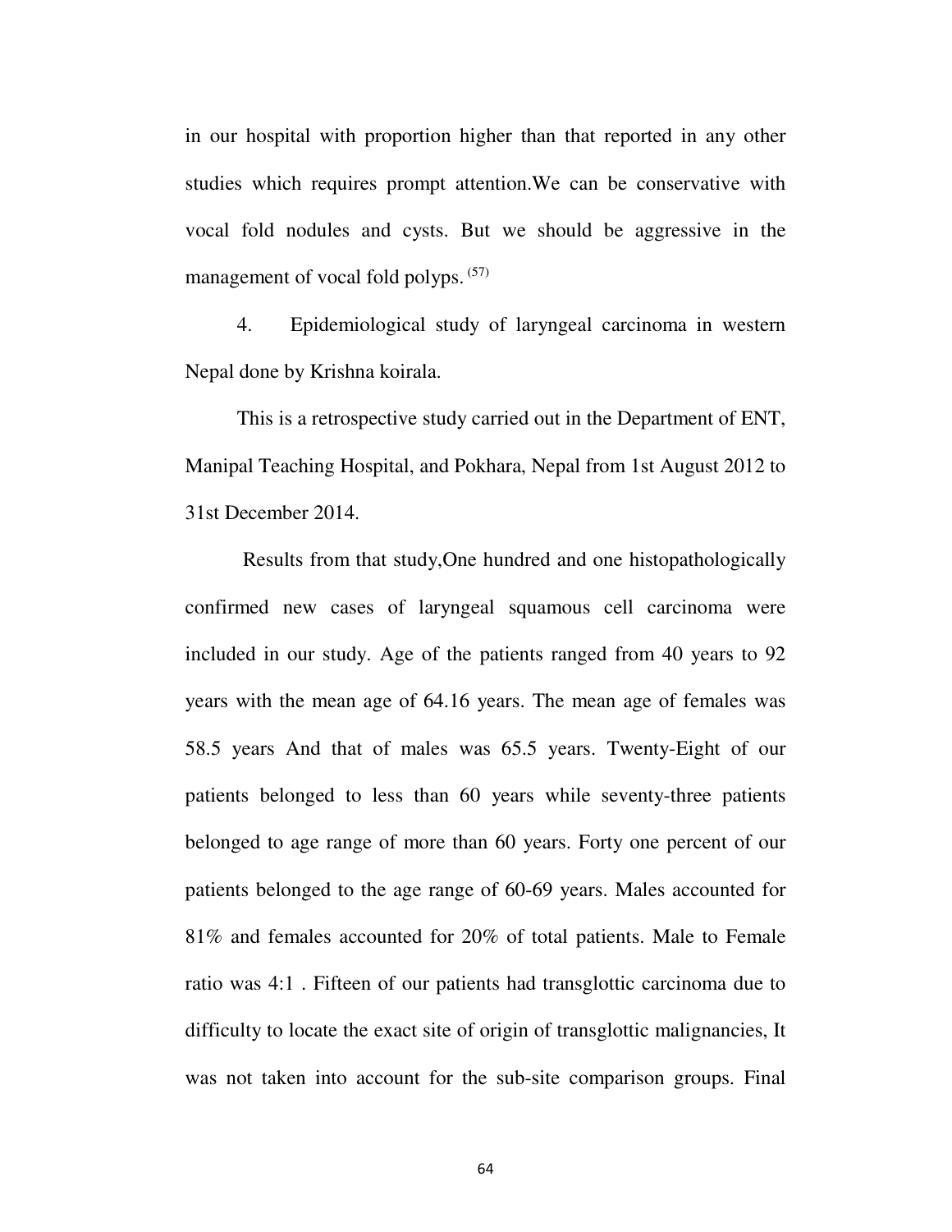in our hospital with proportion higher than that reported in any other studies which requires prompt attention.We can be conservative with vocal fold nodules and cysts. But we should be aggressive in the management of vocal fold polyps. (57)

4. Epidemiological study of laryngeal carcinoma in western Nepal done by Krishna koirala.

This is a retrospective study carried out in the Department of ENT, Manipal Teaching Hospital, and Pokhara, Nepal from 1st August 2012 to 31st December 2014.

Results from that study,One hundred and one histopathologically confirmed new cases of laryngeal squamous cell carcinoma were included in our study. Age of the patients ranged from 40 years to 92 years with the mean age of 64.16 years. The mean age of females was 58.5 years And that of males was 65.5 years. Twenty-Eight of our patients belonged to less than 60 years while seventy-three patients belonged to age range of more than 60 years. Forty one percent of our patients belonged to the age range of 60-69 years. Males accounted for 81% and females accounted for 20% of total patients. Male to Female ratio was 4:1 . Fifteen of our patients had transglottic carcinoma due to difficulty to locate the exact site of origin of transglottic malignancies, It was not taken into account for the sub-site comparison groups. Final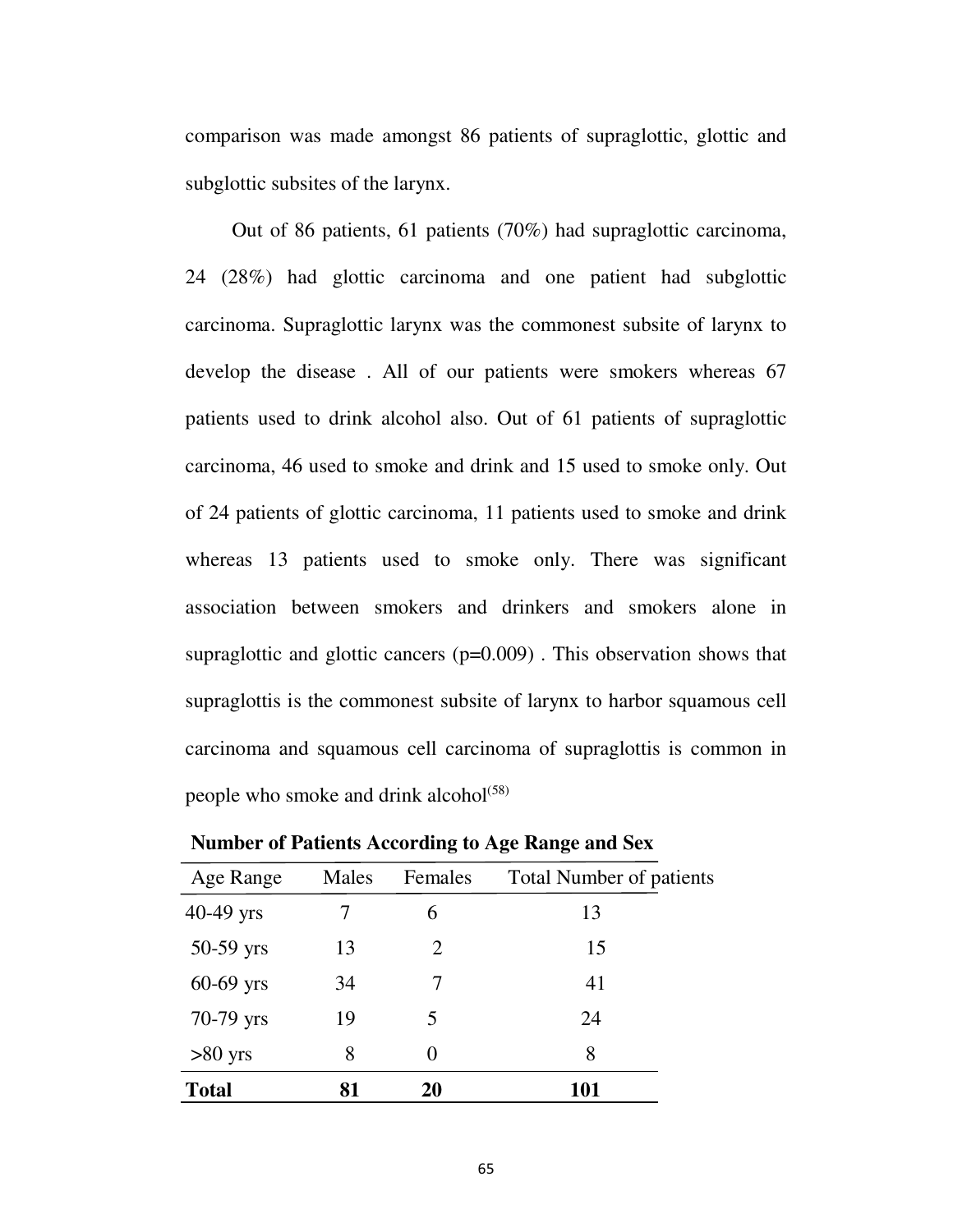comparison was made amongst 86 patients of supraglottic, glottic and subglottic subsites of the larynx.

Out of 86 patients, 61 patients (70%) had supraglottic carcinoma, 24 (28%) had glottic carcinoma and one patient had subglottic carcinoma. Supraglottic larynx was the commonest subsite of larynx to develop the disease . All of our patients were smokers whereas 67 patients used to drink alcohol also. Out of 61 patients of supraglottic carcinoma, 46 used to smoke and drink and 15 used to smoke only. Out of 24 patients of glottic carcinoma, 11 patients used to smoke and drink whereas 13 patients used to smoke only. There was significant association between smokers and drinkers and smokers alone in supraglottic and glottic cancers (p=0.009) . This observation shows that supraglottis is the commonest subsite of larynx to harbor squamous cell carcinoma and squamous cell carcinoma of supraglottis is common in people who smoke and drink alcohol[58]

**Number of Patients According to Age Range and Sex**

| Age Range | Males | Females | Total Number of patients |
|---|---|---|---|
| 40-49 yrs | 7 | 6 | 13 |
| 50-59 yrs | 13 | 2 | 15 |
| 60-69 yrs | 34 | 7 | 41 |
| 70-79 yrs | 19 | 5 | 24 |
| >80 yrs | 8 | 0 | 8 |
| **Total** | **81** | **20** | **101** |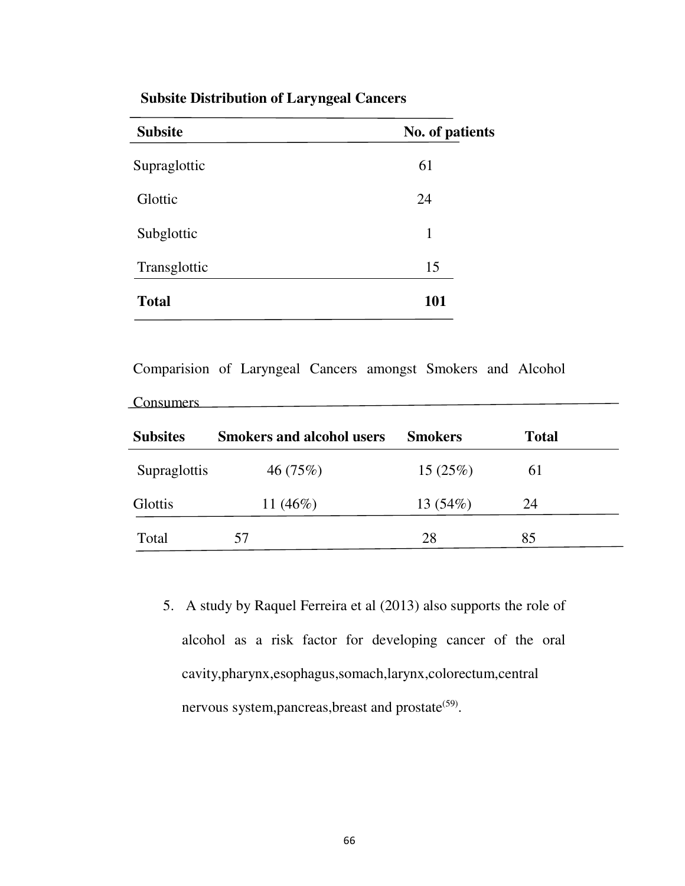**Subsite Distribution of Laryngeal Cancers**

| Subsite | No. of patients |
|---|---|
| Supraglottic | 61 |
| Glottic | 24 |
| Subglottic | 1 |
| Transglottic | 15 |
| **Total** | **101** |

Comparision of Laryngeal Cancers amongst Smokers and Alcohol Consumers

| Subsites | Smokers and alcohol users | Smokers | Total |
|---|---|---|---|
| Supraglottis | 46 (75%) | 15 (25%) | 61 |
| Glottis | 11 (46%) | 13 (54%) | 24 |
| Total | 57 | 28 | 85 |

5. A study by Raquel Ferreira et al (2013) also supports the role of alcohol as a risk factor for developing cancer of the oral cavity,pharynx,esophagus,somach,larynx,colorectum,central nervous system,pancreas,breast and prostate[(59)].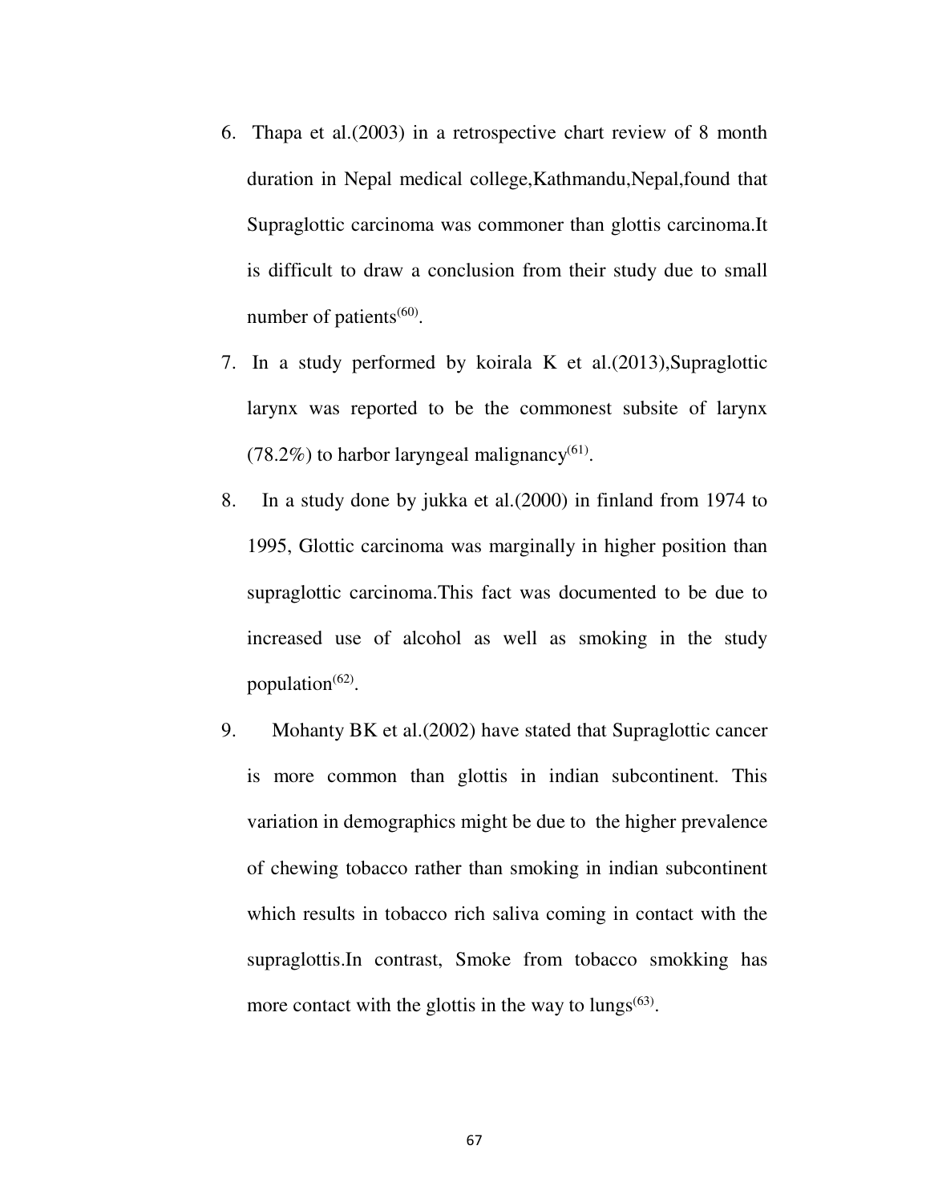6. Thapa et al.(2003) in a retrospective chart review of 8 month duration in Nepal medical college,Kathmandu,Nepal,found that Supraglottic carcinoma was commoner than glottis carcinoma.It is difficult to draw a conclusion from their study due to small number of patients[(60)].

7. In a study performed by koirala K et al.(2013),Supraglottic larynx was reported to be the commonest subsite of larynx (78.2%) to harbor laryngeal malignancy[(61)].

8. In a study done by jukka et al.(2000) in finland from 1974 to 1995, Glottic carcinoma was marginally in higher position than supraglottic carcinoma.This fact was documented to be due to increased use of alcohol as well as smoking in the study population[(62)].

9. Mohanty BK et al.(2002) have stated that Supraglottic cancer is more common than glottis in indian subcontinent. This variation in demographics might be due to the higher prevalence of chewing tobacco rather than smoking in indian subcontinent which results in tobacco rich saliva coming in contact with the supraglottis.In contrast, Smoke from tobacco smokking has more contact with the glottis in the way to lungs[(63)].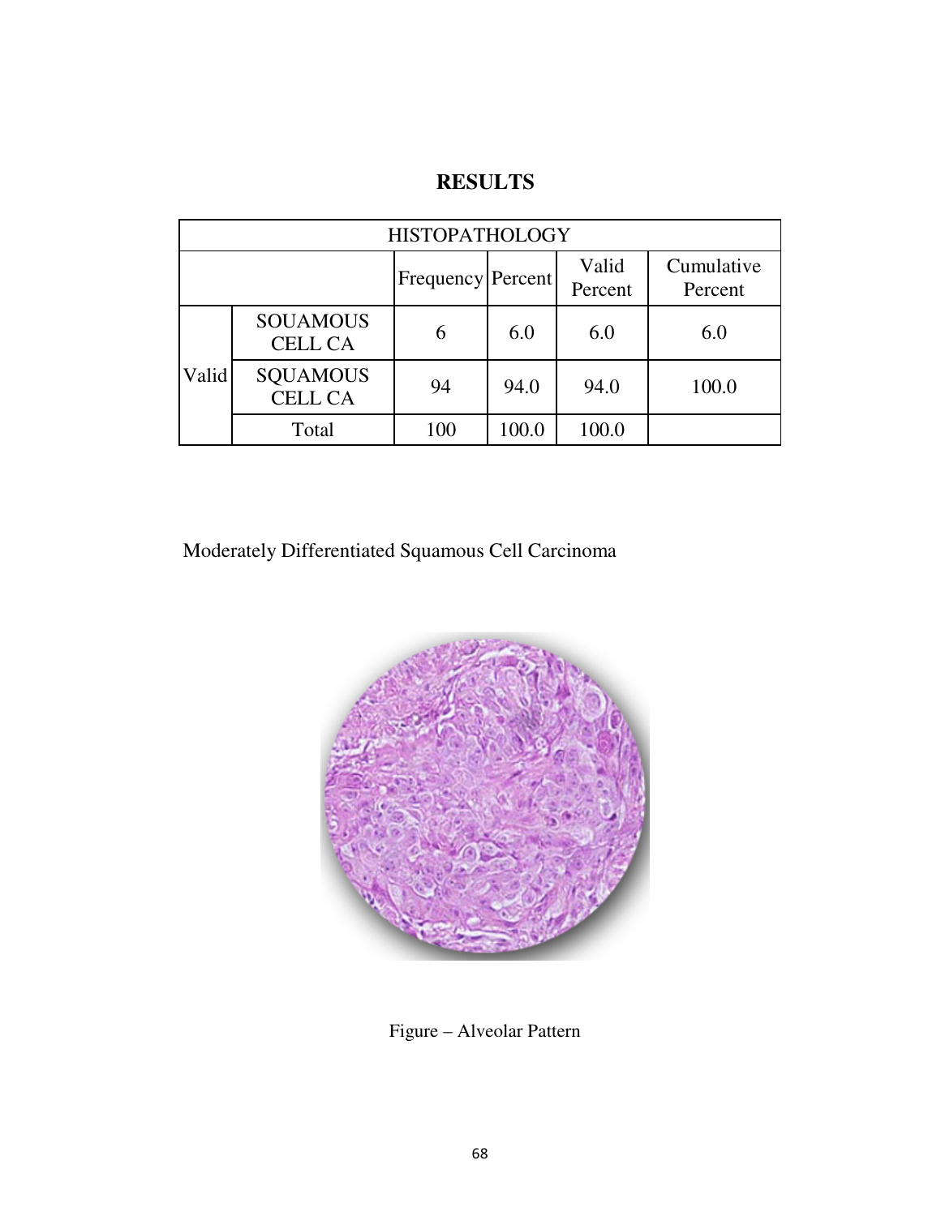# RESULTS

| HISTOPATHOLOGY | | | | | |
|---|---|---|---|---|---|
| | | Frequency | Percent | Valid Percent | Cumulative Percent |
| Valid | SOUAMOUS CELL CA | 6 | 6.0 | 6.0 | 6.0 |
| | SQUAMOUS CELL CA | 94 | 94.0 | 94.0 | 100.0 |
| | Total | 100 | 100.0 | 100.0 | |

Moderately Differentiated Squamous Cell Carcinoma

Figure – Alveolar Pattern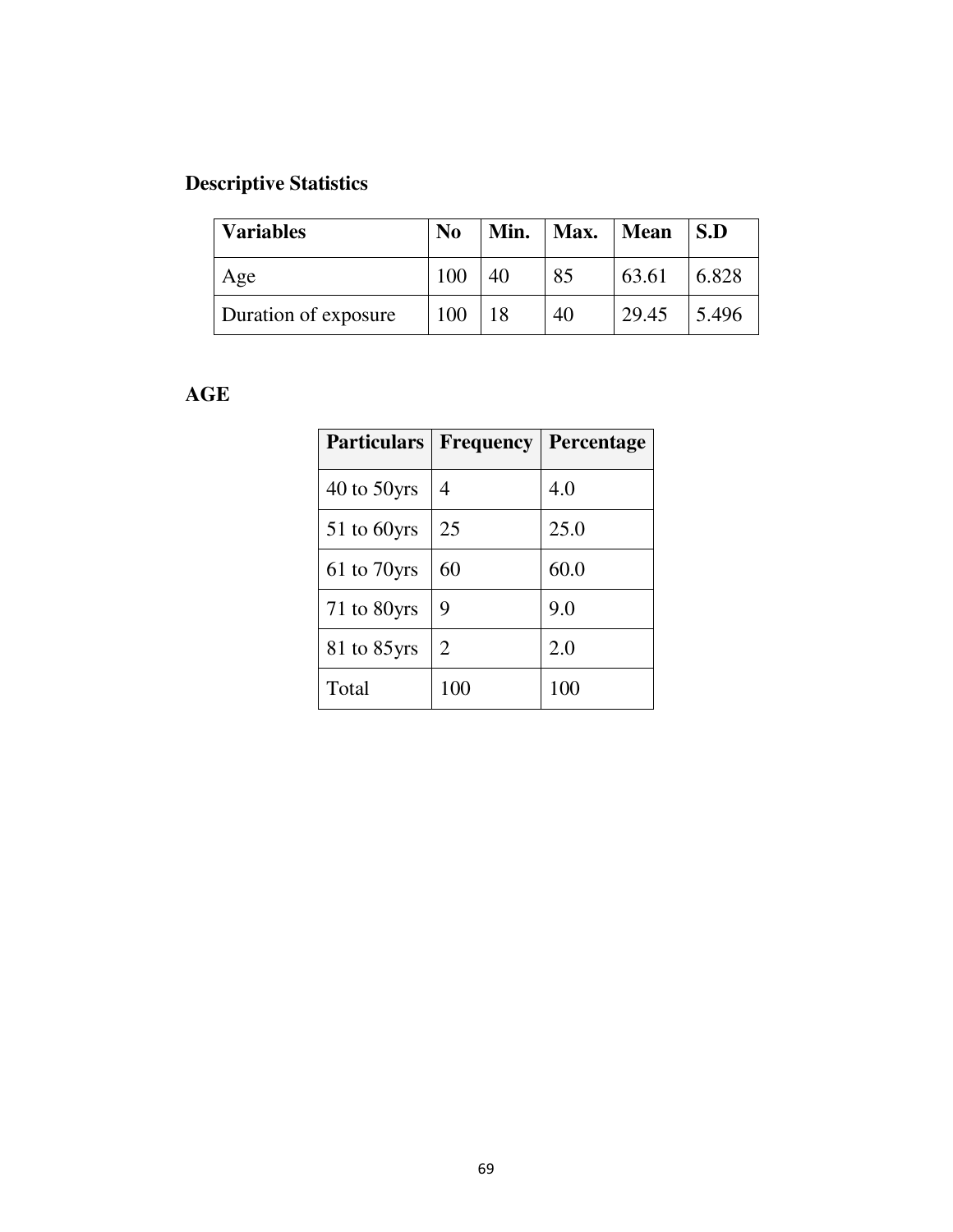## Descriptive Statistics

| Variables | No | Min. | Max. | Mean | S.D |
|---|---|---|---|---|---|
| Age | 100 | 40 | 85 | 63.61 | 6.828 |
| Duration of exposure | 100 | 18 | 40 | 29.45 | 5.496 |

## AGE

| Particulars | Frequency | Percentage |
|---|---|---|
| 40 to 50yrs | 4 | 4.0 |
| 51 to 60yrs | 25 | 25.0 |
| 61 to 70yrs | 60 | 60.0 |
| 71 to 80yrs | 9 | 9.0 |
| 81 to 85yrs | 2 | 2.0 |
| Total | 100 | 100 |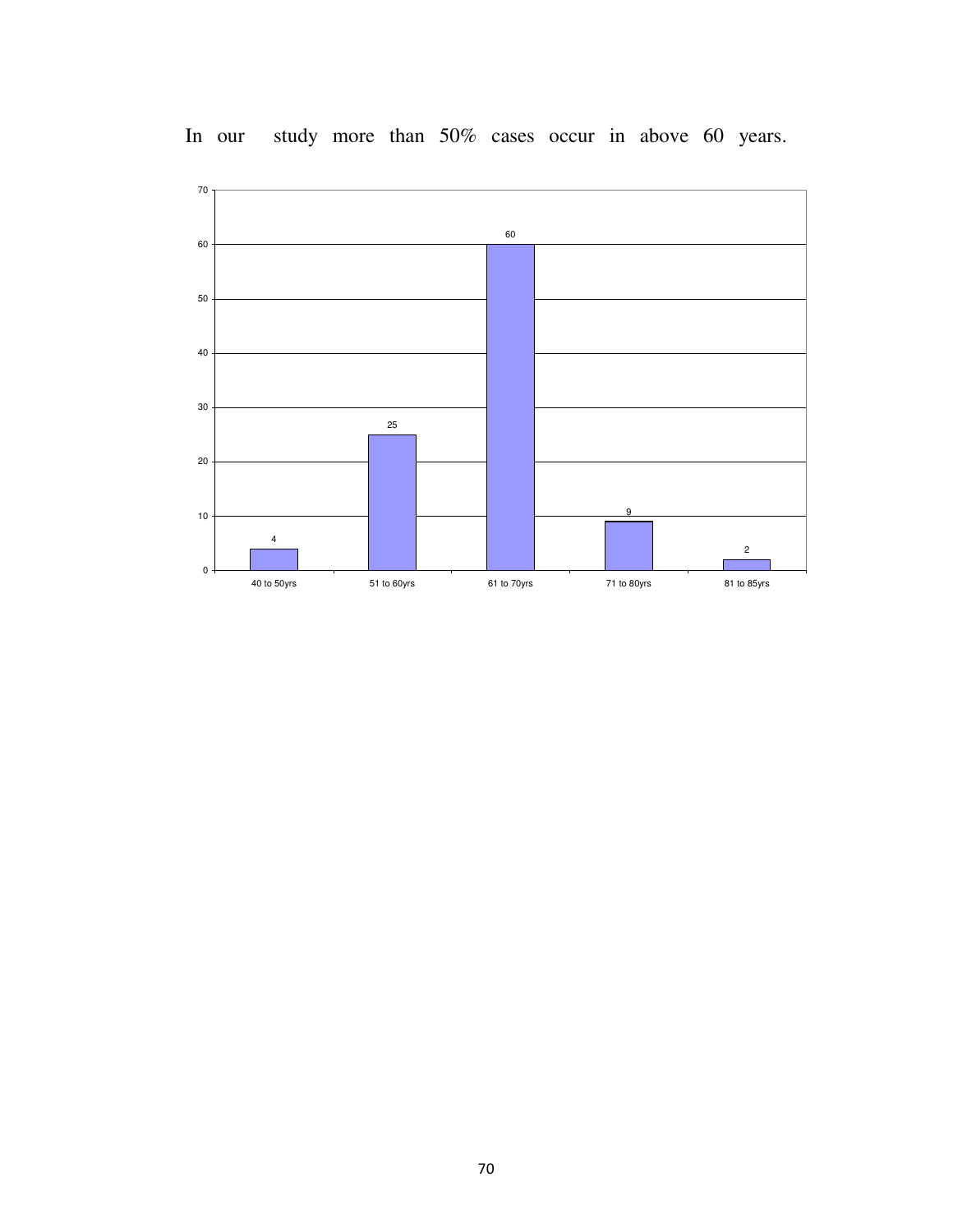In our study more than 50% cases occur in above 60 years.

70
60
50
40
30
20
10
0

4
25
60
9
2

40 to 50yrs
51 to 60yrs
61 to 70yrs
71 to 80yrs
81 to 85yrs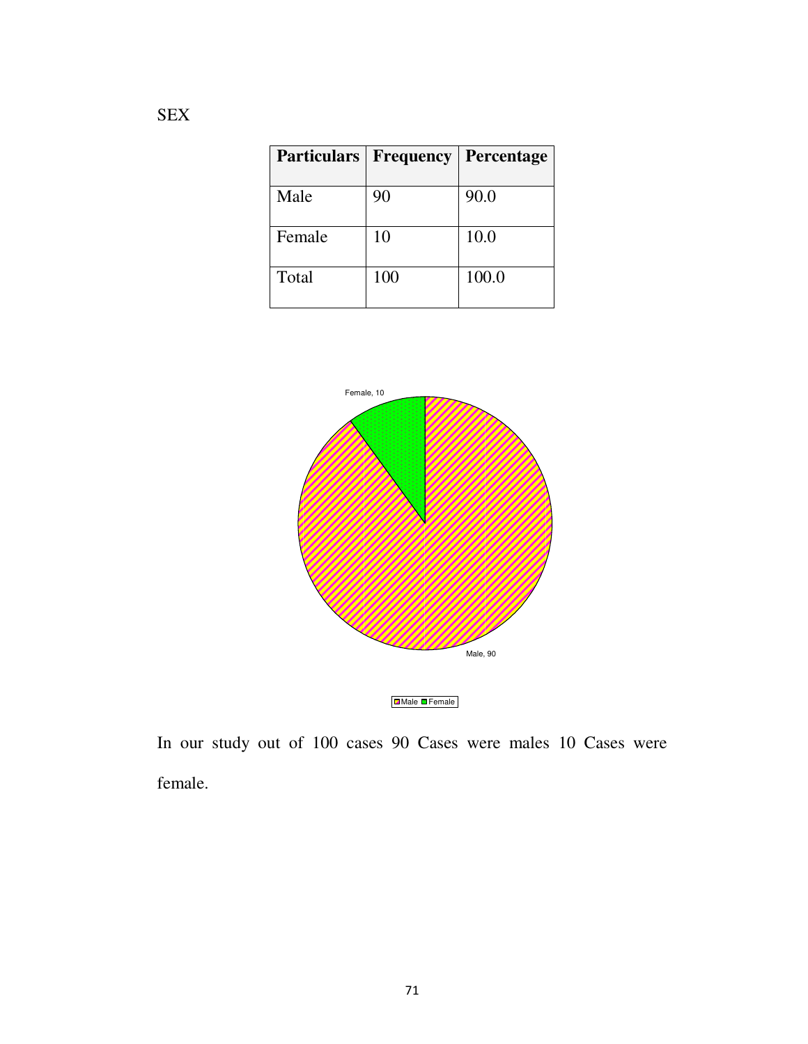SEX

| Particulars | Frequency | Percentage |
|---|---|---|
| Male | 90 | 90.0 |
| Female | 10 | 10.0 |
| Total | 100 | 100.0 |

Female, 10

Male, 90

Male Female

In our study out of 100 cases 90 Cases were males 10 Cases were female.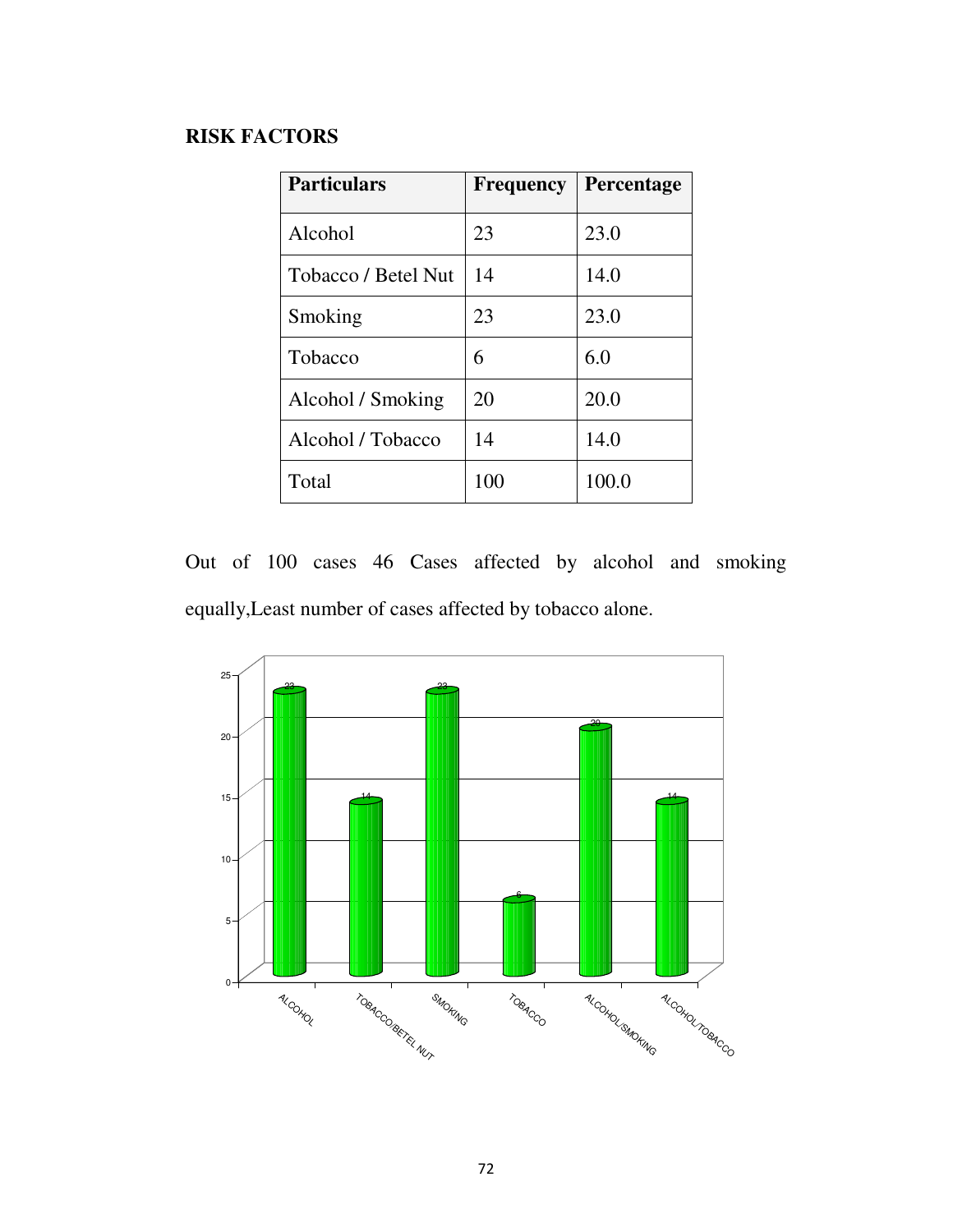## RISK FACTORS

| Particulars | Frequency | Percentage |
|---|---|---|
| Alcohol | 23 | 23.0 |
| Tobacco / Betel Nut | 14 | 14.0 |
| Smoking | 23 | 23.0 |
| Tobacco | 6 | 6.0 |
| Alcohol / Smoking | 20 | 20.0 |
| Alcohol / Tobacco | 14 | 14.0 |
| Total | 100 | 100.0 |

Out of 100 cases 46 Cases affected by alcohol and smoking equally,Least number of cases affected by tobacco alone.

25
20
15
10
5
0

23
14
23
6
20
14

ALCOHOL
TOBACCO/BETEL NUT
SMOKING
TOBACCO
ALCOHOL/SMOKING
ALCOHOL/TOBACCO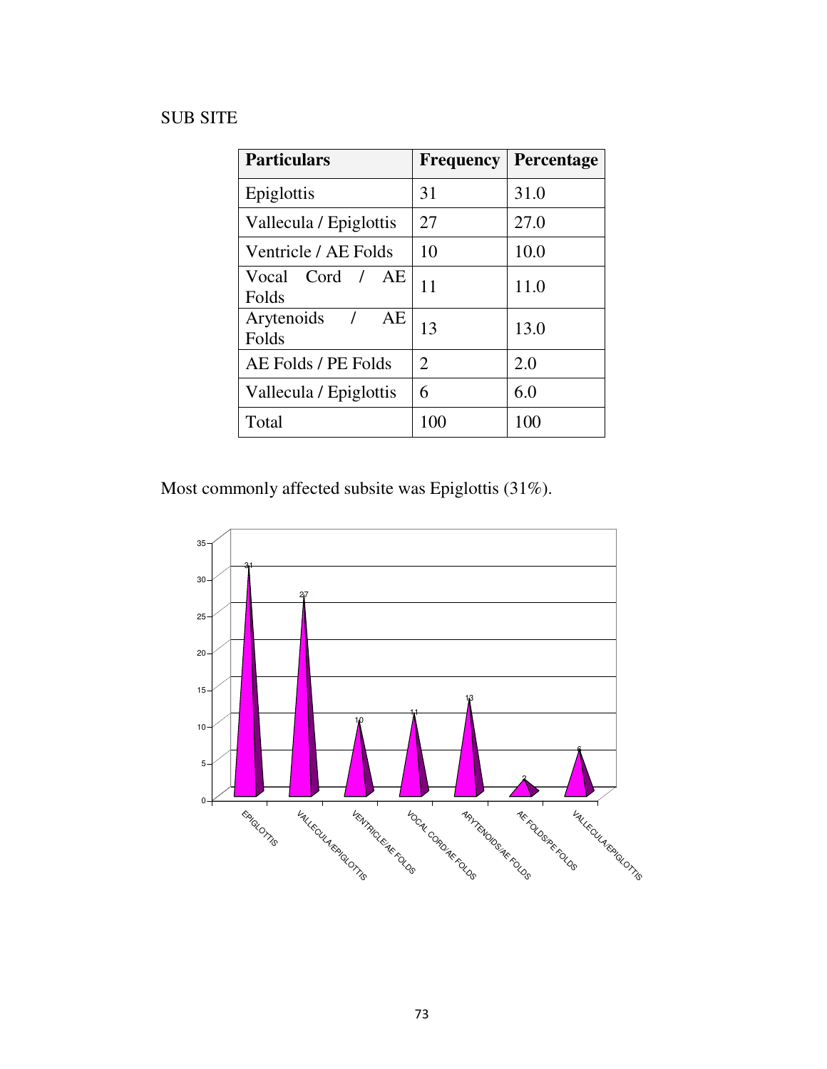SUB SITE

| Particulars | Frequency | Percentage |
| --- | --- | --- |
| Epiglottis | 31 | 31.0 |
| Vallecula / Epiglottis | 27 | 27.0 |
| Ventricle / AE Folds | 10 | 10.0 |
| Vocal Cord / AE Folds | 11 | 11.0 |
| Arytenoids / AE Folds | 13 | 13.0 |
| AE Folds / PE Folds | 2 | 2.0 |
| Vallecula / Epiglottis | 6 | 6.0 |
| Total | 100 | 100 |

Most commonly affected subsite was Epiglottis (31%).

35
30
25
20
15
10
5
0

31
27
10
11
13
2
6

EPIGLOTTIS
VALLECULA/EPIGLOTTIS
VENTRICLE/AE FOLDS
VOCAL CORD/AE FOLDS
ARYTENOIDS/AE FOLDS
AE FOLDS/PE FOLDS
VALLECULA/EPIGLOTTIS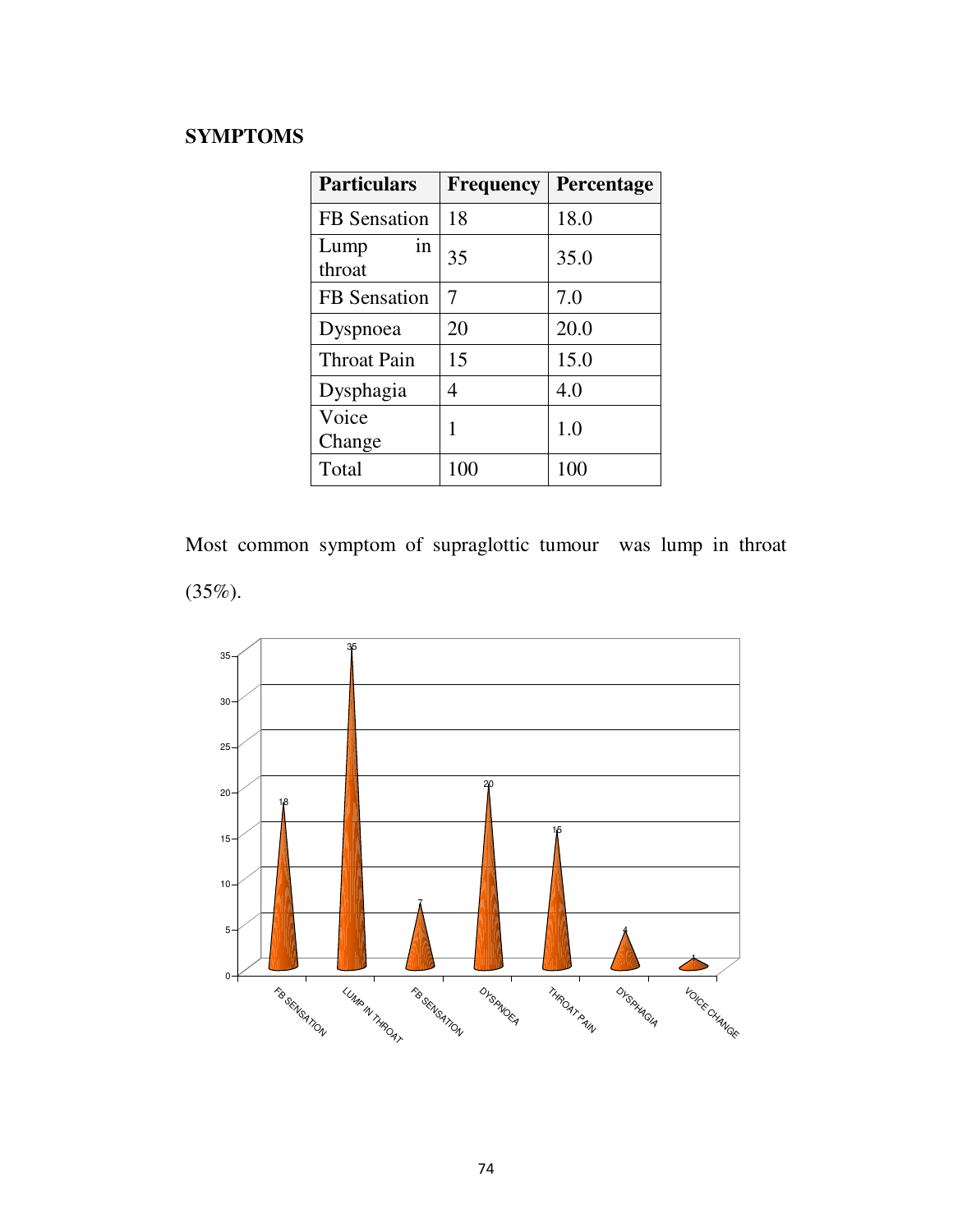**SYMPTOMS**

| Particulars | Frequency | Percentage |
|---|---|---|
| FB Sensation | 18 | 18.0 |
| Lump in throat | 35 | 35.0 |
| FB Sensation | 7 | 7.0 |
| Dyspnoea | 20 | 20.0 |
| Throat Pain | 15 | 15.0 |
| Dysphagia | 4 | 4.0 |
| Voice Change | 1 | 1.0 |
| Total | 100 | 100 |

Most common symptom of supraglottic tumour was lump in throat (35%).

35
30
25
20
15
10
5
0

18
35
7
20
15
4
1

FB SENSATION
LUMP IN THROAT
FB SENSATION
DYSPNOEA
THROAT PAIN
DYSPHAGIA
VOICE CHANGE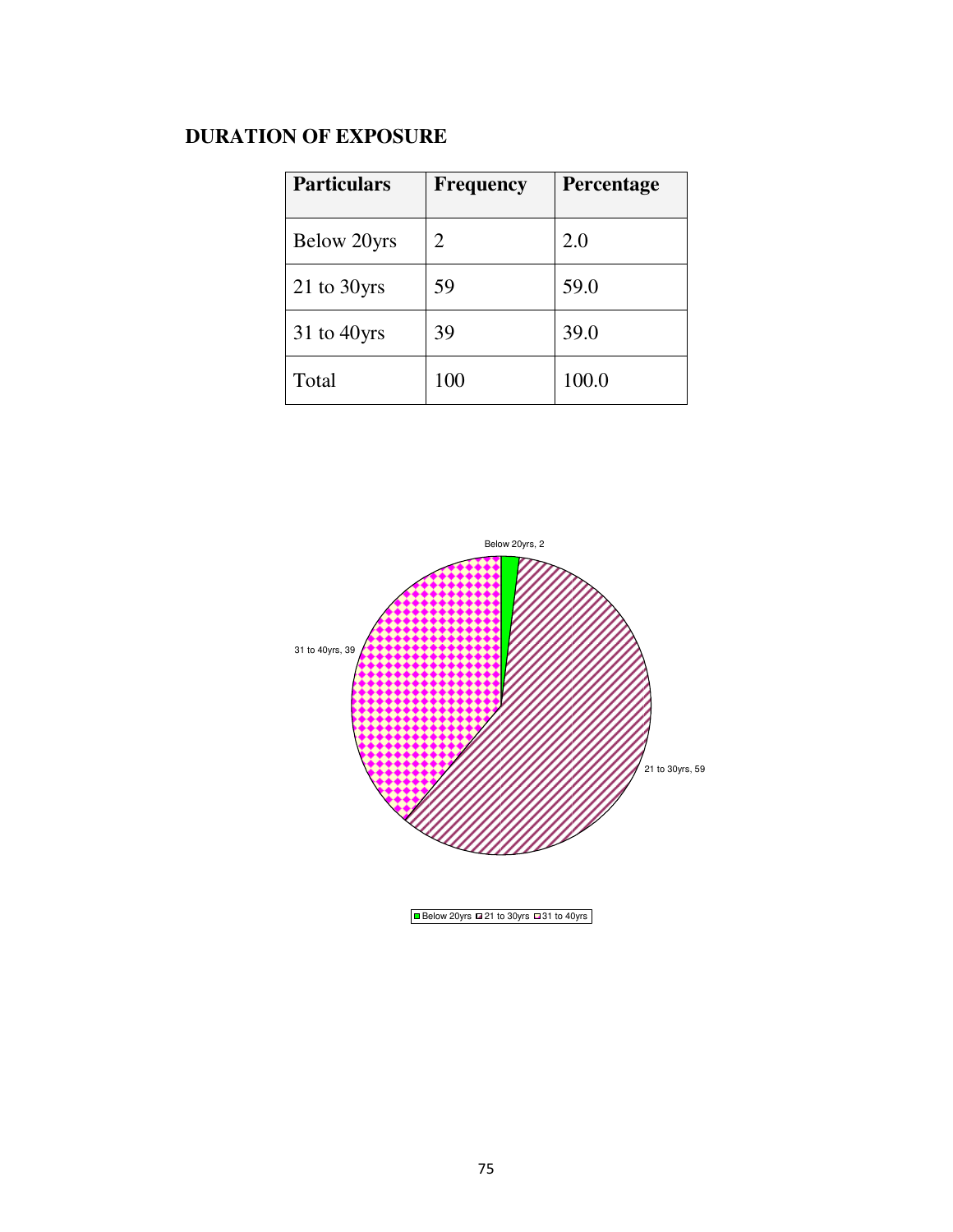## DURATION OF EXPOSURE

| Particulars | Frequency | Percentage |
|---|---|---|
| Below 20yrs | 2 | 2.0 |
| 21 to 30yrs | 59 | 59.0 |
| 31 to 40yrs | 39 | 39.0 |
| Total | 100 | 100.0 |

Below 20yrs, 2

31 to 40yrs, 39

21 to 30yrs, 59

Below 20yrs  21 to 30yrs  31 to 40yrs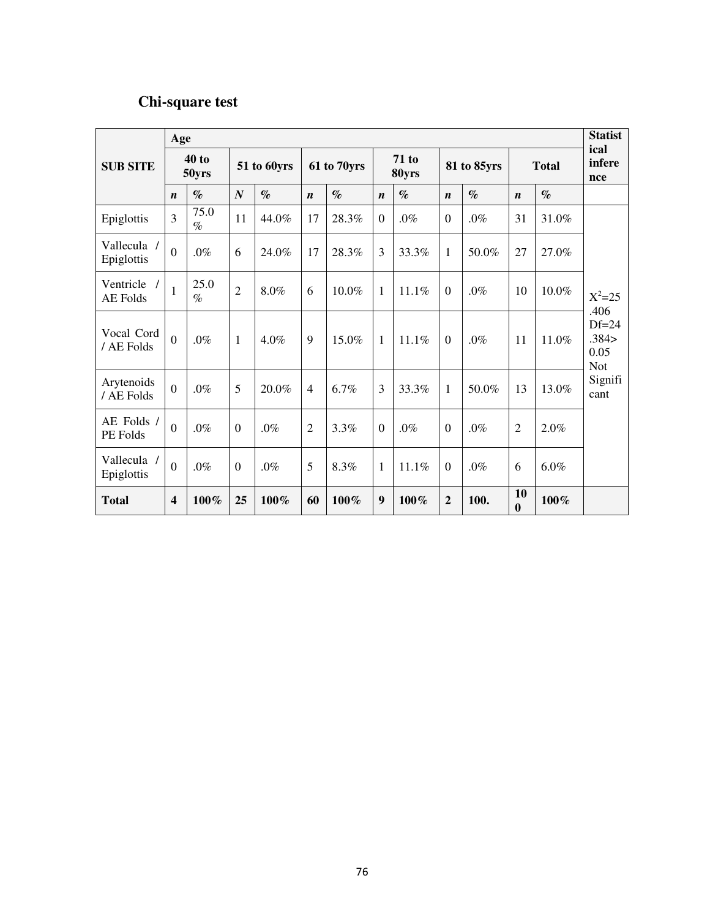## Chi-square test

| SUB SITE | Age | | | | | | | | | | | | Statistical inference |
|---|---|---|---|---|---|---|---|---|---|---|---|---|---|
| | 40 to 50yrs | | 51 to 60yrs | | 61 to 70yrs | | 71 to 80yrs | | 81 to 85yrs | | Total | | |
| | *n* | *%* | *N* | *%* | *n* | *%* | *n* | *%* | *n* | *%* | *n* | *%* | |
| Epiglottis | 3 | 75.0 % | 11 | 44.0% | 17 | 28.3% | 0 | .0% | 0 | .0% | 31 | 31.0% | $X^2$=25.406 Df=24 .384> 0.05 Not Significant |
| Vallecula / Epiglottis | 0 | .0% | 6 | 24.0% | 17 | 28.3% | 3 | 33.3% | 1 | 50.0% | 27 | 27.0% | |
| Ventricle / AE Folds | 1 | 25.0 % | 2 | 8.0% | 6 | 10.0% | 1 | 11.1% | 0 | .0% | 10 | 10.0% | |
| Vocal Cord / AE Folds | 0 | .0% | 1 | 4.0% | 9 | 15.0% | 1 | 11.1% | 0 | .0% | 11 | 11.0% | |
| Arytenoids / AE Folds | 0 | .0% | 5 | 20.0% | 4 | 6.7% | 3 | 33.3% | 1 | 50.0% | 13 | 13.0% | |
| AE Folds / PE Folds | 0 | .0% | 0 | .0% | 2 | 3.3% | 0 | .0% | 0 | .0% | 2 | 2.0% | |
| Vallecula / Epiglottis | 0 | .0% | 0 | .0% | 5 | 8.3% | 1 | 11.1% | 0 | .0% | 6 | 6.0% | |
| **Total** | **4** | **100%** | **25** | **100%** | **60** | **100%** | **9** | **100%** | **2** | **100.** | **100** | **100%** | |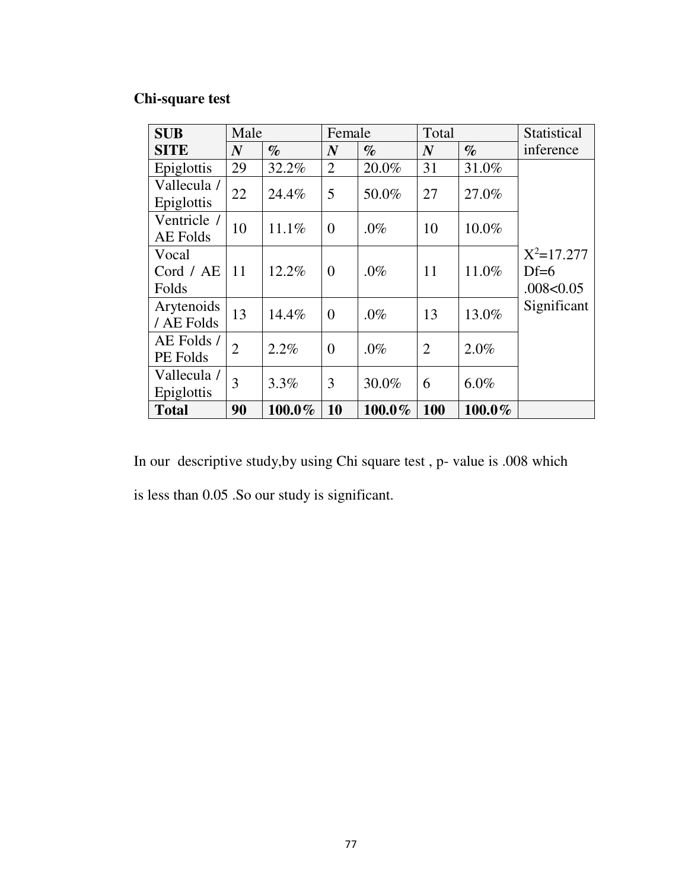**Chi-square test**

| SUB SITE | Male | | Female | | Total | | Statistical inference |
|---|---|---|---|---|---|---|---|
| | *N* | *%* | *N* | *%* | *N* | *%* | |
| Epiglottis | 29 | 32.2% | 2 | 20.0% | 31 | 31.0% | $X^2$=17.277 Df=6 .008<0.05 Significant |
| Vallecula / Epiglottis | 22 | 24.4% | 5 | 50.0% | 27 | 27.0% | |
| Ventricle / AE Folds | 10 | 11.1% | 0 | .0% | 10 | 10.0% | |
| Vocal Cord / AE Folds | 11 | 12.2% | 0 | .0% | 11 | 11.0% | |
| Arytenoids / AE Folds | 13 | 14.4% | 0 | .0% | 13 | 13.0% | |
| AE Folds / PE Folds | 2 | 2.2% | 0 | .0% | 2 | 2.0% | |
| Vallecula / Epiglottis | 3 | 3.3% | 3 | 30.0% | 6 | 6.0% | |
| **Total** | **90** | **100.0%** | **10** | **100.0%** | **100** | **100.0%** | |

In our descriptive study,by using Chi square test , p- value is .008 which is less than 0.05 .So our study is significant.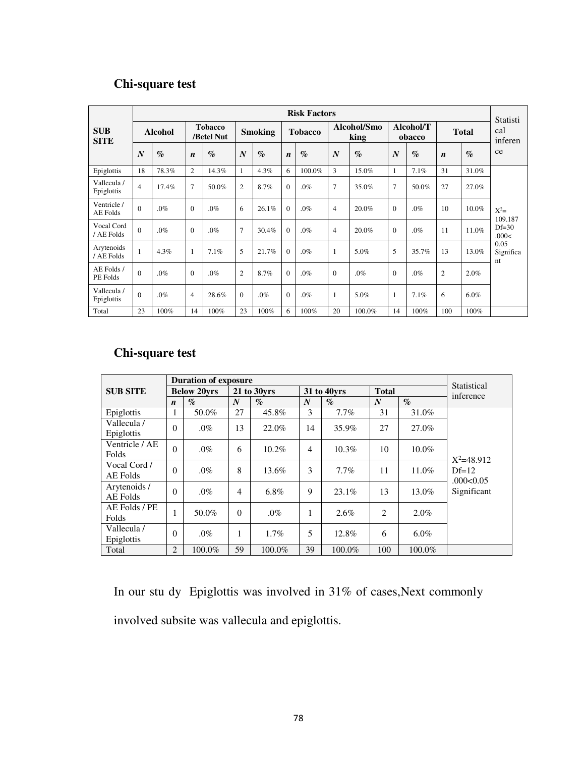## Chi-square test

| SUB SITE | Risk Factors | | | | | | | | | | | | | | | | Statistical inference |
|---|---|---|---|---|---|---|---|---|---|---|---|---|---|---|---|---|---|
| | Alcohol | | Tobacco /Betel Nut | | Smoking | | Tobacco | | Alcohol/Smoking | | Alcohol/Tobacco | | Total | | |
| | *N* | *%* | *n* | *%* | *N* | *%* | *n* | *%* | *N* | *%* | *N* | *%* | *n* | *%* | |
| Epiglottis | 18 | 78.3% | 2 | 14.3% | 1 | 4.3% | 6 | 100.0% | 3 | 15.0% | 1 | 7.1% | 31 | 31.0% | $X^2$= 109.187 Df=30 .000< 0.05 Significant |
| Vallecula / Epiglottis | 4 | 17.4% | 7 | 50.0% | 2 | 8.7% | 0 | .0% | 7 | 35.0% | 7 | 50.0% | 27 | 27.0% | |
| Ventricle / AE Folds | 0 | .0% | 0 | .0% | 6 | 26.1% | 0 | .0% | 4 | 20.0% | 0 | .0% | 10 | 10.0% | |
| Vocal Cord / AE Folds | 0 | .0% | 0 | .0% | 7 | 30.4% | 0 | .0% | 4 | 20.0% | 0 | .0% | 11 | 11.0% | |
| Arytenoids / AE Folds | 1 | 4.3% | 1 | 7.1% | 5 | 21.7% | 0 | .0% | 1 | 5.0% | 5 | 35.7% | 13 | 13.0% | |
| AE Folds / PE Folds | 0 | .0% | 0 | .0% | 2 | 8.7% | 0 | .0% | 0 | .0% | 0 | .0% | 2 | 2.0% | |
| Vallecula / Epiglottis | 0 | .0% | 4 | 28.6% | 0 | .0% | 0 | .0% | 1 | 5.0% | 1 | 7.1% | 6 | 6.0% | |
| Total | 23 | 100% | 14 | 100% | 23 | 100% | 6 | 100% | 20 | 100.0% | 14 | 100% | 100 | 100% | |

## Chi-square test

| SUB SITE | Duration of exposure | | | | | | | | Statistical inference |
|---|---|---|---|---|---|---|---|---|---|
| | Below 20yrs | | 21 to 30yrs | | 31 to 40yrs | | Total | | |
| | *n* | *%* | *N* | *%* | *N* | *%* | *N* | *%* | |
| Epiglottis | 1 | 50.0% | 27 | 45.8% | 3 | 7.7% | 31 | 31.0% | $X^2$=48.912 Df=12 .000<0.05 Significant |
| Vallecula / Epiglottis | 0 | .0% | 13 | 22.0% | 14 | 35.9% | 27 | 27.0% | |
| Ventricle / AE Folds | 0 | .0% | 6 | 10.2% | 4 | 10.3% | 10 | 10.0% | |
| Vocal Cord / AE Folds | 0 | .0% | 8 | 13.6% | 3 | 7.7% | 11 | 11.0% | |
| Arytenoids / AE Folds | 0 | .0% | 4 | 6.8% | 9 | 23.1% | 13 | 13.0% | |
| AE Folds / PE Folds | 1 | 50.0% | 0 | .0% | 1 | 2.6% | 2 | 2.0% | |
| Vallecula / Epiglottis | 0 | .0% | 1 | 1.7% | 5 | 12.8% | 6 | 6.0% | |
| Total | 2 | 100.0% | 59 | 100.0% | 39 | 100.0% | 100 | 100.0% | |

In our stu dy Epiglottis was involved in 31% of cases,Next commonly involved subsite was vallecula and epiglottis.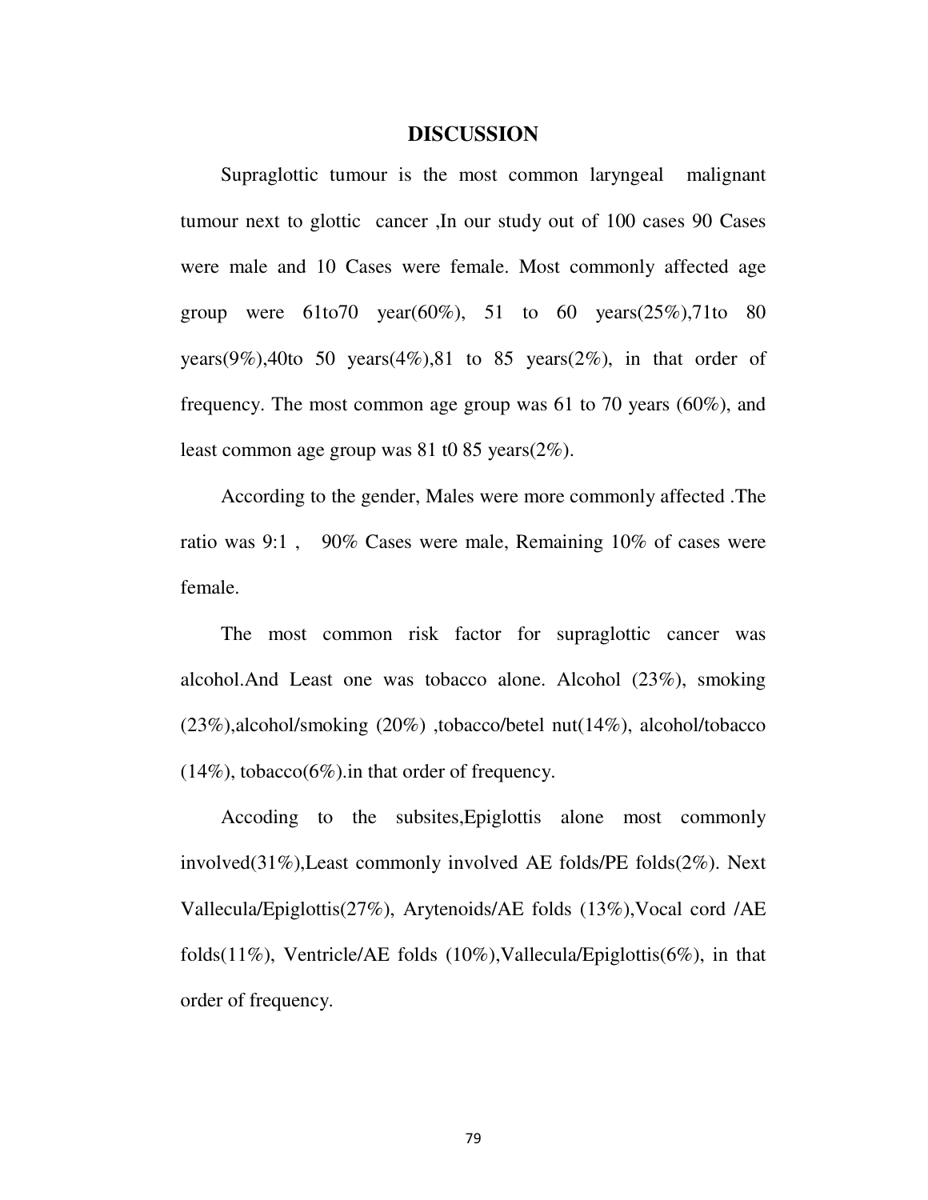# DISCUSSION

Supraglottic tumour is the most common laryngeal malignant tumour next to glottic cancer ,In our study out of 100 cases 90 Cases were male and 10 Cases were female. Most commonly affected age group were 61to70 year(60%), 51 to 60 years(25%),71to 80 years(9%),40to 50 years(4%),81 to 85 years(2%), in that order of frequency. The most common age group was 61 to 70 years (60%), and least common age group was 81 t0 85 years(2%).

According to the gender, Males were more commonly affected .The ratio was 9:1 , 90% Cases were male, Remaining 10% of cases were female.

The most common risk factor for supraglottic cancer was alcohol.And Least one was tobacco alone. Alcohol (23%), smoking (23%),alcohol/smoking (20%) ,tobacco/betel nut(14%), alcohol/tobacco (14%), tobacco(6%).in that order of frequency.

Accoding to the subsites,Epiglottis alone most commonly involved(31%),Least commonly involved AE folds/PE folds(2%). Next Vallecula/Epiglottis(27%), Arytenoids/AE folds (13%),Vocal cord /AE folds(11%), Ventricle/AE folds (10%),Vallecula/Epiglottis(6%), in that order of frequency.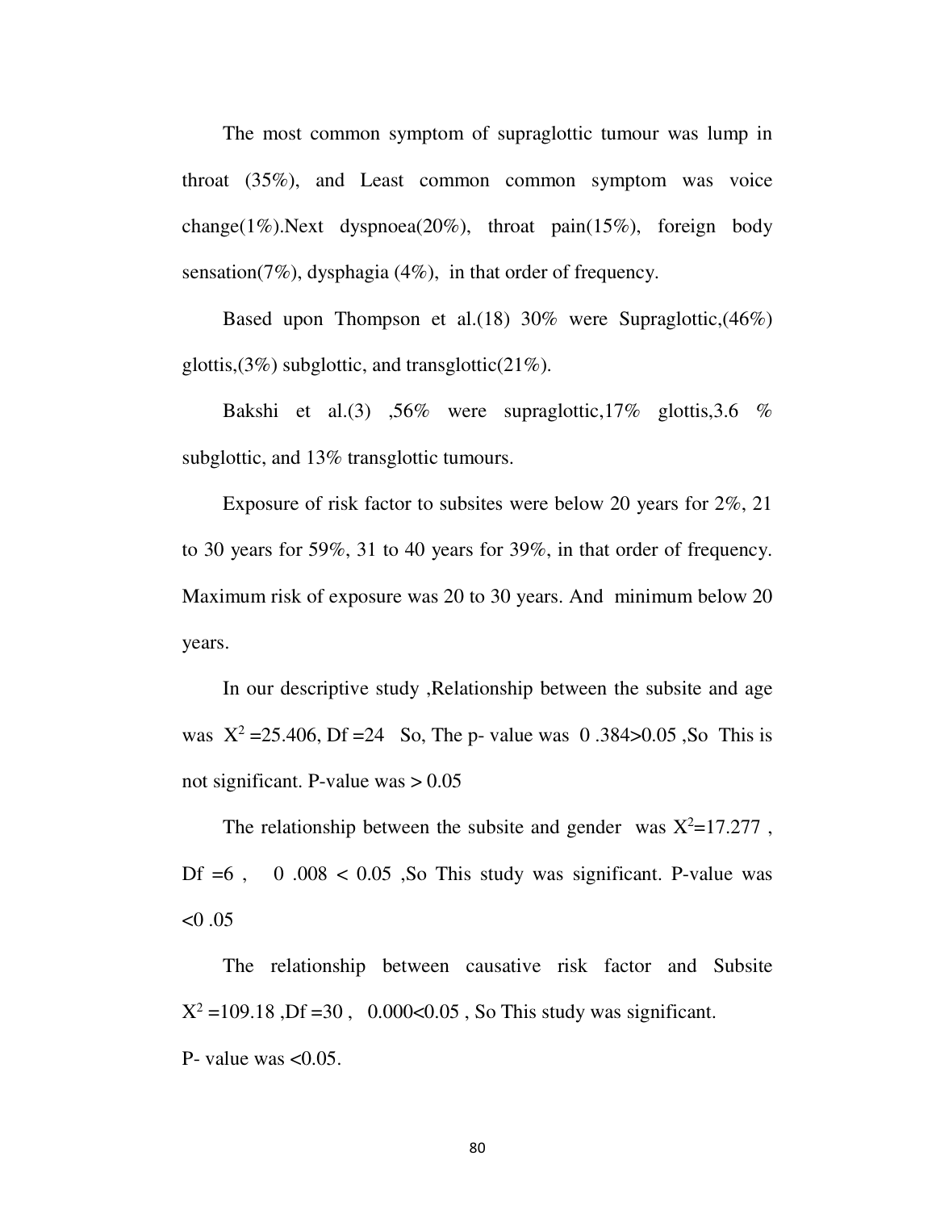The most common symptom of supraglottic tumour was lump in throat (35%), and Least common common symptom was voice change(1%).Next dyspnoea(20%), throat pain(15%), foreign body sensation(7%), dysphagia (4%), in that order of frequency.

Based upon Thompson et al.(18) 30% were Supraglottic,(46%) glottis,(3%) subglottic, and transglottic(21%).

Bakshi et al.(3) ,56% were supraglottic,17% glottis,3.6 % subglottic, and 13% transglottic tumours.

Exposure of risk factor to subsites were below 20 years for 2%, 21 to 30 years for 59%, 31 to 40 years for 39%, in that order of frequency. Maximum risk of exposure was 20 to 30 years. And minimum below 20 years.

In our descriptive study ,Relationship between the subsite and age was $X^2$ =25.406, Df =24 So, The p- value was 0 .384>0.05 ,So This is not significant. P-value was > 0.05

The relationship between the subsite and gender was $X^2$=17.277 , Df =6 , 0 .008 < 0.05 ,So This study was significant. P-value was <0 .05

The relationship between causative risk factor and Subsite $X^2$ =109.18 ,Df =30 , 0.000<0.05 , So This study was significant.

P- value was <0.05.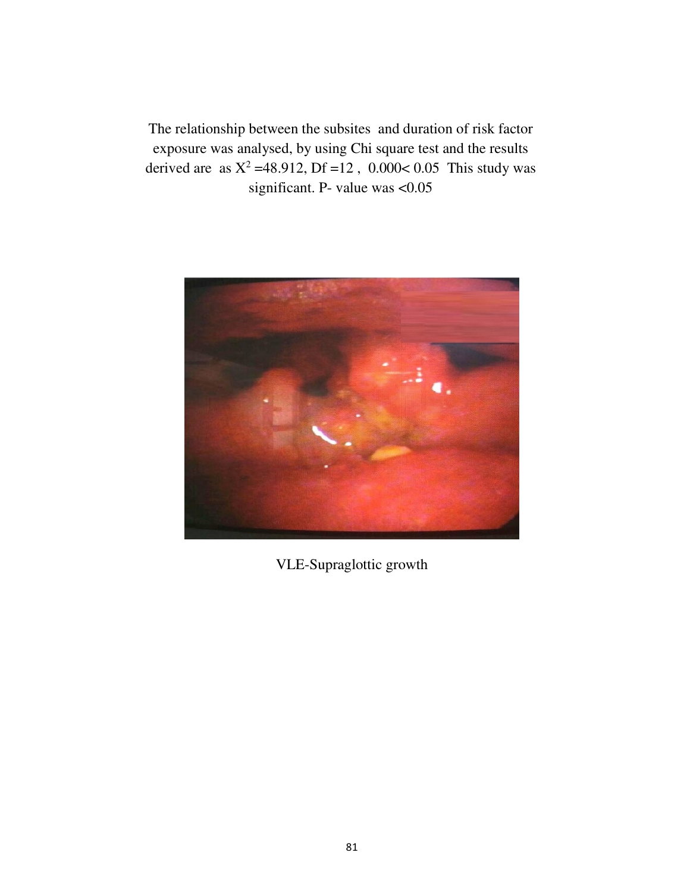The relationship between the subsites and duration of risk factor exposure was analysed, by using Chi square test and the results derived are as $X^2 = 48.912$, $Df = 12$, $0.000 < 0.05$ This study was significant. P- value was $< 0.05$

VLE-Supraglottic growth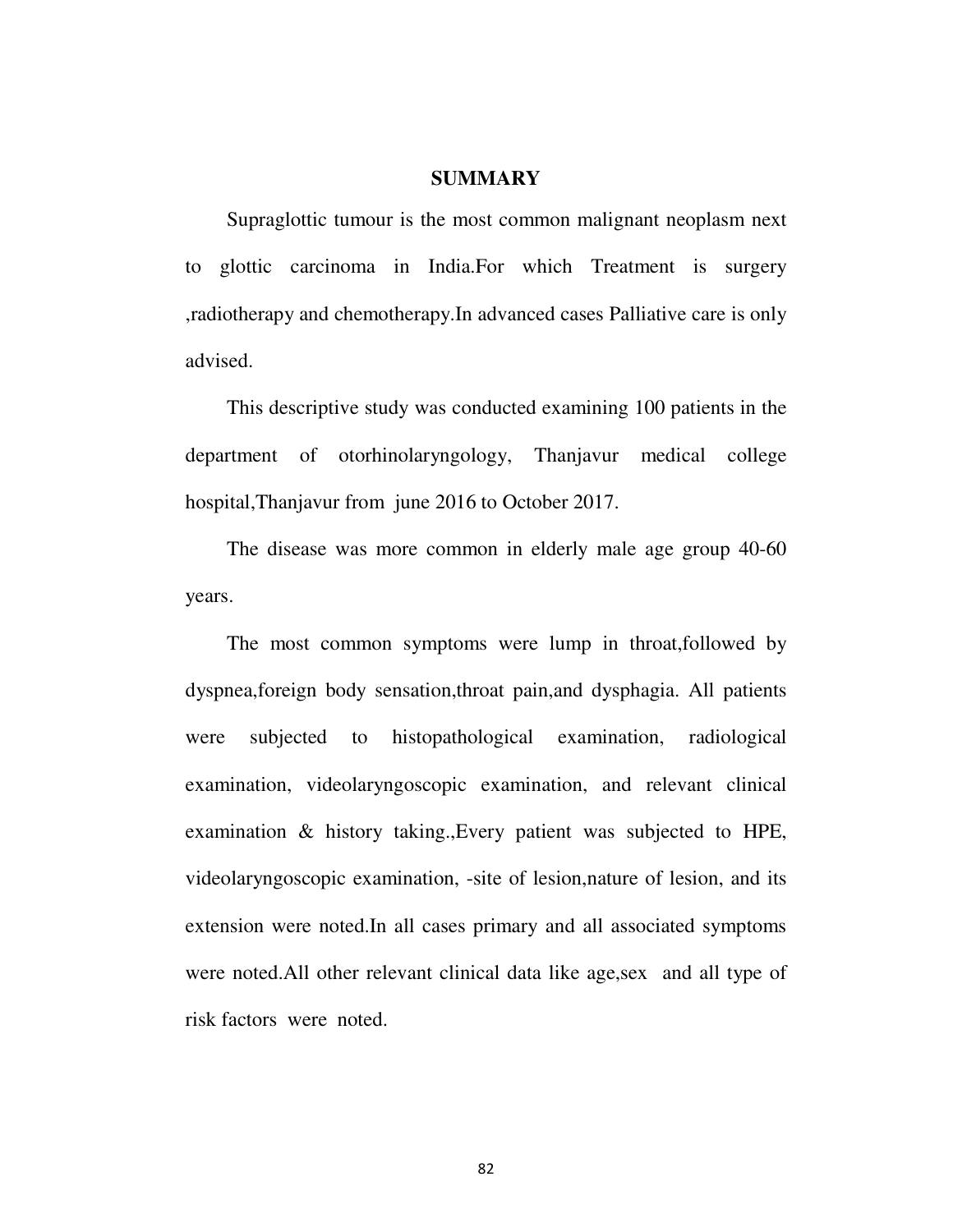# SUMMARY

Supraglottic tumour is the most common malignant neoplasm next to glottic carcinoma in India.For which Treatment is surgery ,radiotherapy and chemotherapy.In advanced cases Palliative care is only advised.

This descriptive study was conducted examining 100 patients in the department of otorhinolaryngology, Thanjavur medical college hospital,Thanjavur from june 2016 to October 2017.

The disease was more common in elderly male age group 40-60 years.

The most common symptoms were lump in throat,followed by dyspnea,foreign body sensation,throat pain,and dysphagia. All patients were subjected to histopathological examination, radiological examination, videolaryngoscopic examination, and relevant clinical examination & history taking.,Every patient was subjected to HPE, videolaryngoscopic examination, -site of lesion,nature of lesion, and its extension were noted.In all cases primary and all associated symptoms were noted.All other relevant clinical data like age,sex and all type of risk factors were noted.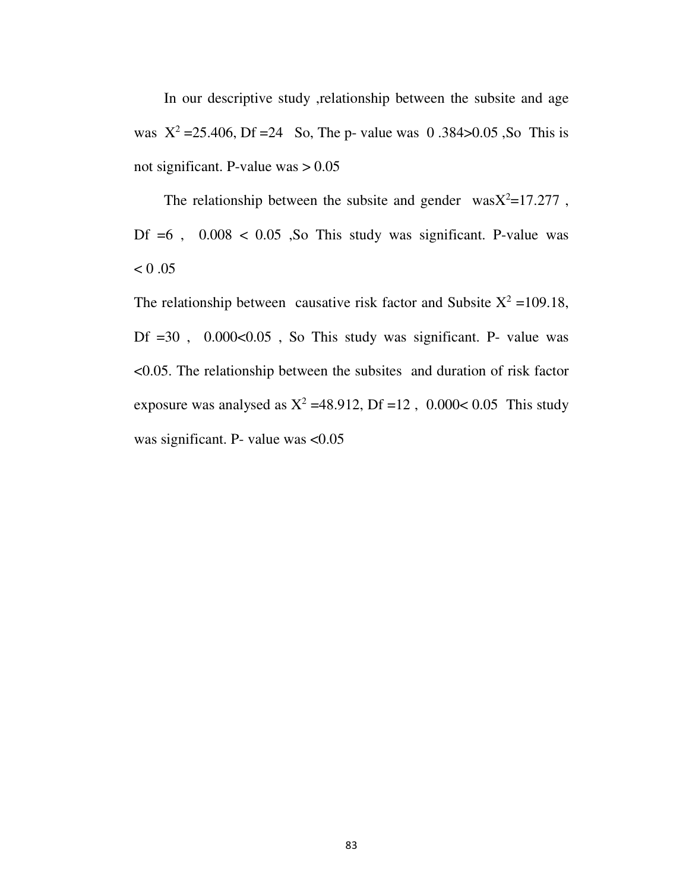In our descriptive study ,relationship between the subsite and age was $X^2$ =25.406, Df =24 So, The p- value was 0 .384>0.05 ,So This is not significant. P-value was > 0.05

The relationship between the subsite and gender was$X^2$=17.277 , Df =6 , 0.008 < 0.05 ,So This study was significant. P-value was < 0 .05

The relationship between causative risk factor and Subsite $X^2$ =109.18, Df =30 , 0.000<0.05 , So This study was significant. P- value was <0.05. The relationship between the subsites and duration of risk factor exposure was analysed as $X^2$ =48.912, Df =12 , 0.000< 0.05 This study was significant. P- value was <0.05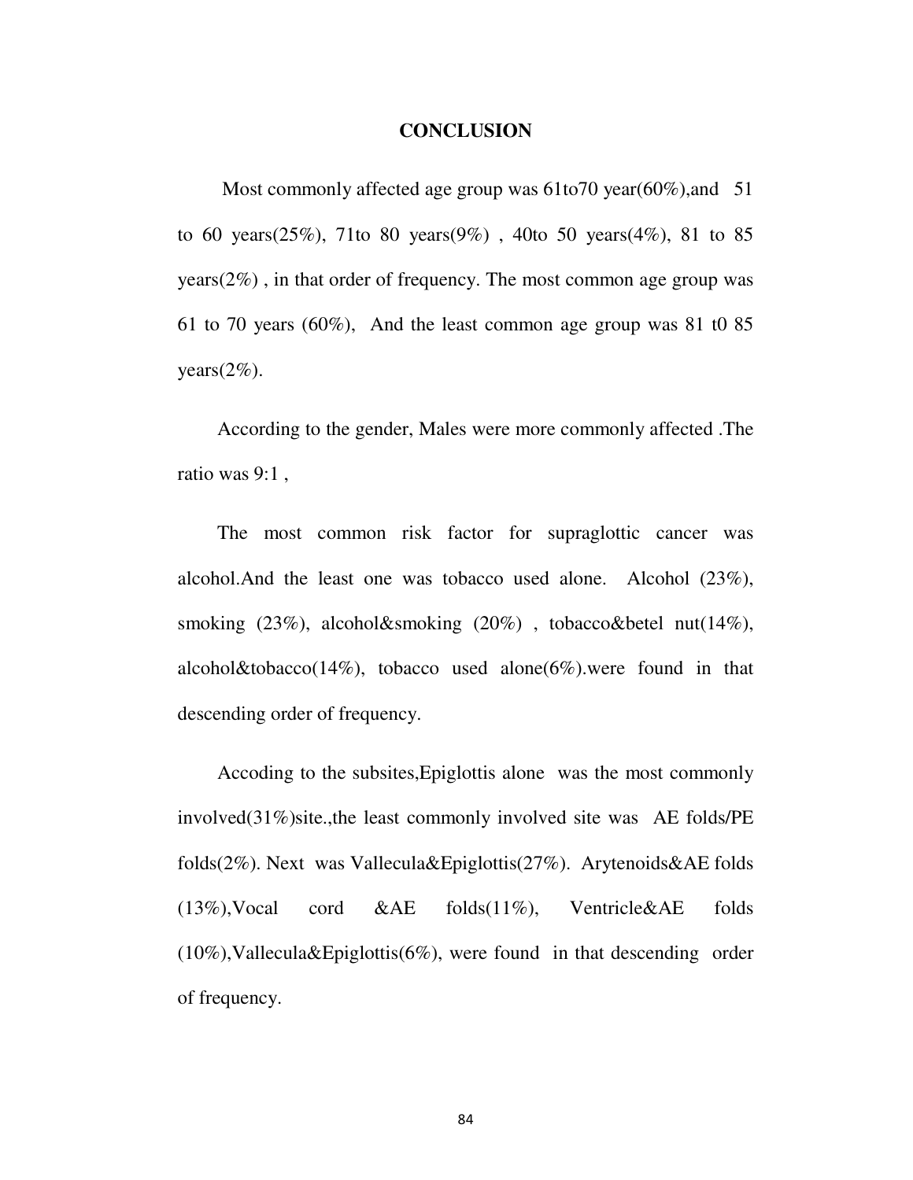# CONCLUSION

Most commonly affected age group was 61to70 year(60%),and 51 to 60 years(25%), 71to 80 years(9%) , 40to 50 years(4%), 81 to 85 years(2%) , in that order of frequency. The most common age group was 61 to 70 years (60%), And the least common age group was 81 t0 85 years(2%).

According to the gender, Males were more commonly affected .The ratio was 9:1 ,

The most common risk factor for supraglottic cancer was alcohol.And the least one was tobacco used alone. Alcohol (23%), smoking (23%), alcohol&smoking (20%) , tobacco&betel nut(14%), alcohol&tobacco(14%), tobacco used alone(6%).were found in that descending order of frequency.

Accoding to the subsites,Epiglottis alone was the most commonly involved(31%)site.,the least commonly involved site was AE folds/PE folds(2%). Next was Vallecula&Epiglottis(27%). Arytenoids&AE folds (13%),Vocal cord &AE folds(11%), Ventricle&AE folds (10%),Vallecula&Epiglottis(6%), were found in that descending order of frequency.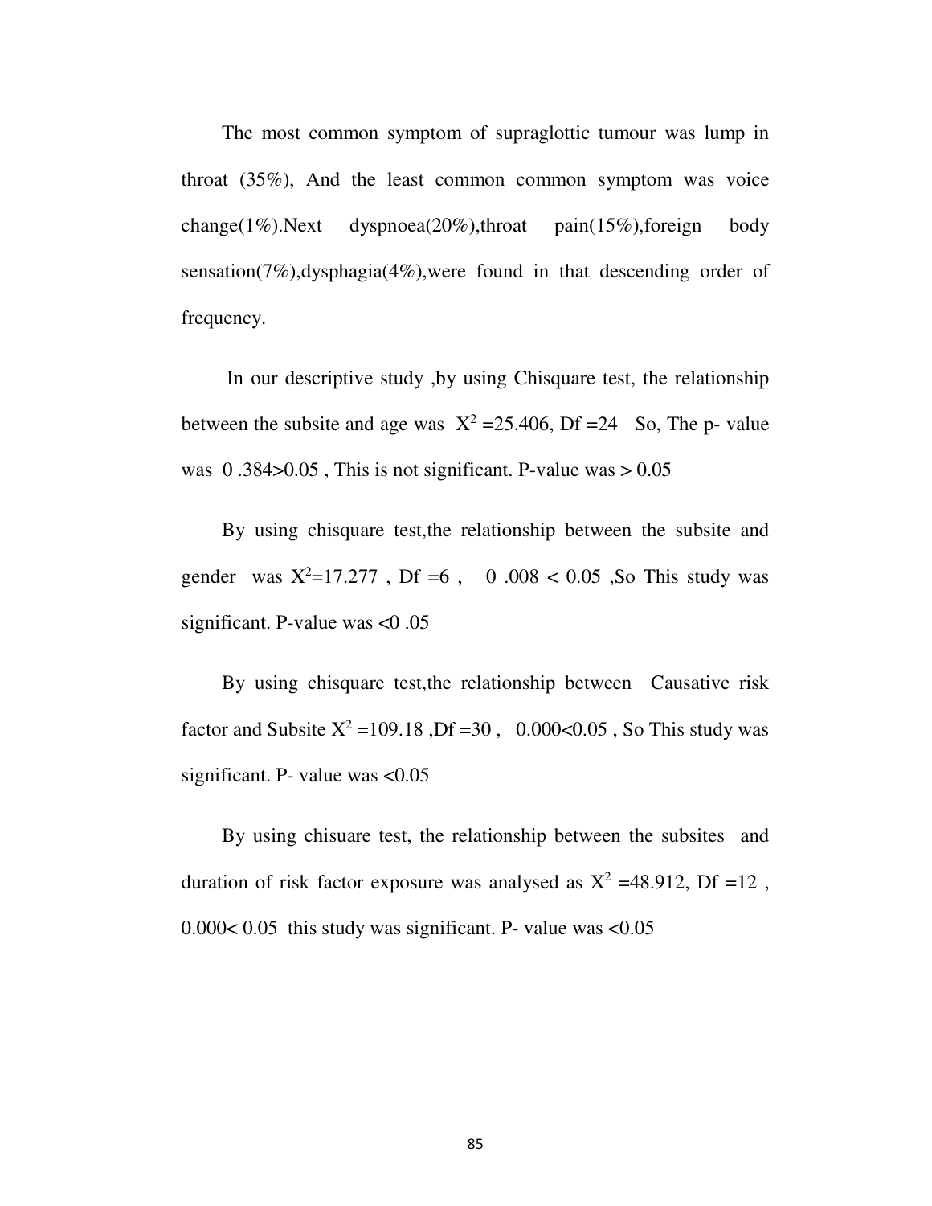The most common symptom of supraglottic tumour was lump in throat (35%), And the least common common symptom was voice change(1%).Next dyspnoea(20%),throat pain(15%),foreign body sensation(7%),dysphagia(4%),were found in that descending order of frequency.

In our descriptive study ,by using Chisquare test, the relationship between the subsite and age was $X^2$ =25.406, Df =24 So, The p- value was 0 .384>0.05 , This is not significant. P-value was > 0.05

By using chisquare test,the relationship between the subsite and gender was $X^2$=17.277 , Df =6 , 0 .008 < 0.05 ,So This study was significant. P-value was <0 .05

By using chisquare test,the relationship between Causative risk factor and Subsite $X^2$ =109.18 ,Df =30 , 0.000<0.05 , So This study was significant. P- value was <0.05

By using chisuare test, the relationship between the subsites and duration of risk factor exposure was analysed as $X^2$ =48.912, Df =12 , 0.000< 0.05 this study was significant. P- value was <0.05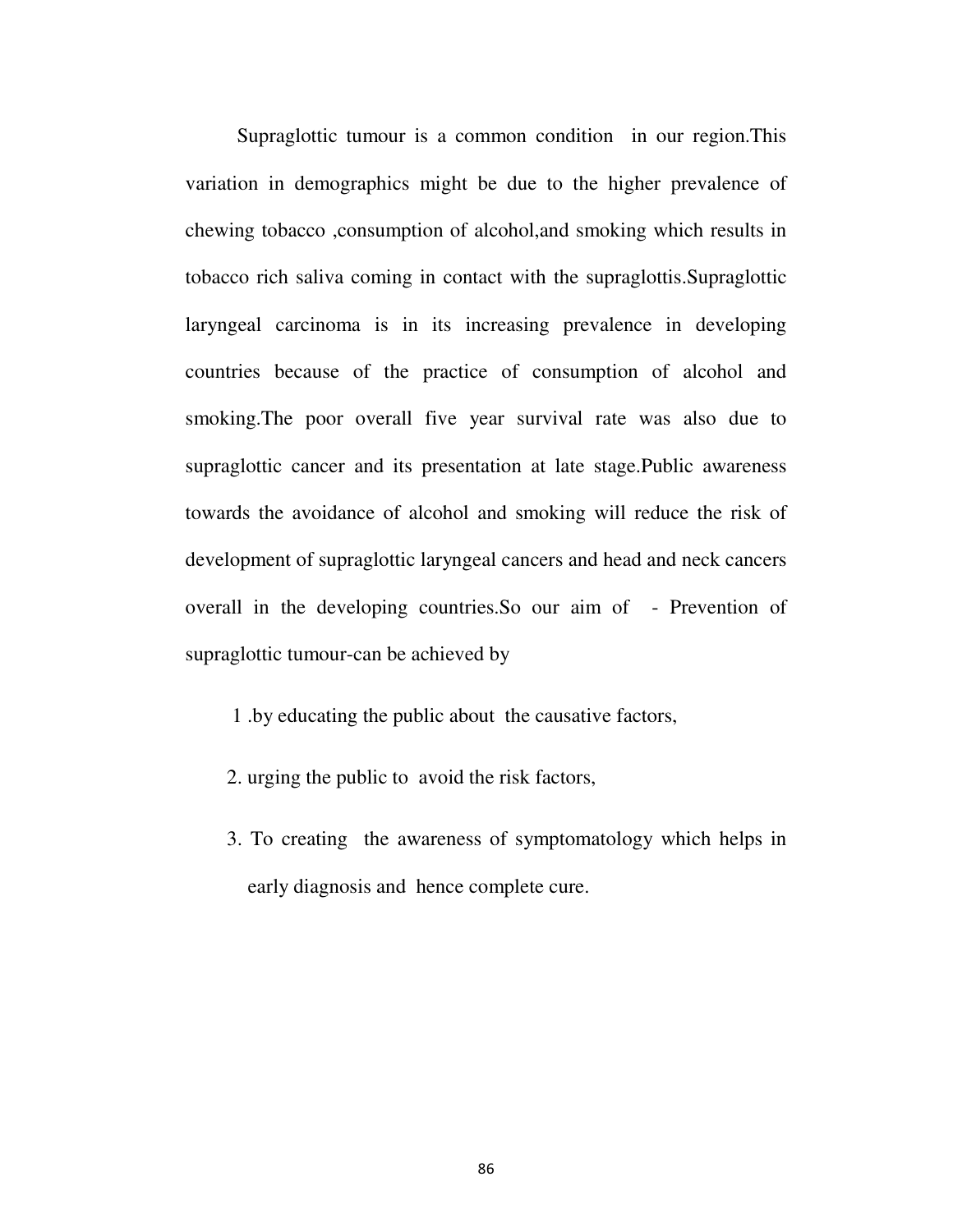Supraglottic tumour is a common condition in our region.This variation in demographics might be due to the higher prevalence of chewing tobacco ,consumption of alcohol,and smoking which results in tobacco rich saliva coming in contact with the supraglottis.Supraglottic laryngeal carcinoma is in its increasing prevalence in developing countries because of the practice of consumption of alcohol and smoking.The poor overall five year survival rate was also due to supraglottic cancer and its presentation at late stage.Public awareness towards the avoidance of alcohol and smoking will reduce the risk of development of supraglottic laryngeal cancers and head and neck cancers overall in the developing countries.So our aim of - Prevention of supraglottic tumour-can be achieved by

1 .by educating the public about the causative factors,

2. urging the public to avoid the risk factors,

3. To creating the awareness of symptomatology which helps in early diagnosis and hence complete cure.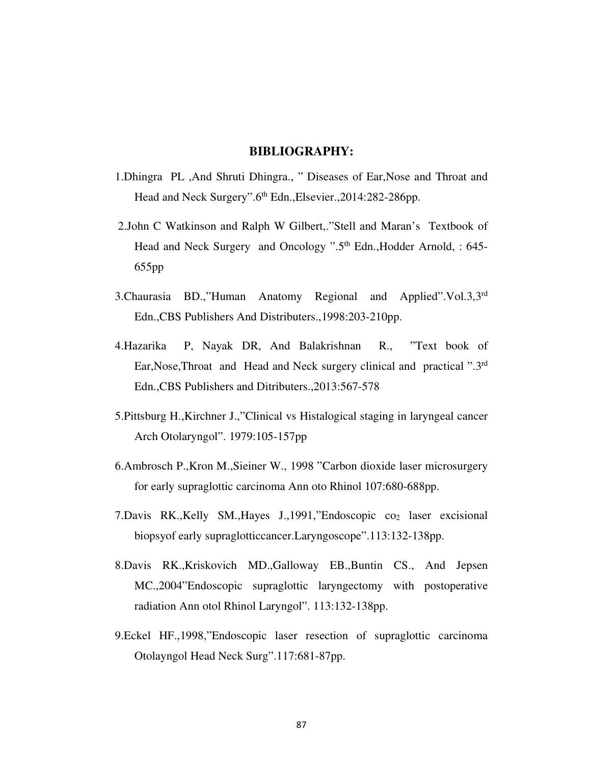# BIBLIOGRAPHY:

1.Dhingra PL ,And Shruti Dhingra., " Diseases of Ear,Nose and Throat and Head and Neck Surgery".6th Edn.,Elsevier.,2014:282-286pp.

2.John C Watkinson and Ralph W Gilbert,."Stell and Maran's Textbook of Head and Neck Surgery and Oncology ".5th Edn.,Hodder Arnold, : 645-655pp

3.Chaurasia BD.,"Human Anatomy Regional and Applied".Vol.3,3rd Edn.,CBS Publishers And Distributers.,1998:203-210pp.

4.Hazarika P, Nayak DR, And Balakrishnan R., "Text book of Ear,Nose,Throat and Head and Neck surgery clinical and practical ".3rd Edn.,CBS Publishers and Ditributers.,2013:567-578

5.Pittsburg H.,Kirchner J.,"Clinical vs Histalogical staging in laryngeal cancer Arch Otolaryngol". 1979:105-157pp

6.Ambrosch P.,Kron M.,Sieiner W., 1998 "Carbon dioxide laser microsurgery for early supraglottic carcinoma Ann oto Rhinol 107:680-688pp.

7.Davis RK.,Kelly SM.,Hayes J.,1991,"Endoscopic $co_2$ laser excisional biopsyof early supraglotticcancer.Laryngoscope".113:132-138pp.

8.Davis RK.,Kriskovich MD.,Galloway EB.,Buntin CS., And Jepsen MC.,2004"Endoscopic supraglottic laryngectomy with postoperative radiation Ann otol Rhinol Laryngol". 113:132-138pp.

9.Eckel HF.,1998,"Endoscopic laser resection of supraglottic carcinoma Otolayngol Head Neck Surg".117:681-87pp.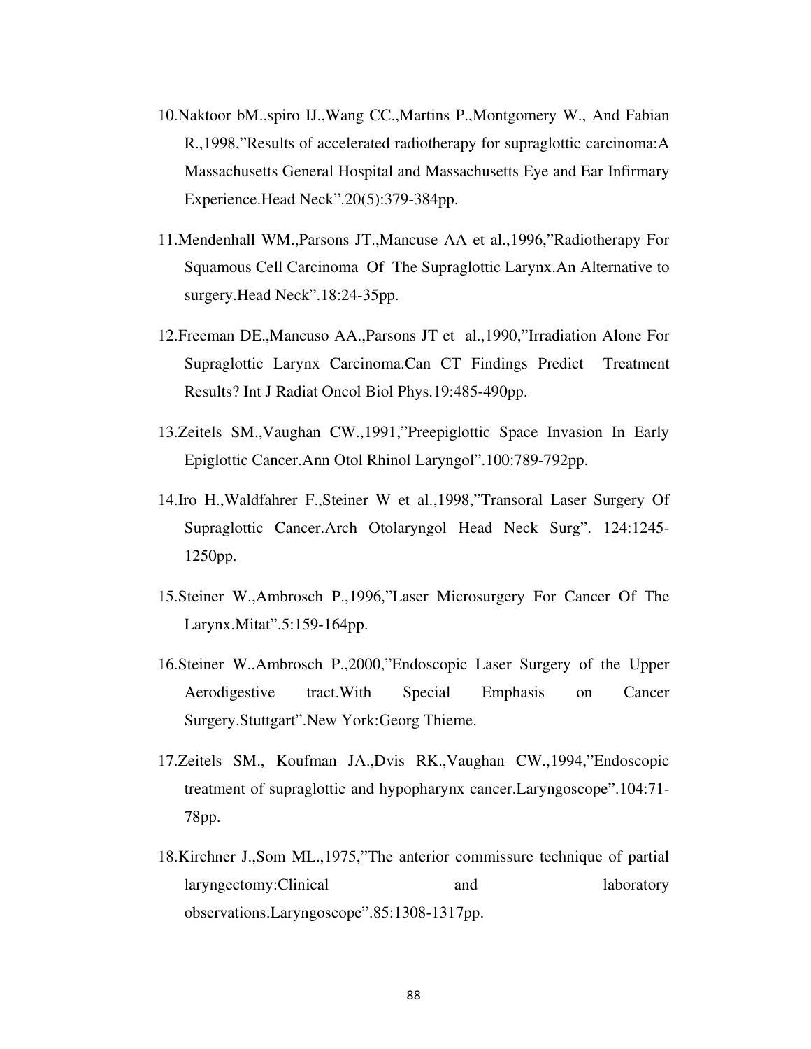10.Naktoor bM.,spiro IJ.,Wang CC.,Martins P.,Montgomery W., And Fabian R.,1998,"Results of accelerated radiotherapy for supraglottic carcinoma:A Massachusetts General Hospital and Massachusetts Eye and Ear Infirmary Experience.Head Neck".20(5):379-384pp.

11.Mendenhall WM.,Parsons JT.,Mancuse AA et al.,1996,"Radiotherapy For Squamous Cell Carcinoma Of The Supraglottic Larynx.An Alternative to surgery.Head Neck".18:24-35pp.

12.Freeman DE.,Mancuso AA.,Parsons JT et al.,1990,"Irradiation Alone For Supraglottic Larynx Carcinoma.Can CT Findings Predict Treatment Results? Int J Radiat Oncol Biol Phys.19:485-490pp.

13.Zeitels SM.,Vaughan CW.,1991,"Preepiglottic Space Invasion In Early Epiglottic Cancer.Ann Otol Rhinol Laryngol".100:789-792pp.

14.Iro H.,Waldfahrer F.,Steiner W et al.,1998,"Transoral Laser Surgery Of Supraglottic Cancer.Arch Otolaryngol Head Neck Surg". 124:1245-1250pp.

15.Steiner W.,Ambrosch P.,1996,"Laser Microsurgery For Cancer Of The Larynx.Mitat".5:159-164pp.

16.Steiner W.,Ambrosch P.,2000,"Endoscopic Laser Surgery of the Upper Aerodigestive tract.With Special Emphasis on Cancer Surgery.Stuttgart".New York:Georg Thieme.

17.Zeitels SM., Koufman JA.,Dvis RK.,Vaughan CW.,1994,"Endoscopic treatment of supraglottic and hypopharynx cancer.Laryngoscope".104:71-78pp.

18.Kirchner J.,Som ML.,1975,"The anterior commissure technique of partial laryngectomy:Clinical and laboratory observations.Laryngoscope".85:1308-1317pp.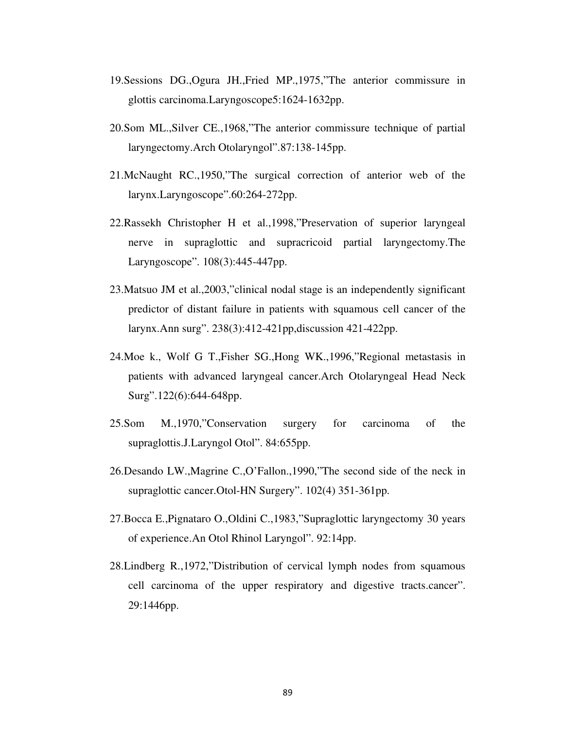19.Sessions DG.,Ogura JH.,Fried MP.,1975,"The anterior commissure in glottis carcinoma.Laryngoscope5:1624-1632pp.

20.Som ML.,Silver CE.,1968,"The anterior commissure technique of partial laryngectomy.Arch Otolaryngol".87:138-145pp.

21.McNaught RC.,1950,"The surgical correction of anterior web of the larynx.Laryngoscope".60:264-272pp.

22.Rassekh Christopher H et al.,1998,"Preservation of superior laryngeal nerve in supraglottic and supracricoid partial laryngectomy.The Laryngoscope". 108(3):445-447pp.

23.Matsuo JM et al.,2003,"clinical nodal stage is an independently significant predictor of distant failure in patients with squamous cell cancer of the larynx.Ann surg". 238(3):412-421pp,discussion 421-422pp.

24.Moe k., Wolf G T.,Fisher SG.,Hong WK.,1996,"Regional metastasis in patients with advanced laryngeal cancer.Arch Otolaryngeal Head Neck Surg".122(6):644-648pp.

25.Som M.,1970,"Conservation surgery for carcinoma of the supraglottis.J.Laryngol Otol". 84:655pp.

26.Desando LW.,Magrine C.,O'Fallon.,1990,"The second side of the neck in supraglottic cancer.Otol-HN Surgery". 102(4) 351-361pp.

27.Bocca E.,Pignataro O.,Oldini C.,1983,"Supraglottic laryngectomy 30 years of experience.An Otol Rhinol Laryngol". 92:14pp.

28.Lindberg R.,1972,"Distribution of cervical lymph nodes from squamous cell carcinoma of the upper respiratory and digestive tracts.cancer". 29:1446pp.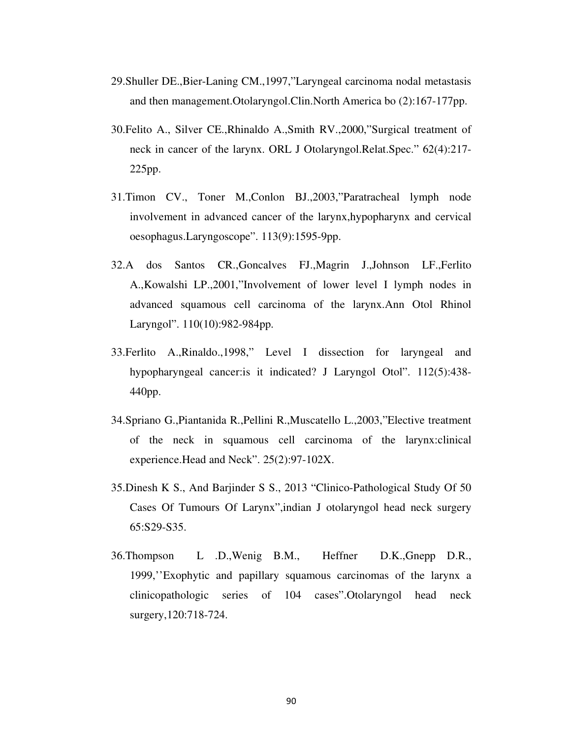29.Shuller DE.,Bier-Laning CM.,1997,"Laryngeal carcinoma nodal metastasis and then management.Otolaryngol.Clin.North America bo (2):167-177pp.

30.Felito A., Silver CE.,Rhinaldo A.,Smith RV.,2000,"Surgical treatment of neck in cancer of the larynx. ORL J Otolaryngol.Relat.Spec." 62(4):217-225pp.

31.Timon CV., Toner M.,Conlon BJ.,2003,"Paratracheal lymph node involvement in advanced cancer of the larynx,hypopharynx and cervical oesophagus.Laryngoscope". 113(9):1595-9pp.

32.A dos Santos CR.,Goncalves FJ.,Magrin J.,Johnson LF.,Ferlito A.,Kowalshi LP.,2001,"Involvement of lower level I lymph nodes in advanced squamous cell carcinoma of the larynx.Ann Otol Rhinol Laryngol". 110(10):982-984pp.

33.Ferlito A.,Rinaldo.,1998," Level I dissection for laryngeal and hypopharyngeal cancer:is it indicated? J Laryngol Otol". 112(5):438-440pp.

34.Spriano G.,Piantanida R.,Pellini R.,Muscatello L.,2003,"Elective treatment of the neck in squamous cell carcinoma of the larynx:clinical experience.Head and Neck". 25(2):97-102X.

35.Dinesh K S., And Barjinder S S., 2013 "Clinico-Pathological Study Of 50 Cases Of Tumours Of Larynx",indian J otolaryngol head neck surgery 65:S29-S35.

36.Thompson L .D.,Wenig B.M., Heffner D.K.,Gnepp D.R., 1999,''Exophytic and papillary squamous carcinomas of the larynx a clinicopathologic series of 104 cases".Otolaryngol head neck surgery,120:718-724.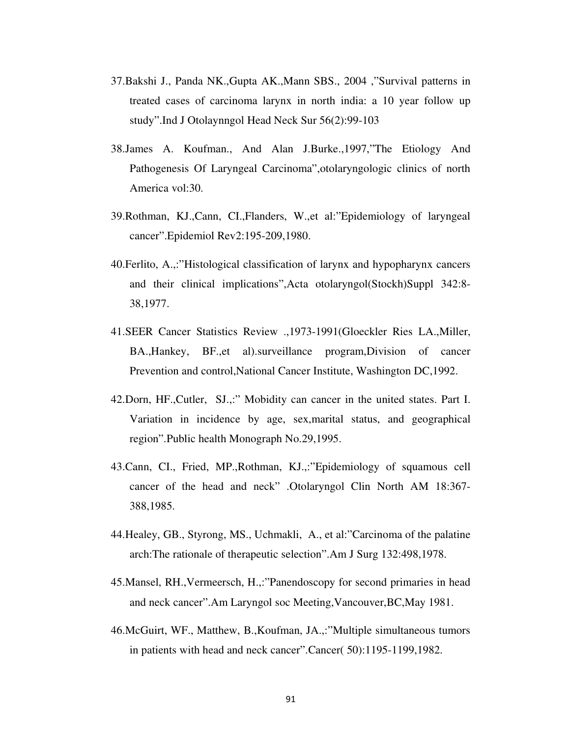37.Bakshi J., Panda NK.,Gupta AK.,Mann SBS., 2004 ,"Survival patterns in treated cases of carcinoma larynx in north india: a 10 year follow up study".Ind J Otolaynngol Head Neck Sur 56(2):99-103

38.James A. Koufman., And Alan J.Burke.,1997,"The Etiology And Pathogenesis Of Laryngeal Carcinoma",otolaryngologic clinics of north America vol:30.

39.Rothman, KJ.,Cann, CI.,Flanders, W.,et al:"Epidemiology of laryngeal cancer".Epidemiol Rev2:195-209,1980.

40.Ferlito, A.,:"Histological classification of larynx and hypopharynx cancers and their clinical implications",Acta otolaryngol(Stockh)Suppl 342:8-38,1977.

41.SEER Cancer Statistics Review .,1973-1991(Gloeckler Ries LA.,Miller, BA.,Hankey, BF.,et al).surveillance program,Division of cancer Prevention and control,National Cancer Institute, Washington DC,1992.

42.Dorn, HF.,Cutler, SJ.,:" Mobidity can cancer in the united states. Part I. Variation in incidence by age, sex,marital status, and geographical region".Public health Monograph No.29,1995.

43.Cann, CI., Fried, MP.,Rothman, KJ.,:"Epidemiology of squamous cell cancer of the head and neck" .Otolaryngol Clin North AM 18:367-388,1985.

44.Healey, GB., Styrong, MS., Uchmakli, A., et al:"Carcinoma of the palatine arch:The rationale of therapeutic selection".Am J Surg 132:498,1978.

45.Mansel, RH.,Vermeersch, H.,:"Panendoscopy for second primaries in head and neck cancer".Am Laryngol soc Meeting,Vancouver,BC,May 1981.

46.McGuirt, WF., Matthew, B.,Koufman, JA.,:"Multiple simultaneous tumors in patients with head and neck cancer".Cancer( 50):1195-1199,1982.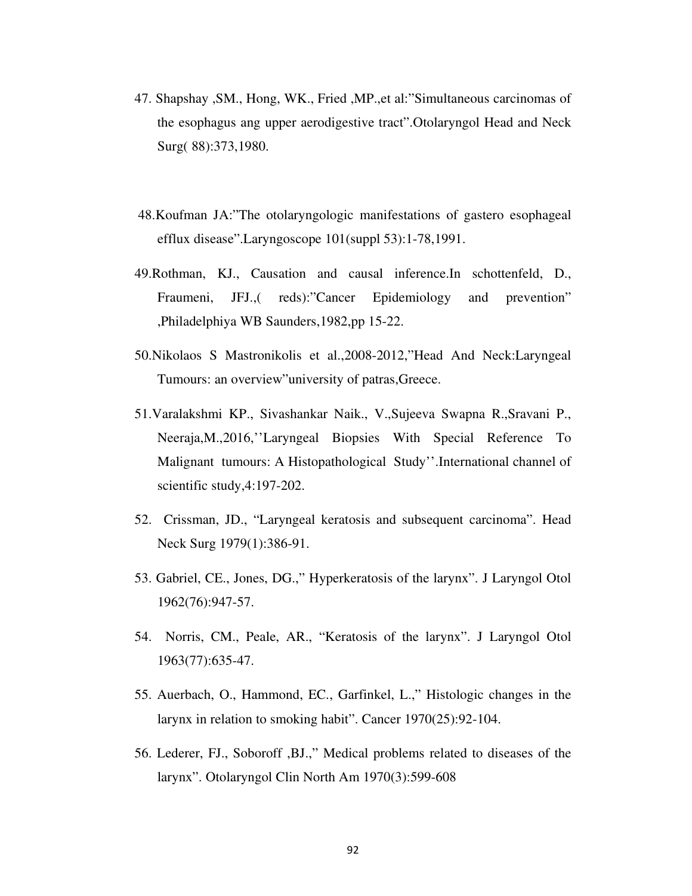47. Shapshay ,SM., Hong, WK., Fried ,MP.,et al:"Simultaneous carcinomas of the esophagus ang upper aerodigestive tract".Otolaryngol Head and Neck Surg( 88):373,1980.

48.Koufman JA:"The otolaryngologic manifestations of gastero esophageal efflux disease".Laryngoscope 101(suppl 53):1-78,1991.

49.Rothman, KJ., Causation and causal inference.In schottenfeld, D., Fraumeni, JFJ.,( reds):"Cancer Epidemiology and prevention" ,Philadelphiya WB Saunders,1982,pp 15-22.

50.Nikolaos S Mastronikolis et al.,2008-2012,"Head And Neck:Laryngeal Tumours: an overview"university of patras,Greece.

51.Varalakshmi KP., Sivashankar Naik., V.,Sujeeva Swapna R.,Sravani P., Neeraja,M.,2016,''Laryngeal Biopsies With Special Reference To Malignant tumours: A Histopathological Study''.International channel of scientific study,4:197-202.

52. Crissman, JD., "Laryngeal keratosis and subsequent carcinoma". Head Neck Surg 1979(1):386-91.

53. Gabriel, CE., Jones, DG.," Hyperkeratosis of the larynx". J Laryngol Otol 1962(76):947-57.

54. Norris, CM., Peale, AR., "Keratosis of the larynx". J Laryngol Otol 1963(77):635-47.

55. Auerbach, O., Hammond, EC., Garfinkel, L.," Histologic changes in the larynx in relation to smoking habit". Cancer 1970(25):92-104.

56. Lederer, FJ., Soboroff ,BJ.," Medical problems related to diseases of the larynx". Otolaryngol Clin North Am 1970(3):599-608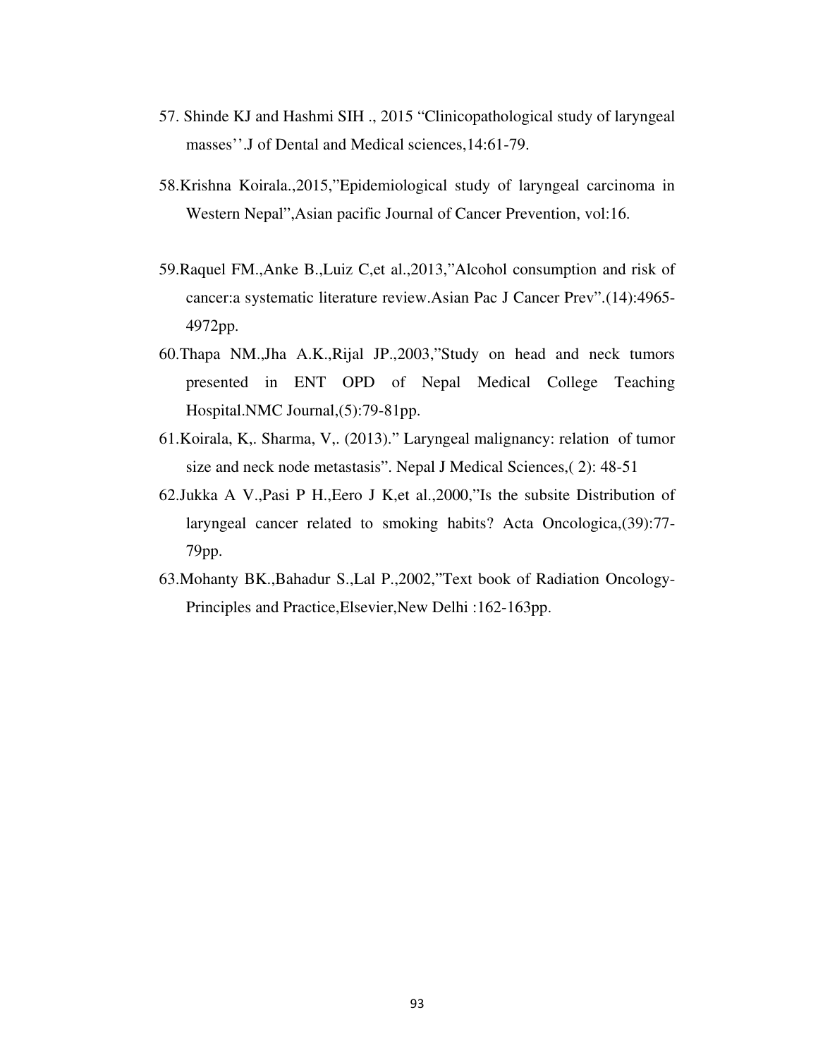57. Shinde KJ and Hashmi SIH ., 2015 “Clinicopathological study of laryngeal masses’’.J of Dental and Medical sciences,14:61-79.

58.Krishna Koirala.,2015,”Epidemiological study of laryngeal carcinoma in Western Nepal”,Asian pacific Journal of Cancer Prevention, vol:16.

59.Raquel FM.,Anke B.,Luiz C,et al.,2013,”Alcohol consumption and risk of cancer:a systematic literature review.Asian Pac J Cancer Prev”.(14):4965-4972pp.

60.Thapa NM.,Jha A.K.,Rijal JP.,2003,”Study on head and neck tumors presented in ENT OPD of Nepal Medical College Teaching Hospital.NMC Journal,(5):79-81pp.

61.Koirala, K,. Sharma, V,. (2013).” Laryngeal malignancy: relation of tumor size and neck node metastasis”. Nepal J Medical Sciences,( 2): 48-51

62.Jukka A V.,Pasi P H.,Eero J K,et al.,2000,”Is the subsite Distribution of laryngeal cancer related to smoking habits? Acta Oncologica,(39):77-79pp.

63.Mohanty BK.,Bahadur S.,Lal P.,2002,”Text book of Radiation Oncology-Principles and Practice,Elsevier,New Delhi :162-163pp.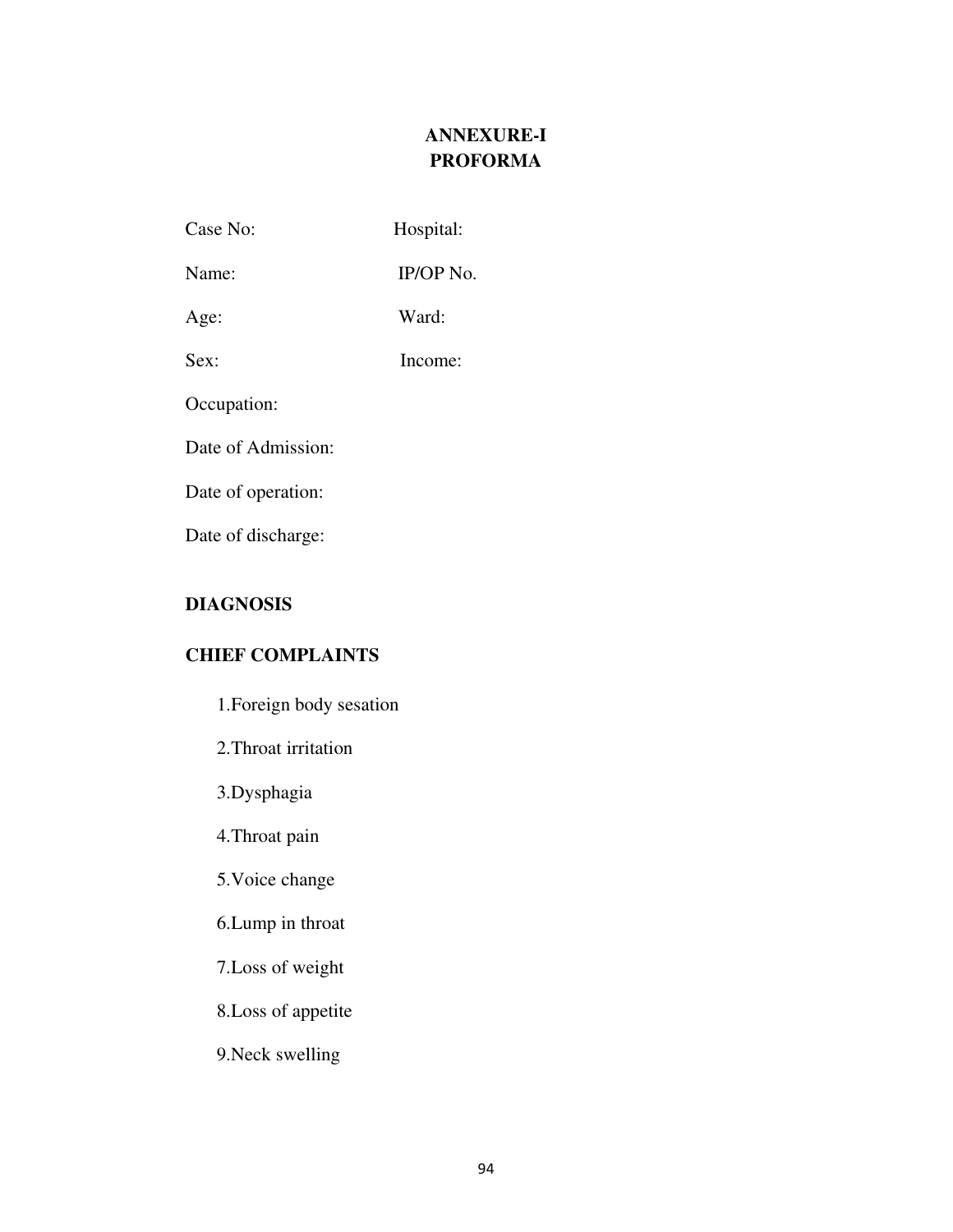# ANNEXURE-I
# PROFORMA

Case No: Hospital:

Name: IP/OP No.

Age: Ward:

Sex: Income:

Occupation:

Date of Admission:

Date of operation:

Date of discharge:

**DIAGNOSIS**

**CHIEF COMPLAINTS**

1.Foreign body sesation

2.Throat irritation

3.Dysphagia

4.Throat pain

5.Voice change

6.Lump in throat

7.Loss of weight

8.Loss of appetite

9.Neck swelling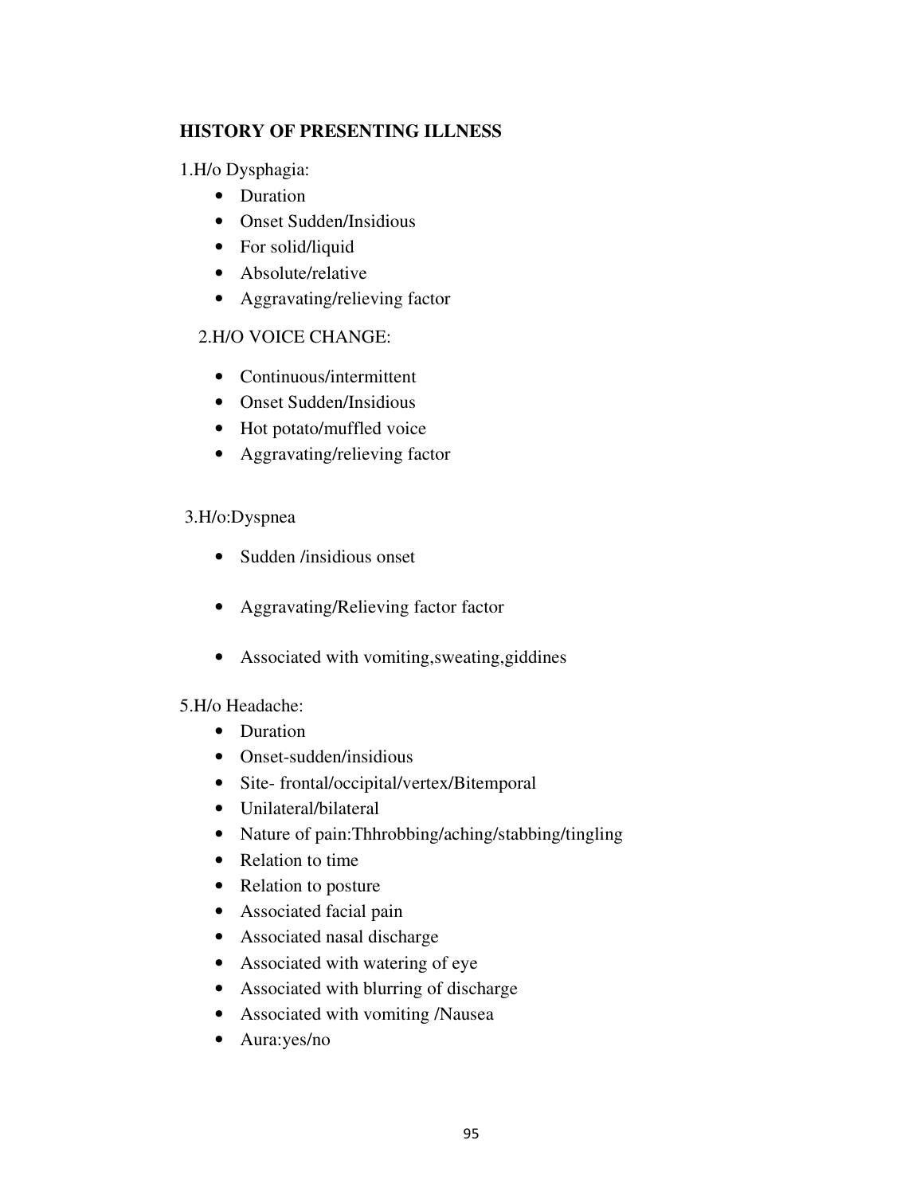**HISTORY OF PRESENTING ILLNESS**

1.H/o Dysphagia:

- Duration
- Onset Sudden/Insidious
- For solid/liquid
- Absolute/relative
- Aggravating/relieving factor

2.H/O VOICE CHANGE:

- Continuous/intermittent
- Onset Sudden/Insidious
- Hot potato/muffled voice
- Aggravating/relieving factor

3.H/o:Dyspnea

- Sudden /insidious onset
- Aggravating/Relieving factor factor
- Associated with vomiting,sweating,giddines

5.H/o Headache:

- Duration
- Onset-sudden/insidious
- Site- frontal/occipital/vertex/Bitemporal
- Unilateral/bilateral
- Nature of pain:Thhrobbing/aching/stabbing/tingling
- Relation to time
- Relation to posture
- Associated facial pain
- Associated nasal discharge
- Associated with watering of eye
- Associated with blurring of discharge
- Associated with vomiting /Nausea
- Aura:yes/no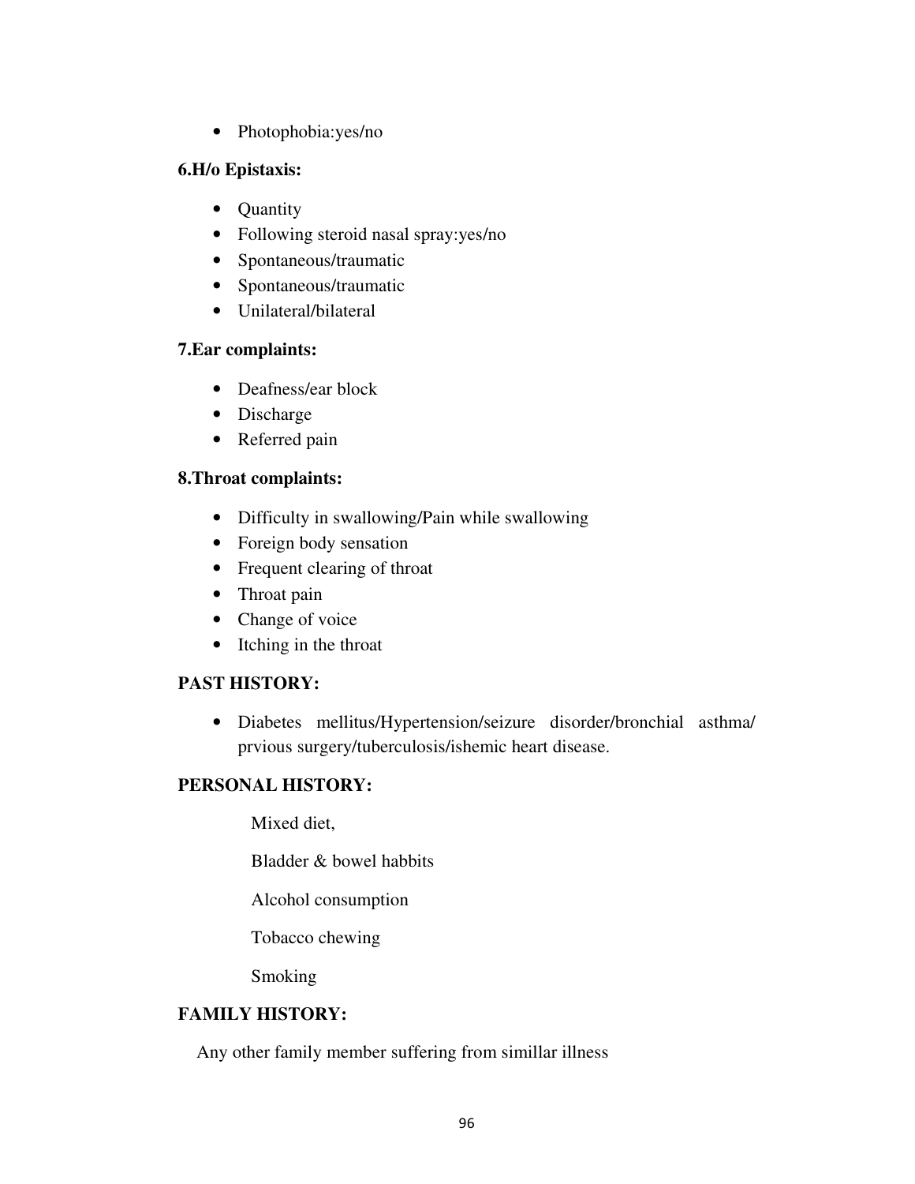- Photophobia:yes/no

**6.H/o Epistaxis:**

- Quantity
- Following steroid nasal spray:yes/no
- Spontaneous/traumatic
- Spontaneous/traumatic
- Unilateral/bilateral

**7.Ear complaints:**

- Deafness/ear block
- Discharge
- Referred pain

**8.Throat complaints:**

- Difficulty in swallowing/Pain while swallowing
- Foreign body sensation
- Frequent clearing of throat
- Throat pain
- Change of voice
- Itching in the throat

**PAST HISTORY:**

- Diabetes mellitus/Hypertension/seizure disorder/bronchial asthma/ prvious surgery/tuberculosis/ishemic heart disease.

**PERSONAL HISTORY:**

Mixed diet,

Bladder & bowel habbits

Alcohol consumption

Tobacco chewing

Smoking

**FAMILY HISTORY:**

Any other family member suffering from simillar illness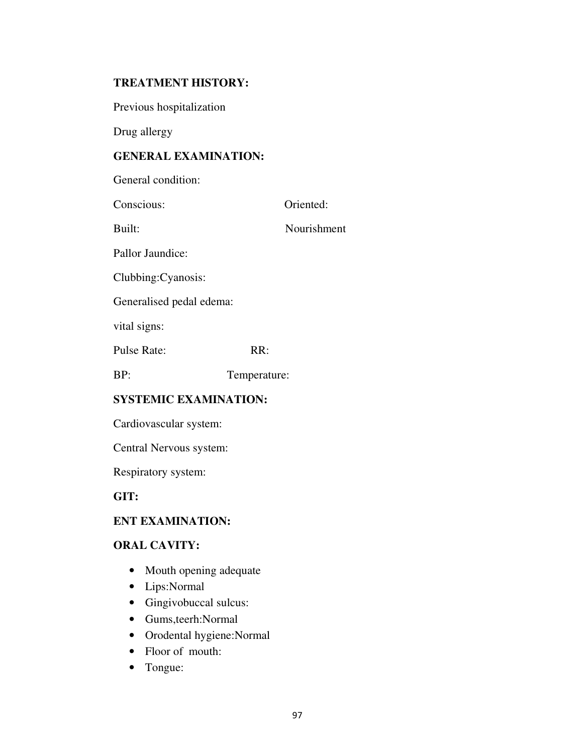**TREATMENT HISTORY:**

Previous hospitalization

Drug allergy

**GENERAL EXAMINATION:**

General condition:

Conscious: Oriented:

Built: Nourishment

Pallor Jaundice:

Clubbing:Cyanosis:

Generalised pedal edema:

vital signs:

Pulse Rate: RR:

BP: Temperature:

**SYSTEMIC EXAMINATION:**

Cardiovascular system:

Central Nervous system:

Respiratory system:

**GIT:**

**ENT EXAMINATION:**

**ORAL CAVITY:**

- Mouth opening adequate
- Lips:Normal
- Gingivobuccal sulcus:
- Gums,teerh:Normal
- Orodental hygiene:Normal
- Floor of mouth:
- Tongue: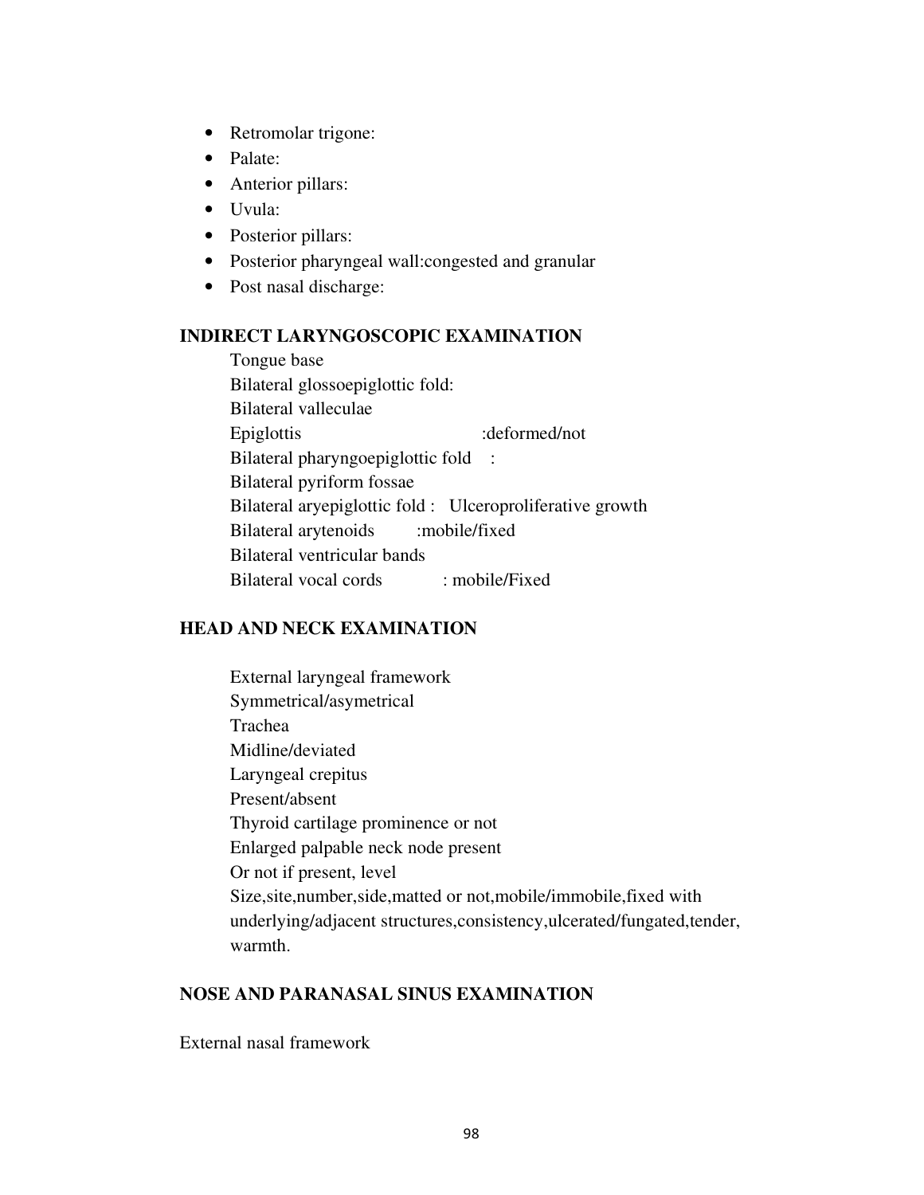- Retromolar trigone:
- Palate:
- Anterior pillars:
- Uvula:
- Posterior pillars:
- Posterior pharyngeal wall:congested and granular
- Post nasal discharge:

## INDIRECT LARYNGOSCOPIC EXAMINATION

Tongue base
Bilateral glossoepiglottic fold:
Bilateral valleculae
Epiglottis :deformed/not
Bilateral pharyngoepiglottic fold :
Bilateral pyriform fossae
Bilateral aryepiglottic fold : Ulceroproliferative growth
Bilateral arytenoids :mobile/fixed
Bilateral ventricular bands
Bilateral vocal cords : mobile/Fixed

## HEAD AND NECK EXAMINATION

External laryngeal framework
Symmetrical/asymetrical
Trachea
Midline/deviated
Laryngeal crepitus
Present/absent
Thyroid cartilage prominence or not
Enlarged palpable neck node present
Or not if present, level
Size,site,number,side,matted or not,mobile/immobile,fixed with underlying/adjacent structures,consistency,ulcerated/fungated,tender, warmth.

## NOSE AND PARANASAL SINUS EXAMINATION

External nasal framework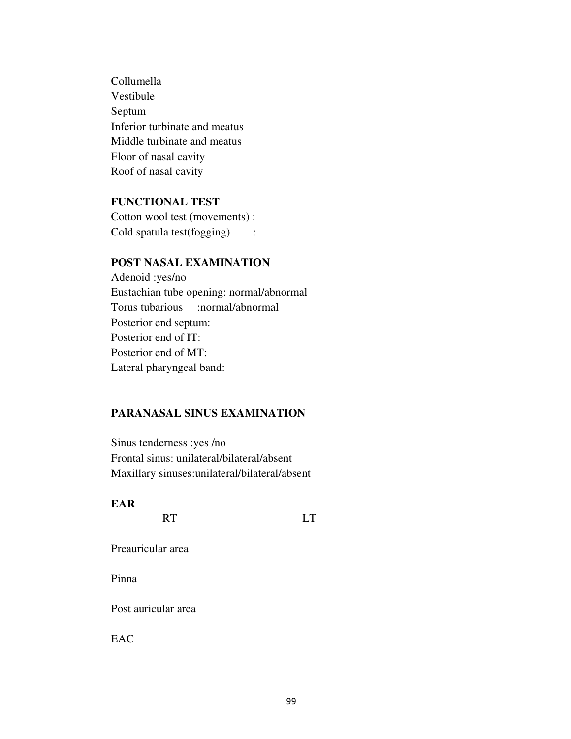Collumella
Vestibule
Septum
Inferior turbinate and meatus
Middle turbinate and meatus
Floor of nasal cavity
Roof of nasal cavity

**FUNCTIONAL TEST**
Cotton wool test (movements) :
Cold spatula test(fogging) :

**POST NASAL EXAMINATION**
Adenoid :yes/no
Eustachian tube opening: normal/abnormal
Torus tubarious :normal/abnormal
Posterior end septum:
Posterior end of IT:
Posterior end of MT:
Lateral pharyngeal band:

**PARANASAL SINUS EXAMINATION**

Sinus tenderness :yes /no
Frontal sinus: unilateral/bilateral/absent
Maxillary sinuses:unilateral/bilateral/absent

**EAR**

| | RT | LT |
|---|---|---|
| Preauricular area | | |
| Pinna | | |
| Post auricular area | | |
| EAC | | |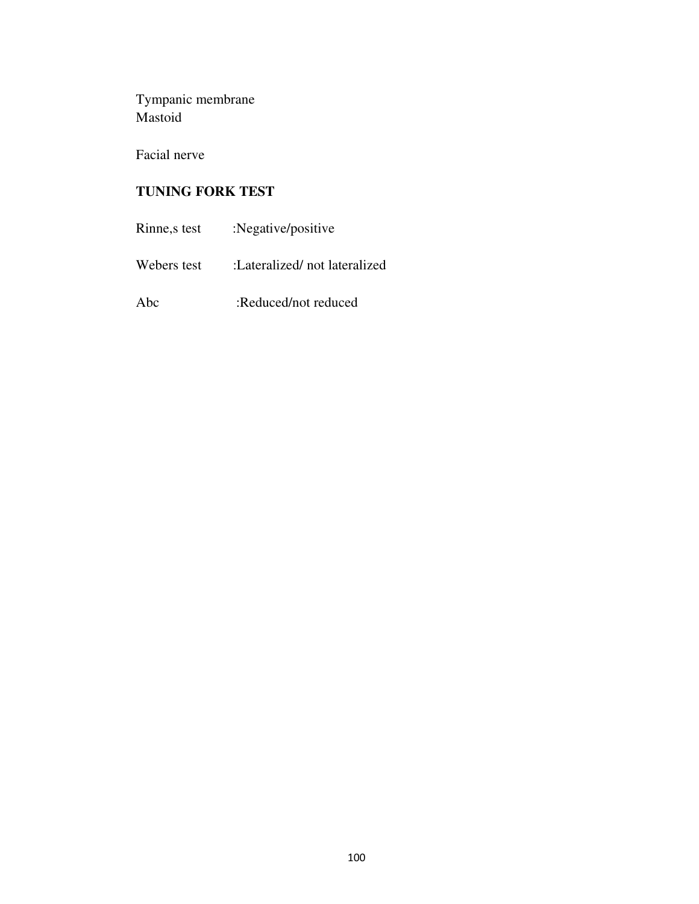Tympanic membrane
Mastoid

Facial nerve

**TUNING FORK TEST**

Rinne,s test :Negative/positive

Webers test :Lateralized/ not lateralized

Abc :Reduced/not reduced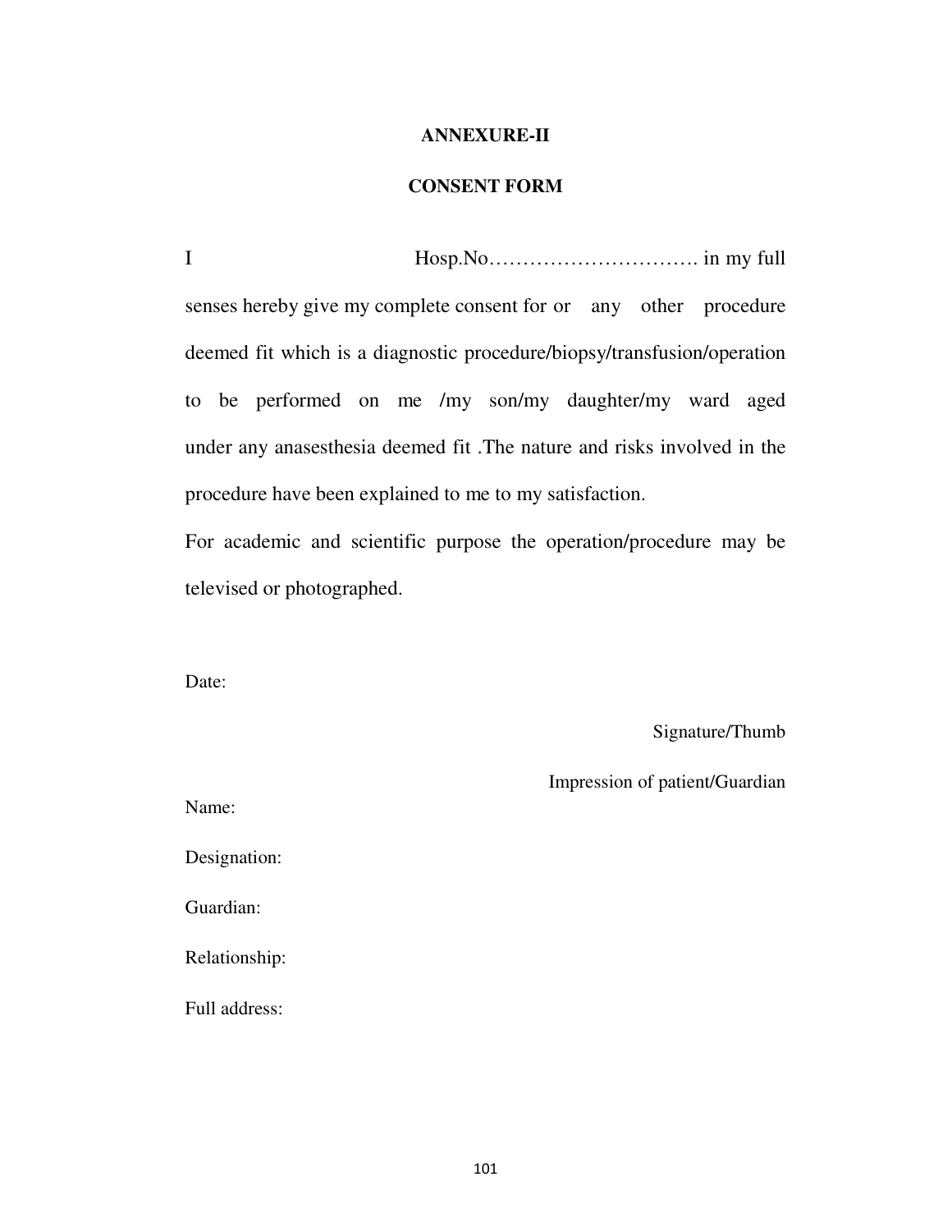## ANNEXURE-II

## CONSENT FORM

I                                        Hosp.No…………………………. in my full senses hereby give my complete consent for or any other procedure deemed fit which is a diagnostic procedure/biopsy/transfusion/operation to be performed on me /my son/my daughter/my ward aged under any anasesthesia deemed fit .The nature and risks involved in the procedure have been explained to me to my satisfaction.

For academic and scientific purpose the operation/procedure may be televised or photographed.

Date:

Signature/Thumb

Impression of patient/Guardian

Name:

Designation:

Guardian:

Relationship:

Full address: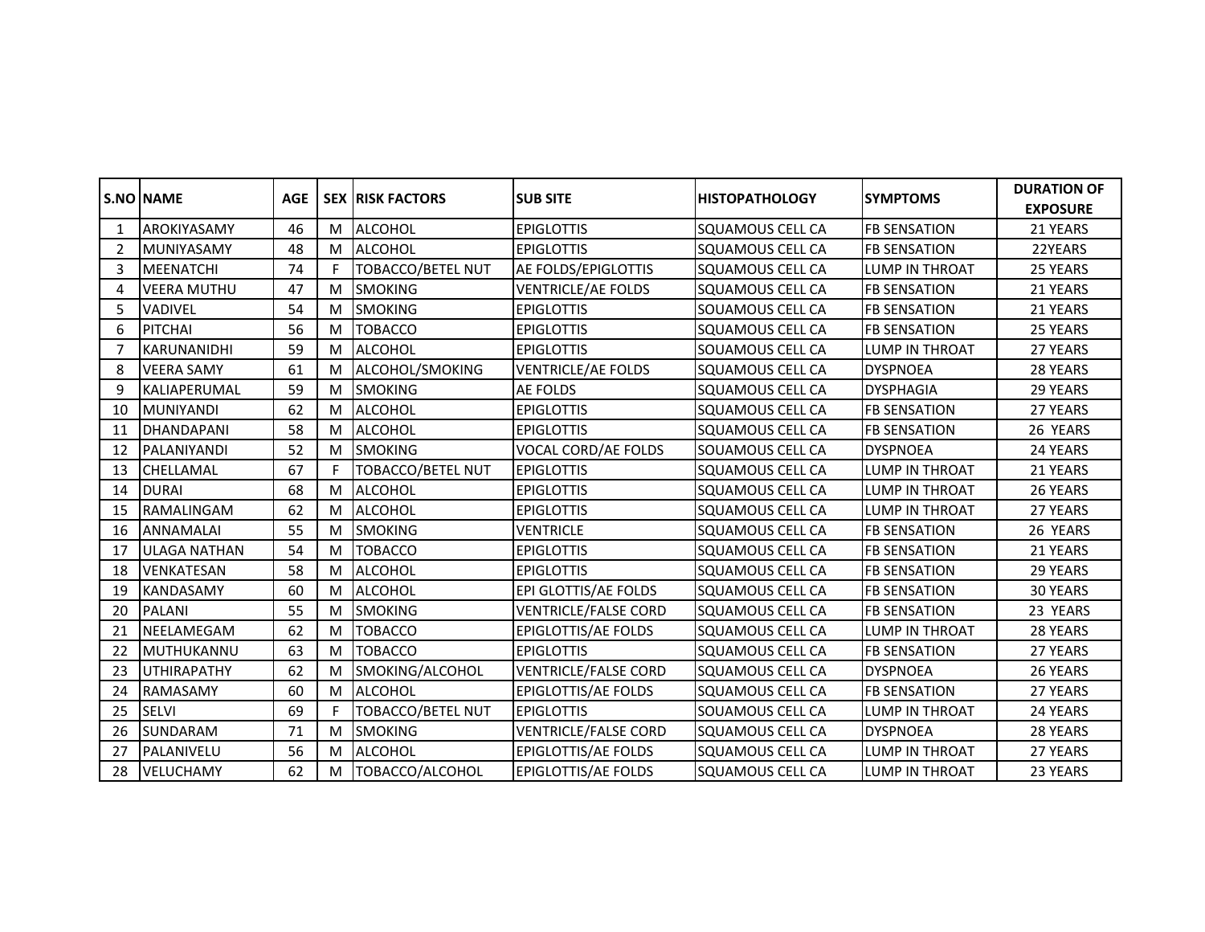| S.NO | NAME | AGE | SEX | RISK FACTORS | SUB SITE | HISTOPATHOLOGY | SYMPTOMS | DURATION OF EXPOSURE |
|---|---|---|---|---|---|---|---|---|
| 1 | AROKIYASAMY | 46 | M | ALCOHOL | EPIGLOTTIS | SQUAMOUS CELL CA | FB SENSATION | 21 YEARS |
| 2 | MUNIYASAMY | 48 | M | ALCOHOL | EPIGLOTTIS | SQUAMOUS CELL CA | FB SENSATION | 22YEARS |
| 3 | MEENATCHI | 74 | F | TOBACCO/BETEL NUT | AE FOLDS/EPIGLOTTIS | SQUAMOUS CELL CA | LUMP IN THROAT | 25 YEARS |
| 4 | VEERA MUTHU | 47 | M | SMOKING | VENTRICLE/AE FOLDS | SQUAMOUS CELL CA | FB SENSATION | 21 YEARS |
| 5 | VADIVEL | 54 | M | SMOKING | EPIGLOTTIS | SOUAMOUS CELL CA | FB SENSATION | 21 YEARS |
| 6 | PITCHAI | 56 | M | TOBACCO | EPIGLOTTIS | SQUAMOUS CELL CA | FB SENSATION | 25 YEARS |
| 7 | KARUNANIDHI | 59 | M | ALCOHOL | EPIGLOTTIS | SOUAMOUS CELL CA | LUMP IN THROAT | 27 YEARS |
| 8 | VEERA SAMY | 61 | M | ALCOHOL/SMOKING | VENTRICLE/AE FOLDS | SQUAMOUS CELL CA | DYSPNOEA | 28 YEARS |
| 9 | KALIAPERUMAL | 59 | M | SMOKING | AE FOLDS | SOUAMOUS CELL CA | DYSPHAGIA | 29 YEARS |
| 10 | MUNIYANDI | 62 | M | ALCOHOL | EPIGLOTTIS | SQUAMOUS CELL CA | FB SENSATION | 27 YEARS |
| 11 | DHANDAPANI | 58 | M | ALCOHOL | EPIGLOTTIS | SQUAMOUS CELL CA | FB SENSATION | 26 YEARS |
| 12 | PALANIYANDI | 52 | M | SMOKING | VOCAL CORD/AE FOLDS | SOUAMOUS CELL CA | DYSPNOEA | 24 YEARS |
| 13 | CHELLAMAL | 67 | F | TOBACCO/BETEL NUT | EPIGLOTTIS | SQUAMOUS CELL CA | LUMP IN THROAT | 21 YEARS |
| 14 | DURAI | 68 | M | ALCOHOL | EPIGLOTTIS | SQUAMOUS CELL CA | LUMP IN THROAT | 26 YEARS |
| 15 | RAMALINGAM | 62 | M | ALCOHOL | EPIGLOTTIS | SQUAMOUS CELL CA | LUMP IN THROAT | 27 YEARS |
| 16 | ANNAMALAI | 55 | M | SMOKING | VENTRICLE | SQUAMOUS CELL CA | FB SENSATION | 26 YEARS |
| 17 | ULAGA NATHAN | 54 | M | TOBACCO | EPIGLOTTIS | SQUAMOUS CELL CA | FB SENSATION | 21 YEARS |
| 18 | VENKATESAN | 58 | M | ALCOHOL | EPIGLOTTIS | SQUAMOUS CELL CA | FB SENSATION | 29 YEARS |
| 19 | KANDASAMY | 60 | M | ALCOHOL | EPI GLOTTIS/AE FOLDS | SQUAMOUS CELL CA | FB SENSATION | 30 YEARS |
| 20 | PALANI | 55 | M | SMOKING | VENTRICLE/FALSE CORD | SQUAMOUS CELL CA | FB SENSATION | 23 YEARS |
| 21 | NEELAMEGAM | 62 | M | TOBACCO | EPIGLOTTIS/AE FOLDS | SQUAMOUS CELL CA | LUMP IN THROAT | 28 YEARS |
| 22 | MUTHUKANNU | 63 | M | TOBACCO | EPIGLOTTIS | SQUAMOUS CELL CA | FB SENSATION | 27 YEARS |
| 23 | UTHIRAPATHY | 62 | M | SMOKING/ALCOHOL | VENTRICLE/FALSE CORD | SQUAMOUS CELL CA | DYSPNOEA | 26 YEARS |
| 24 | RAMASAMY | 60 | M | ALCOHOL | EPIGLOTTIS/AE FOLDS | SQUAMOUS CELL CA | FB SENSATION | 27 YEARS |
| 25 | SELVI | 69 | F | TOBACCO/BETEL NUT | EPIGLOTTIS | SOUAMOUS CELL CA | LUMP IN THROAT | 24 YEARS |
| 26 | SUNDARAM | 71 | M | SMOKING | VENTRICLE/FALSE CORD | SQUAMOUS CELL CA | DYSPNOEA | 28 YEARS |
| 27 | PALANIVELU | 56 | M | ALCOHOL | EPIGLOTTIS/AE FOLDS | SQUAMOUS CELL CA | LUMP IN THROAT | 27 YEARS |
| 28 | VELUCHAMY | 62 | M | TOBACCO/ALCOHOL | EPIGLOTTIS/AE FOLDS | SQUAMOUS CELL CA | LUMP IN THROAT | 23 YEARS |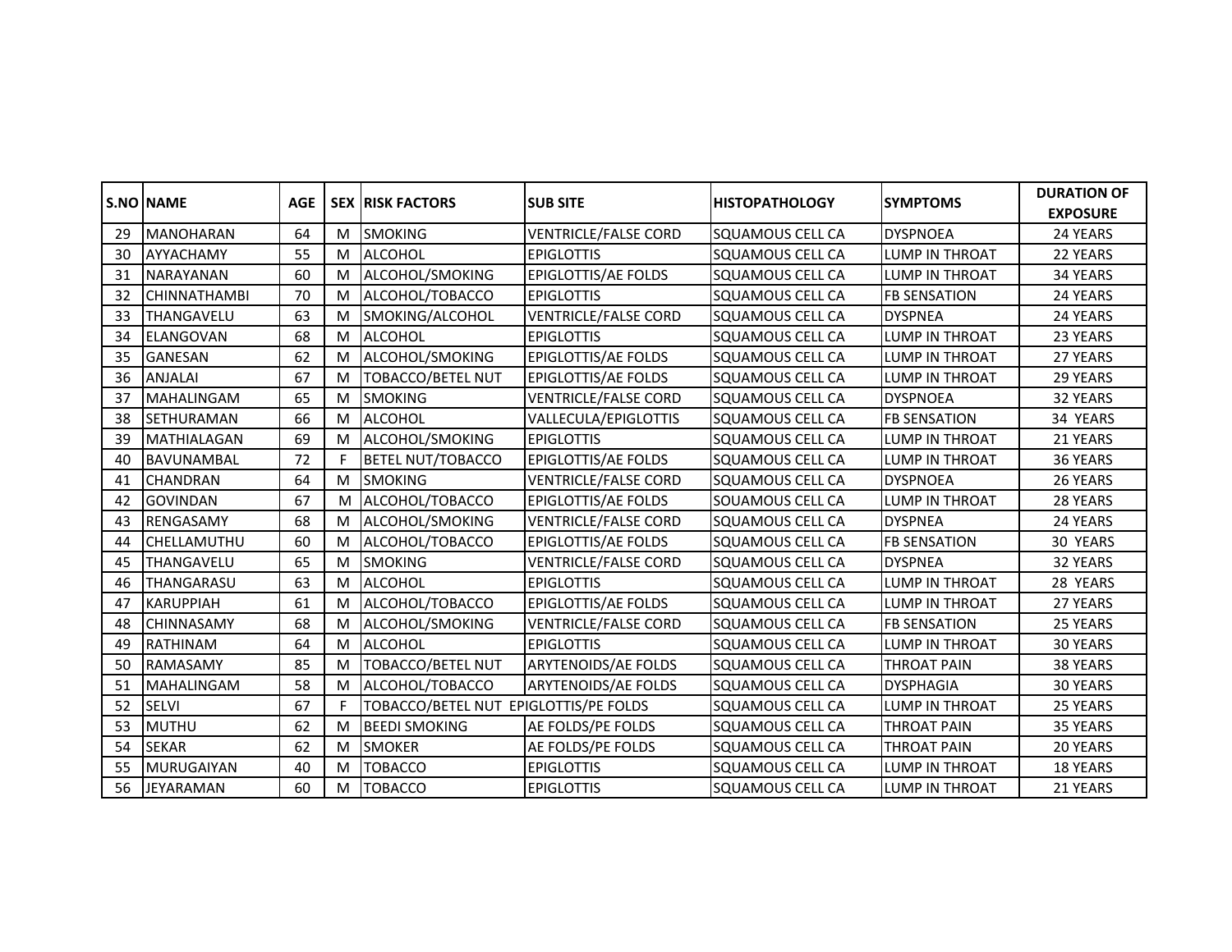| S.NO | NAME | AGE | SEX | RISK FACTORS | SUB SITE | HISTOPATHOLOGY | SYMPTOMS | DURATION OF EXPOSURE |
|---|---|---|---|---|---|---|---|---|
| 29 | MANOHARAN | 64 | M | SMOKING | VENTRICLE/FALSE CORD | SQUAMOUS CELL CA | DYSPNOEA | 24 YEARS |
| 30 | AYYACHAMY | 55 | M | ALCOHOL | EPIGLOTTIS | SQUAMOUS CELL CA | LUMP IN THROAT | 22 YEARS |
| 31 | NARAYANAN | 60 | M | ALCOHOL/SMOKING | EPIGLOTTIS/AE FOLDS | SQUAMOUS CELL CA | LUMP IN THROAT | 34 YEARS |
| 32 | CHINNATHAMBI | 70 | M | ALCOHOL/TOBACCO | EPIGLOTTIS | SQUAMOUS CELL CA | FB SENSATION | 24 YEARS |
| 33 | THANGAVELU | 63 | M | SMOKING/ALCOHOL | VENTRICLE/FALSE CORD | SQUAMOUS CELL CA | DYSPNEA | 24 YEARS |
| 34 | ELANGOVAN | 68 | M | ALCOHOL | EPIGLOTTIS | SQUAMOUS CELL CA | LUMP IN THROAT | 23 YEARS |
| 35 | GANESAN | 62 | M | ALCOHOL/SMOKING | EPIGLOTTIS/AE FOLDS | SQUAMOUS CELL CA | LUMP IN THROAT | 27 YEARS |
| 36 | ANJALAI | 67 | M | TOBACCO/BETEL NUT | EPIGLOTTIS/AE FOLDS | SQUAMOUS CELL CA | LUMP IN THROAT | 29 YEARS |
| 37 | MAHALINGAM | 65 | M | SMOKING | VENTRICLE/FALSE CORD | SQUAMOUS CELL CA | DYSPNOEA | 32 YEARS |
| 38 | SETHURAMAN | 66 | M | ALCOHOL | VALLECULA/EPIGLOTTIS | SQUAMOUS CELL CA | FB SENSATION | 34 YEARS |
| 39 | MATHIALAGAN | 69 | M | ALCOHOL/SMOKING | EPIGLOTTIS | SQUAMOUS CELL CA | LUMP IN THROAT | 21 YEARS |
| 40 | BAVUNAMBAL | 72 | F | BETEL NUT/TOBACCO | EPIGLOTTIS/AE FOLDS | SQUAMOUS CELL CA | LUMP IN THROAT | 36 YEARS |
| 41 | CHANDRAN | 64 | M | SMOKING | VENTRICLE/FALSE CORD | SQUAMOUS CELL CA | DYSPNOEA | 26 YEARS |
| 42 | GOVINDAN | 67 | M | ALCOHOL/TOBACCO | EPIGLOTTIS/AE FOLDS | SQUAMOUS CELL CA | LUMP IN THROAT | 28 YEARS |
| 43 | RENGASAMY | 68 | M | ALCOHOL/SMOKING | VENTRICLE/FALSE CORD | SQUAMOUS CELL CA | DYSPNEA | 24 YEARS |
| 44 | CHELLAMUTHU | 60 | M | ALCOHOL/TOBACCO | EPIGLOTTIS/AE FOLDS | SQUAMOUS CELL CA | FB SENSATION | 30 YEARS |
| 45 | THANGAVELU | 65 | M | SMOKING | VENTRICLE/FALSE CORD | SQUAMOUS CELL CA | DYSPNEA | 32 YEARS |
| 46 | THANGARASU | 63 | M | ALCOHOL | EPIGLOTTIS | SQUAMOUS CELL CA | LUMP IN THROAT | 28 YEARS |
| 47 | KARUPPIAH | 61 | M | ALCOHOL/TOBACCO | EPIGLOTTIS/AE FOLDS | SQUAMOUS CELL CA | LUMP IN THROAT | 27 YEARS |
| 48 | CHINNASAMY | 68 | M | ALCOHOL/SMOKING | VENTRICLE/FALSE CORD | SQUAMOUS CELL CA | FB SENSATION | 25 YEARS |
| 49 | RATHINAM | 64 | M | ALCOHOL | EPIGLOTTIS | SQUAMOUS CELL CA | LUMP IN THROAT | 30 YEARS |
| 50 | RAMASAMY | 85 | M | TOBACCO/BETEL NUT | ARYTENOIDS/AE FOLDS | SQUAMOUS CELL CA | THROAT PAIN | 38 YEARS |
| 51 | MAHALINGAM | 58 | M | ALCOHOL/TOBACCO | ARYTENOIDS/AE FOLDS | SQUAMOUS CELL CA | DYSPHAGIA | 30 YEARS |
| 52 | SELVI | 67 | F | TOBACCO/BETEL NUT | EPIGLOTTIS/PE FOLDS | SQUAMOUS CELL CA | LUMP IN THROAT | 25 YEARS |
| 53 | MUTHU | 62 | M | BEEDI SMOKING | AE FOLDS/PE FOLDS | SQUAMOUS CELL CA | THROAT PAIN | 35 YEARS |
| 54 | SEKAR | 62 | M | SMOKER | AE FOLDS/PE FOLDS | SQUAMOUS CELL CA | THROAT PAIN | 20 YEARS |
| 55 | MURUGAIYAN | 40 | M | TOBACCO | EPIGLOTTIS | SQUAMOUS CELL CA | LUMP IN THROAT | 18 YEARS |
| 56 | JEYARAMAN | 60 | M | TOBACCO | EPIGLOTTIS | SQUAMOUS CELL CA | LUMP IN THROAT | 21 YEARS |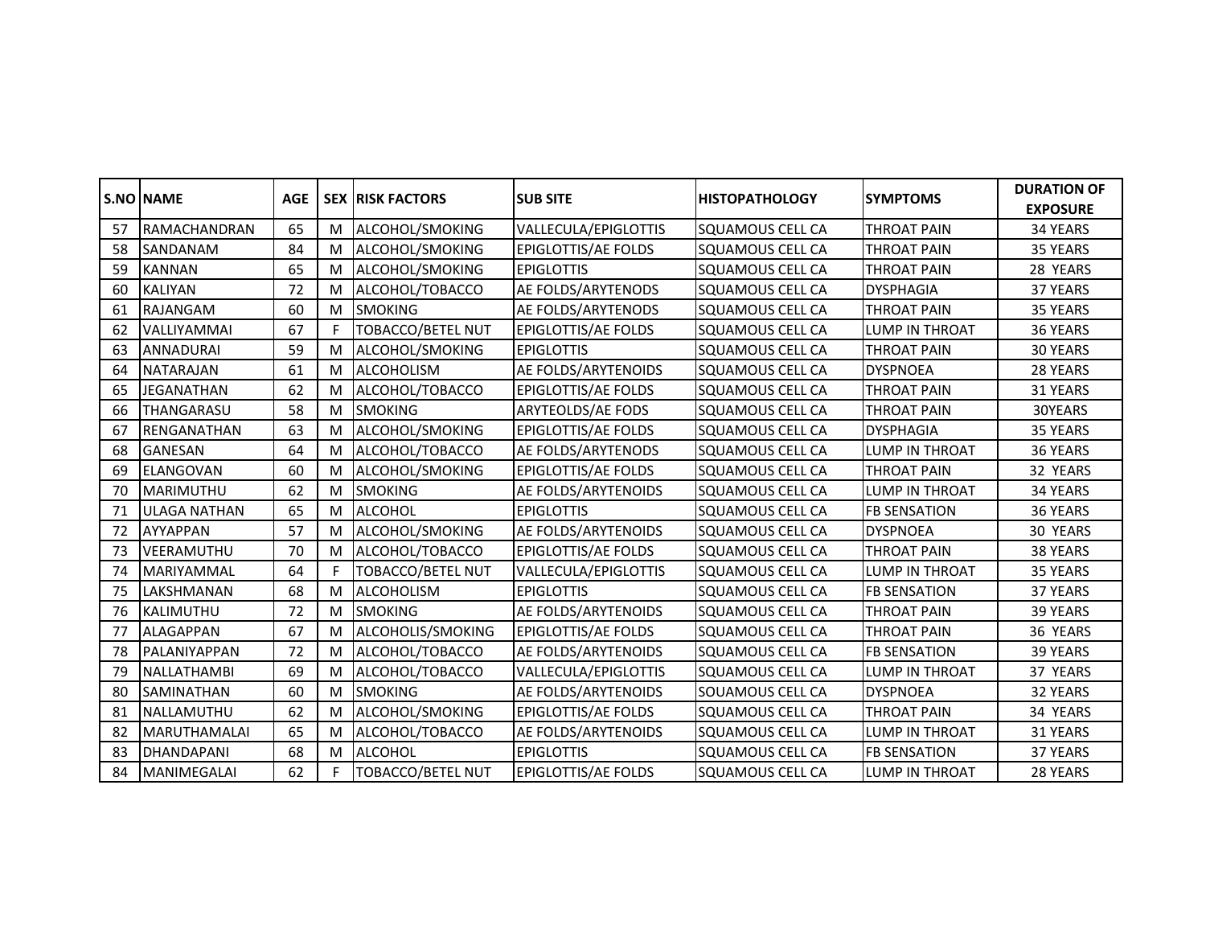| S.NO | NAME | AGE | SEX | RISK FACTORS | SUB SITE | HISTOPATHOLOGY | SYMPTOMS | DURATION OF EXPOSURE |
|---|---|---|---|---|---|---|---|---|
| 57 | RAMACHANDRAN | 65 | M | ALCOHOL/SMOKING | VALLECULA/EPIGLOTTIS | SQUAMOUS CELL CA | THROAT PAIN | 34 YEARS |
| 58 | SANDANAM | 84 | M | ALCOHOL/SMOKING | EPIGLOTTIS/AE FOLDS | SQUAMOUS CELL CA | THROAT PAIN | 35 YEARS |
| 59 | KANNAN | 65 | M | ALCOHOL/SMOKING | EPIGLOTTIS | SQUAMOUS CELL CA | THROAT PAIN | 28 YEARS |
| 60 | KALIYAN | 72 | M | ALCOHOL/TOBACCO | AE FOLDS/ARYTENODS | SQUAMOUS CELL CA | DYSPHAGIA | 37 YEARS |
| 61 | RAJANGAM | 60 | M | SMOKING | AE FOLDS/ARYTENODS | SQUAMOUS CELL CA | THROAT PAIN | 35 YEARS |
| 62 | VALLIYAMMAI | 67 | F | TOBACCO/BETEL NUT | EPIGLOTTIS/AE FOLDS | SQUAMOUS CELL CA | LUMP IN THROAT | 36 YEARS |
| 63 | ANNADURAI | 59 | M | ALCOHOL/SMOKING | EPIGLOTTIS | SQUAMOUS CELL CA | THROAT PAIN | 30 YEARS |
| 64 | NATARAJAN | 61 | M | ALCOHOLISM | AE FOLDS/ARYTENOIDS | SQUAMOUS CELL CA | DYSPNOEA | 28 YEARS |
| 65 | JEGANATHAN | 62 | M | ALCOHOL/TOBACCO | EPIGLOTTIS/AE FOLDS | SQUAMOUS CELL CA | THROAT PAIN | 31 YEARS |
| 66 | THANGARASU | 58 | M | SMOKING | ARYTEOLDS/AE FODS | SQUAMOUS CELL CA | THROAT PAIN | 30YEARS |
| 67 | RENGANATHAN | 63 | M | ALCOHOL/SMOKING | EPIGLOTTIS/AE FOLDS | SQUAMOUS CELL CA | DYSPHAGIA | 35 YEARS |
| 68 | GANESAN | 64 | M | ALCOHOL/TOBACCO | AE FOLDS/ARYTENODS | SQUAMOUS CELL CA | LUMP IN THROAT | 36 YEARS |
| 69 | ELANGOVAN | 60 | M | ALCOHOL/SMOKING | EPIGLOTTIS/AE FOLDS | SQUAMOUS CELL CA | THROAT PAIN | 32 YEARS |
| 70 | MARIMUTHU | 62 | M | SMOKING | AE FOLDS/ARYTENOIDS | SQUAMOUS CELL CA | LUMP IN THROAT | 34 YEARS |
| 71 | ULAGA NATHAN | 65 | M | ALCOHOL | EPIGLOTTIS | SQUAMOUS CELL CA | FB SENSATION | 36 YEARS |
| 72 | AYYAPPAN | 57 | M | ALCOHOL/SMOKING | AE FOLDS/ARYTENOIDS | SQUAMOUS CELL CA | DYSPNOEA | 30 YEARS |
| 73 | VEERAMUTHU | 70 | M | ALCOHOL/TOBACCO | EPIGLOTTIS/AE FOLDS | SQUAMOUS CELL CA | THROAT PAIN | 38 YEARS |
| 74 | MARIYAMMAL | 64 | F | TOBACCO/BETEL NUT | VALLECULA/EPIGLOTTIS | SQUAMOUS CELL CA | LUMP IN THROAT | 35 YEARS |
| 75 | LAKSHMANAN | 68 | M | ALCOHOLISM | EPIGLOTTIS | SQUAMOUS CELL CA | FB SENSATION | 37 YEARS |
| 76 | KALIMUTHU | 72 | M | SMOKING | AE FOLDS/ARYTENOIDS | SQUAMOUS CELL CA | THROAT PAIN | 39 YEARS |
| 77 | ALAGAPPAN | 67 | M | ALCOHOLIS/SMOKING | EPIGLOTTIS/AE FOLDS | SQUAMOUS CELL CA | THROAT PAIN | 36 YEARS |
| 78 | PALANIYAPPAN | 72 | M | ALCOHOL/TOBACCO | AE FOLDS/ARYTENOIDS | SQUAMOUS CELL CA | FB SENSATION | 39 YEARS |
| 79 | NALLATHAMBI | 69 | M | ALCOHOL/TOBACCO | VALLECULA/EPIGLOTTIS | SQUAMOUS CELL CA | LUMP IN THROAT | 37 YEARS |
| 80 | SAMINATHAN | 60 | M | SMOKING | AE FOLDS/ARYTENOIDS | SOUAMOUS CELL CA | DYSPNOEA | 32 YEARS |
| 81 | NALLAMUTHU | 62 | M | ALCOHOL/SMOKING | EPIGLOTTIS/AE FOLDS | SQUAMOUS CELL CA | THROAT PAIN | 34 YEARS |
| 82 | MARUTHAMALAI | 65 | M | ALCOHOL/TOBACCO | AE FOLDS/ARYTENOIDS | SQUAMOUS CELL CA | LUMP IN THROAT | 31 YEARS |
| 83 | DHANDAPANI | 68 | M | ALCOHOL | EPIGLOTTIS | SQUAMOUS CELL CA | FB SENSATION | 37 YEARS |
| 84 | MANIMEGALAI | 62 | F | TOBACCO/BETEL NUT | EPIGLOTTIS/AE FOLDS | SQUAMOUS CELL CA | LUMP IN THROAT | 28 YEARS |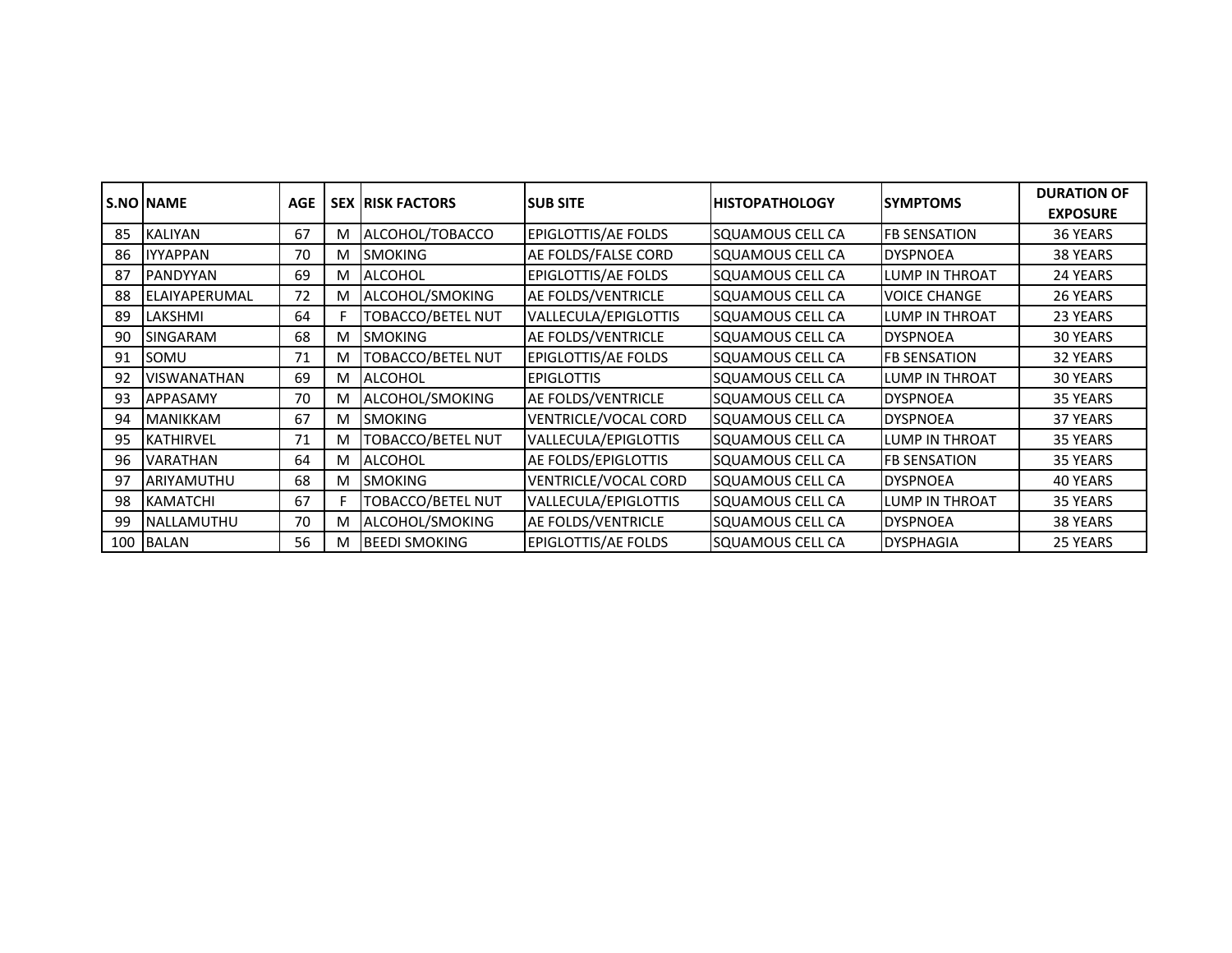| S.NO | NAME | AGE | SEX | RISK FACTORS | SUB SITE | HISTOPATHOLOGY | SYMPTOMS | DURATION OF EXPOSURE |
|---|---|---|---|---|---|---|---|---|
| 85 | KALIYAN | 67 | M | ALCOHOL/TOBACCO | EPIGLOTTIS/AE FOLDS | SQUAMOUS CELL CA | FB SENSATION | 36 YEARS |
| 86 | IYYAPPAN | 70 | M | SMOKING | AE FOLDS/FALSE CORD | SQUAMOUS CELL CA | DYSPNOEA | 38 YEARS |
| 87 | PANDYYAN | 69 | M | ALCOHOL | EPIGLOTTIS/AE FOLDS | SQUAMOUS CELL CA | LUMP IN THROAT | 24 YEARS |
| 88 | ELAIYAPERUMAL | 72 | M | ALCOHOL/SMOKING | AE FOLDS/VENTRICLE | SQUAMOUS CELL CA | VOICE CHANGE | 26 YEARS |
| 89 | LAKSHMI | 64 | F | TOBACCO/BETEL NUT | VALLECULA/EPIGLOTTIS | SQUAMOUS CELL CA | LUMP IN THROAT | 23 YEARS |
| 90 | SINGARAM | 68 | M | SMOKING | AE FOLDS/VENTRICLE | SQUAMOUS CELL CA | DYSPNOEA | 30 YEARS |
| 91 | SOMU | 71 | M | TOBACCO/BETEL NUT | EPIGLOTTIS/AE FOLDS | SQUAMOUS CELL CA | FB SENSATION | 32 YEARS |
| 92 | VISWANATHAN | 69 | M | ALCOHOL | EPIGLOTTIS | SQUAMOUS CELL CA | LUMP IN THROAT | 30 YEARS |
| 93 | APPASAMY | 70 | M | ALCOHOL/SMOKING | AE FOLDS/VENTRICLE | SQUAMOUS CELL CA | DYSPNOEA | 35 YEARS |
| 94 | MANIKKAM | 67 | M | SMOKING | VENTRICLE/VOCAL CORD | SQUAMOUS CELL CA | DYSPNOEA | 37 YEARS |
| 95 | KATHIRVEL | 71 | M | TOBACCO/BETEL NUT | VALLECULA/EPIGLOTTIS | SQUAMOUS CELL CA | LUMP IN THROAT | 35 YEARS |
| 96 | VARATHAN | 64 | M | ALCOHOL | AE FOLDS/EPIGLOTTIS | SQUAMOUS CELL CA | FB SENSATION | 35 YEARS |
| 97 | ARIYAMUTHU | 68 | M | SMOKING | VENTRICLE/VOCAL CORD | SQUAMOUS CELL CA | DYSPNOEA | 40 YEARS |
| 98 | KAMATCHI | 67 | F | TOBACCO/BETEL NUT | VALLECULA/EPIGLOTTIS | SQUAMOUS CELL CA | LUMP IN THROAT | 35 YEARS |
| 99 | NALLAMUTHU | 70 | M | ALCOHOL/SMOKING | AE FOLDS/VENTRICLE | SQUAMOUS CELL CA | DYSPNOEA | 38 YEARS |
| 100 | BALAN | 56 | M | BEEDI SMOKING | EPIGLOTTIS/AE FOLDS | SQUAMOUS CELL CA | DYSPHAGIA | 25 YEARS |